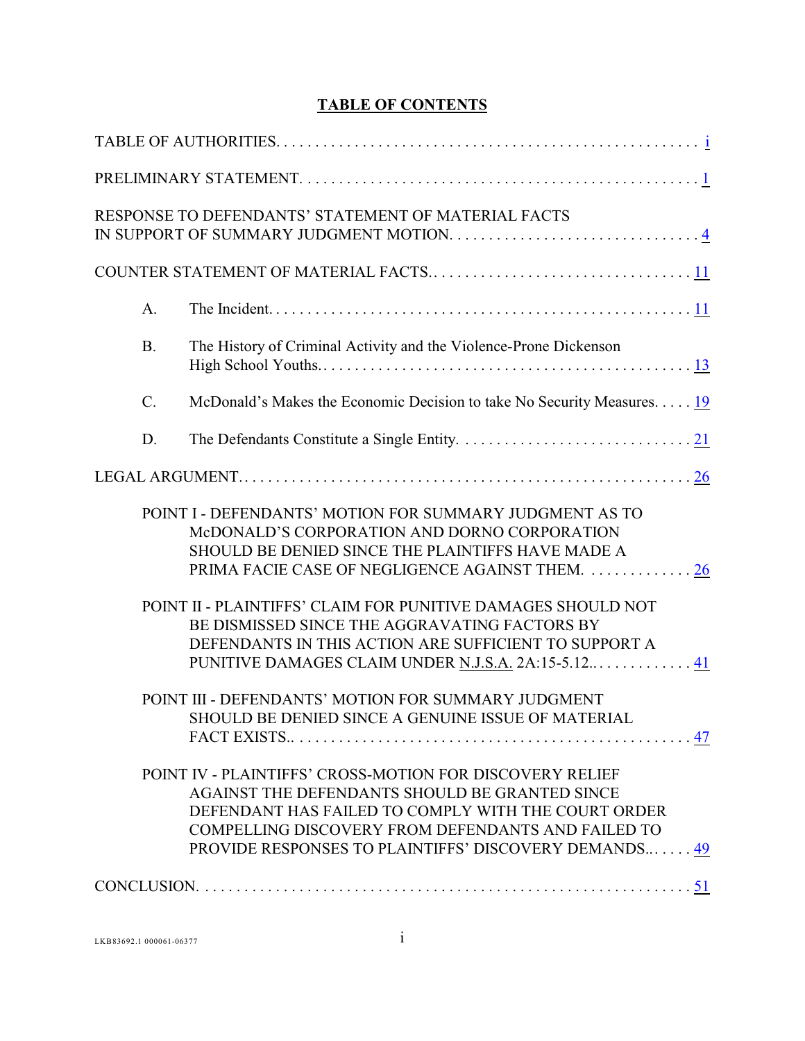# TABLE OF CONTENTS

TABLE OF AUTHORITIES. . . . . . . . . . . . . . . . . . . . . . . . . . . . . . . . . . . . . . . . . . . . . . . . . . . . . i

PRELIMINARY STATEMENT. . . . . . . . . . . . . . . . . . . . . . . . . . . . . . . . . . . . . . . . . . . . . . . . . . 1

RESPONSE TO DEFENDANTS' STATEMENT OF MATERIAL FACTS IN SUPPORT OF SUMMARY JUDGMENT MOTION. . . . . . . . . . . . . . . . . . . . . . . . . . . . . . . . 4

COUNTER STATEMENT OF MATERIAL FACTS.. . . . . . . . . . . . . . . . . . . . . . . . . . . . . . . . 11

A. The Incident. . . . . . . . . . . . . . . . . . . . . . . . . . . . . . . . . . . . . . . . . . . . . . . . . . . . . 11

B. The History of Criminal Activity and the Violence-Prone Dickenson High School Youths.. . . . . . . . . . . . . . . . . . . . . . . . . . . . . . . . . . . . . . . . . . . . . . . 13

C. McDonald's Makes the Economic Decision to take No Security Measures. . . . . 19

D. The Defendants Constitute a Single Entity. . . . . . . . . . . . . . . . . . . . . . . . . . . . . 21

LEGAL ARGUMENT.. . . . . . . . . . . . . . . . . . . . . . . . . . . . . . . . . . . . . . . . . . . . . . . . . . . . . . 26

POINT I - DEFENDANTS' MOTION FOR SUMMARY JUDGMENT AS TO McDONALD'S CORPORATION AND DORNO CORPORATION SHOULD BE DENIED SINCE THE PLAINTIFFS HAVE MADE A PRIMA FACIE CASE OF NEGLIGENCE AGAINST THEM. . . . . . . . . . . . . 26

POINT II - PLAINTIFFS' CLAIM FOR PUNITIVE DAMAGES SHOULD NOT BE DISMISSED SINCE THE AGGRAVATING FACTORS BY DEFENDANTS IN THIS ACTION ARE SUFFICIENT TO SUPPORT A PUNITIVE DAMAGES CLAIM UNDER N.J.S.A. 2A:15-5.12.. . . . . . . . . . . . 41

POINT III - DEFENDANTS' MOTION FOR SUMMARY JUDGMENT SHOULD BE DENIED SINCE A GENUINE ISSUE OF MATERIAL FACT EXISTS.. . . . . . . . . . . . . . . . . . . . . . . . . . . . . . . . . . . . . . . . . . . . . . . . . 47

POINT IV - PLAINTIFFS' CROSS-MOTION FOR DISCOVERY RELIEF AGAINST THE DEFENDANTS SHOULD BE GRANTED SINCE DEFENDANT HAS FAILED TO COMPLY WITH THE COURT ORDER COMPELLING DISCOVERY FROM DEFENDANTS AND FAILED TO PROVIDE RESPONSES TO PLAINTIFFS' DISCOVERY DEMANDS... . . . . 49

CONCLUSION. . . . . . . . . . . . . . . . . . . . . . . . . . . . . . . . . . . . . . . . . . . . . . . . . . . . . . . . . . . . 51

LKB83692.1 000061-06377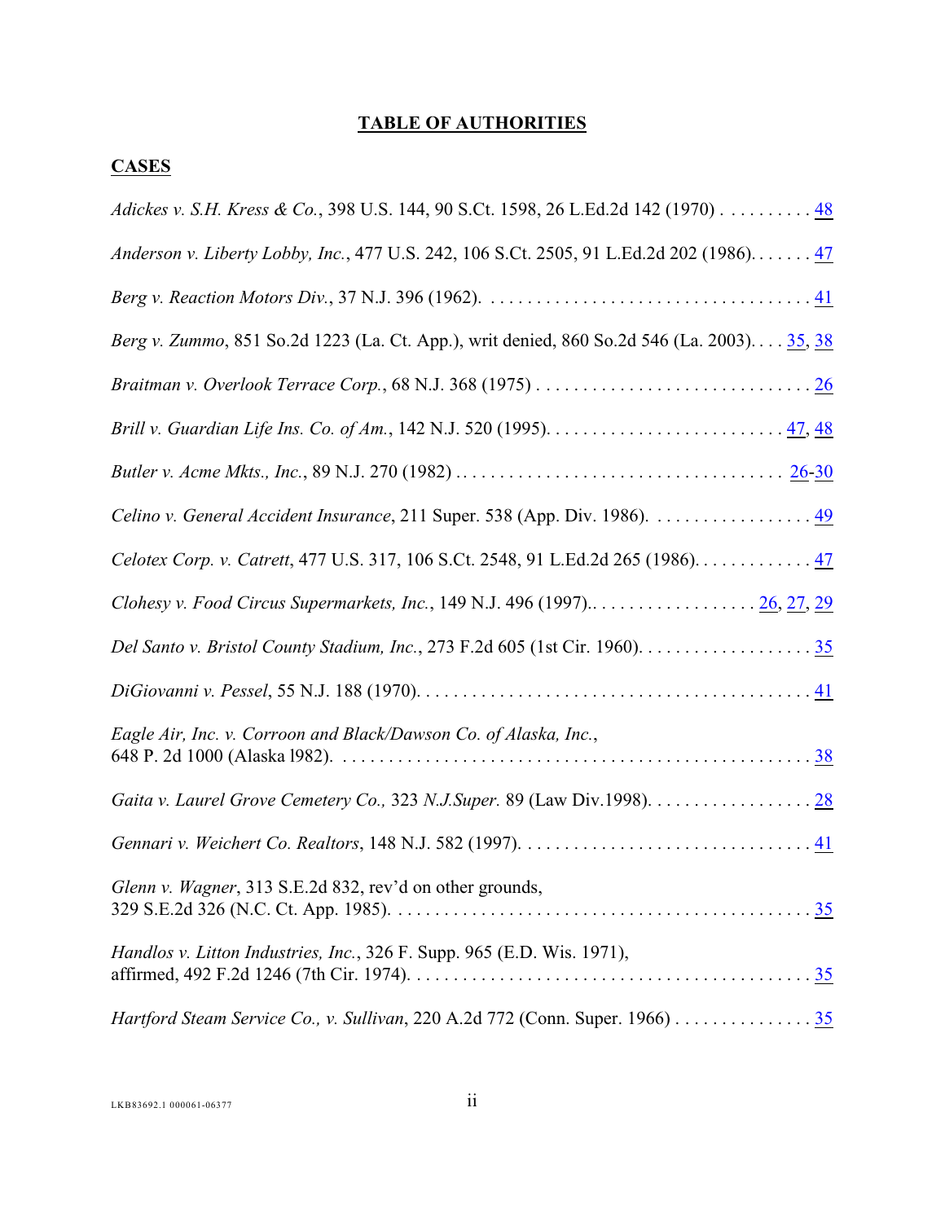## TABLE OF AUTHORITIES

### CASES

*Adickes v. S.H. Kress & Co.*, 398 U.S. 144, 90 S.Ct. 1598, 26 L.Ed.2d 142 (1970) . . . . . . . . . . 48

*Anderson v. Liberty Lobby, Inc.*, 477 U.S. 242, 106 S.Ct. 2505, 91 L.Ed.2d 202 (1986). . . . . . . 47

*Berg v. Reaction Motors Div.*, 37 N.J. 396 (1962). . . . . . . . . . . . . . . . . . . . . . . . . . . . . . . . . . . . 41

*Berg v. Zummo*, 851 So.2d 1223 (La. Ct. App.), writ denied, 860 So.2d 546 (La. 2003). . . . 35, 38

*Braitman v. Overlook Terrace Corp.*, 68 N.J. 368 (1975) . . . . . . . . . . . . . . . . . . . . . . . . . . . . . . 26

*Brill v. Guardian Life Ins. Co. of Am.*, 142 N.J. 520 (1995). . . . . . . . . . . . . . . . . . . . . . . . . . 47, 48

*Butler v. Acme Mkts., Inc.*, 89 N.J. 270 (1982) . . . . . . . . . . . . . . . . . . . . . . . . . . . . . . . . . . . 26-30

*Celino v. General Accident Insurance*, 211 Super. 538 (App. Div. 1986). . . . . . . . . . . . . . . . . . . 49

*Celotex Corp. v. Catrett*, 477 U.S. 317, 106 S.Ct. 2548, 91 L.Ed.2d 265 (1986). . . . . . . . . . . . . 47

*Clohesy v. Food Circus Supermarkets, Inc.*, 149 N.J. 496 (1997).. . . . . . . . . . . . . . . . . . . 26, 27, 29

*Del Santo v. Bristol County Stadium, Inc.*, 273 F.2d 605 (1st Cir. 1960). . . . . . . . . . . . . . . . . . . 35

*DiGiovanni v. Pessel*, 55 N.J. 188 (1970). . . . . . . . . . . . . . . . . . . . . . . . . . . . . . . . . . . . . . . . . . . 41

*Eagle Air, Inc. v. Corroon and Black/Dawson Co. of Alaska, Inc.*, 648 P. 2d 1000 (Alaska l982). . . . . . . . . . . . . . . . . . . . . . . . . . . . . . . . . . . . . . . . . . . . . . . . . . . . 38

*Gaita v. Laurel Grove Cemetery Co.,* 323 *N.J.Super.* 89 (Law Div.1998). . . . . . . . . . . . . . . . . . 28

*Gennari v. Weichert Co. Realtors*, 148 N.J. 582 (1997). . . . . . . . . . . . . . . . . . . . . . . . . . . . . . . . 41

*Glenn v. Wagner*, 313 S.E.2d 832, rev'd on other grounds, 329 S.E.2d 326 (N.C. Ct. App. 1985). . . . . . . . . . . . . . . . . . . . . . . . . . . . . . . . . . . . . . . . . . . . 35

*Handlos v. Litton Industries, Inc.*, 326 F. Supp. 965 (E.D. Wis. 1971), affirmed, 492 F.2d 1246 (7th Cir. 1974). . . . . . . . . . . . . . . . . . . . . . . . . . . . . . . . . . . . . . . . . . . 35

*Hartford Steam Service Co., v. Sullivan*, 220 A.2d 772 (Conn. Super. 1966) . . . . . . . . . . . . . . . 35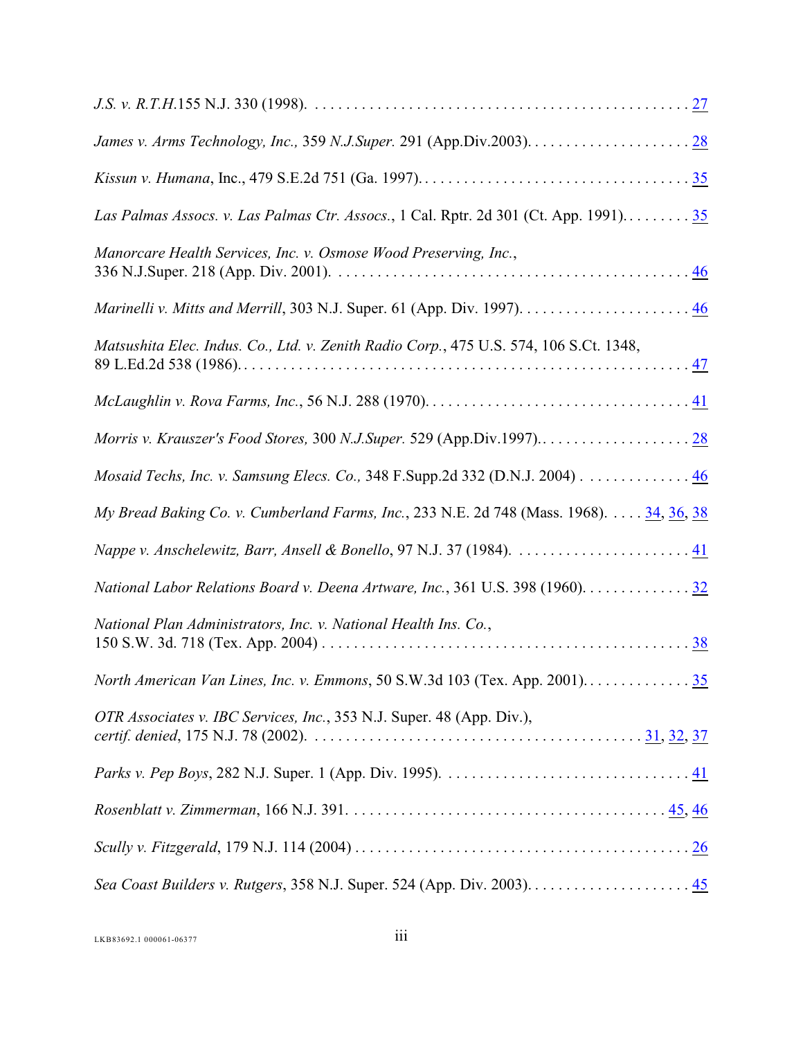*J.S. v. R.T.H.*155 N.J. 330 (1998). . . . . . . . . . . . . . . . . . . . . . . . . . . . . . . . . . . . . . . . . . . . . . . . . 27

*James v. Arms Technology, Inc.,* 359 *N.J.Super.* 291 (App.Div.2003). . . . . . . . . . . . . . . . . . . . . 28

*Kissun v. Humana*, Inc., 479 S.E.2d 751 (Ga. 1997). . . . . . . . . . . . . . . . . . . . . . . . . . . . . . . . . . . 35

*Las Palmas Assocs. v. Las Palmas Ctr. Assocs.*, 1 Cal. Rptr. 2d 301 (Ct. App. 1991). . . . . . . . . 35

*Manorcare Health Services, Inc. v. Osmose Wood Preserving, Inc.*,
336 N.J.Super. 218 (App. Div. 2001). . . . . . . . . . . . . . . . . . . . . . . . . . . . . . . . . . . . . . . . . . . . . . 46

*Marinelli v. Mitts and Merrill*, 303 N.J. Super. 61 (App. Div. 1997). . . . . . . . . . . . . . . . . . . . . . 46

*Matsushita Elec. Indus. Co., Ltd. v. Zenith Radio Corp.*, 475 U.S. 574, 106 S.Ct. 1348,
89 L.Ed.2d 538 (1986). . . . . . . . . . . . . . . . . . . . . . . . . . . . . . . . . . . . . . . . . . . . . . . . . . . . . . . . 47

*McLaughlin v. Rova Farms, Inc.*, 56 N.J. 288 (1970). . . . . . . . . . . . . . . . . . . . . . . . . . . . . . . . . . 41

*Morris v. Krauszer's Food Stores,* 300 *N.J.Super.* 529 (App.Div.1997).. . . . . . . . . . . . . . . . . . . 28

*Mosaid Techs, Inc. v. Samsung Elecs. Co.,* 348 F.Supp.2d 332 (D.N.J. 2004) . . . . . . . . . . . . . . 46

*My Bread Baking Co. v. Cumberland Farms, Inc.*, 233 N.E. 2d 748 (Mass. 1968). . . . . 34, 36, 38

*Nappe v. Anschelewitz, Barr, Ansell & Bonello*, 97 N.J. 37 (1984). . . . . . . . . . . . . . . . . . . . . . . 41

*National Labor Relations Board v. Deena Artware, Inc.*, 361 U.S. 398 (1960). . . . . . . . . . . . . . 32

*National Plan Administrators, Inc. v. National Health Ins. Co.*,
150 S.W. 3d. 718 (Tex. App. 2004) . . . . . . . . . . . . . . . . . . . . . . . . . . . . . . . . . . . . . . . . . . . . . . . 38

*North American Van Lines, Inc. v. Emmons*, 50 S.W.3d 103 (Tex. App. 2001). . . . . . . . . . . . . . 35

*OTR Associates v. IBC Services, Inc.*, 353 N.J. Super. 48 (App. Div.),
*certif. denied*, 175 N.J. 78 (2002). . . . . . . . . . . . . . . . . . . . . . . . . . . . . . . . . . . . . . . . . . . 31, 32, 37

*Parks v. Pep Boys*, 282 N.J. Super. 1 (App. Div. 1995). . . . . . . . . . . . . . . . . . . . . . . . . . . . . . . . 41

*Rosenblatt v. Zimmerman*, 166 N.J. 391. . . . . . . . . . . . . . . . . . . . . . . . . . . . . . . . . . . . . . . . . 45, 46

*Scully v. Fitzgerald*, 179 N.J. 114 (2004) . . . . . . . . . . . . . . . . . . . . . . . . . . . . . . . . . . . . . . . . . . . 26

*Sea Coast Builders v. Rutgers*, 358 N.J. Super. 524 (App. Div. 2003). . . . . . . . . . . . . . . . . . . . . 45

LKB83692.1 000061-06377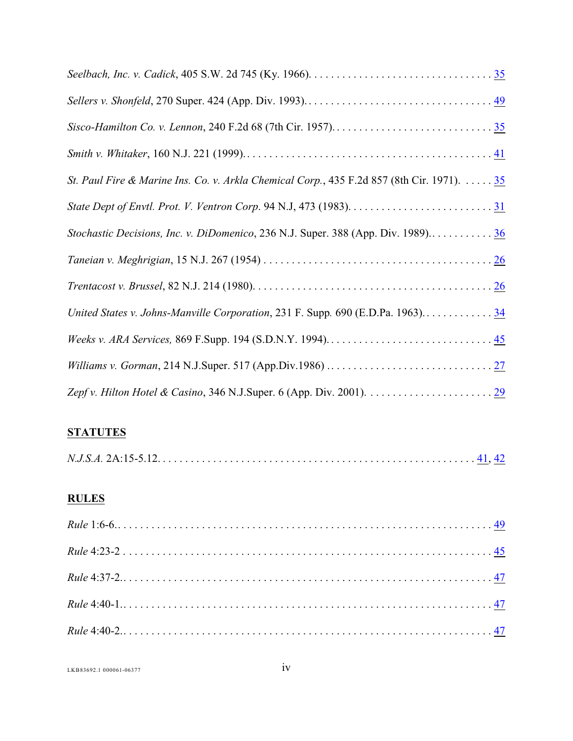*Seelbach, Inc. v. Cadick*, 405 S.W. 2d 745 (Ky. 1966). . . . . . . . . . . . . . . . . . . . . . . . . . . . . . . . . 35

*Sellers v. Shonfeld*, 270 Super. 424 (App. Div. 1993). . . . . . . . . . . . . . . . . . . . . . . . . . . . . . . . . 49

*Sisco-Hamilton Co. v. Lennon*, 240 F.2d 68 (7th Cir. 1957). . . . . . . . . . . . . . . . . . . . . . . . . . . . . 35

*Smith v. Whitaker*, 160 N.J. 221 (1999). . . . . . . . . . . . . . . . . . . . . . . . . . . . . . . . . . . . . . . . . . . . 41

*St. Paul Fire & Marine Ins. Co. v. Arkla Chemical Corp.*, 435 F.2d 857 (8th Cir. 1971). . . . . . 35

*State Dept of Envtl. Prot. V. Ventron Corp*. 94 N.J, 473 (1983). . . . . . . . . . . . . . . . . . . . . . . . . . 31

*Stochastic Decisions, Inc. v. DiDomenico*, 236 N.J. Super. 388 (App. Div. 1989).. . . . . . . . . . . . 36

*Taneian v. Meghrigian*, 15 N.J. 267 (1954) . . . . . . . . . . . . . . . . . . . . . . . . . . . . . . . . . . . . . . . . . 26

*Trentacost v. Brussel*, 82 N.J. 214 (1980). . . . . . . . . . . . . . . . . . . . . . . . . . . . . . . . . . . . . . . . . . . 26

*United States v. Johns-Manville Corporation*, 231 F. Supp. 690 (E.D.Pa. 1963).. . . . . . . . . . . . . 34

*Weeks v. ARA Services,* 869 F.Supp. 194 (S.D.N.Y. 1994). . . . . . . . . . . . . . . . . . . . . . . . . . . . . . 45

*Williams v. Gorman*, 214 N.J.Super. 517 (App.Div.1986) . . . . . . . . . . . . . . . . . . . . . . . . . . . . . . 27

*Zepf v. Hilton Hotel & Casino*, 346 N.J.Super. 6 (App. Div. 2001). . . . . . . . . . . . . . . . . . . . . . . 29

**STATUTES**

*N.J.S.A.* 2A:15-5.12. . . . . . . . . . . . . . . . . . . . . . . . . . . . . . . . . . . . . . . . . . . . . . . . . . . . . . . . . 41, 42

**RULES**

*Rule* 1:6-6.. . . . . . . . . . . . . . . . . . . . . . . . . . . . . . . . . . . . . . . . . . . . . . . . . . . . . . . . . . . . . . . . . 49

*Rule* 4:23-2 . . . . . . . . . . . . . . . . . . . . . . . . . . . . . . . . . . . . . . . . . . . . . . . . . . . . . . . . . . . . . . . . 45

*Rule* 4:37-2.. . . . . . . . . . . . . . . . . . . . . . . . . . . . . . . . . . . . . . . . . . . . . . . . . . . . . . . . . . . . . . . . 47

*Rule* 4:40-1.. . . . . . . . . . . . . . . . . . . . . . . . . . . . . . . . . . . . . . . . . . . . . . . . . . . . . . . . . . . . . . . . 47

*Rule* 4:40-2.. . . . . . . . . . . . . . . . . . . . . . . . . . . . . . . . . . . . . . . . . . . . . . . . . . . . . . . . . . . . . . . . 47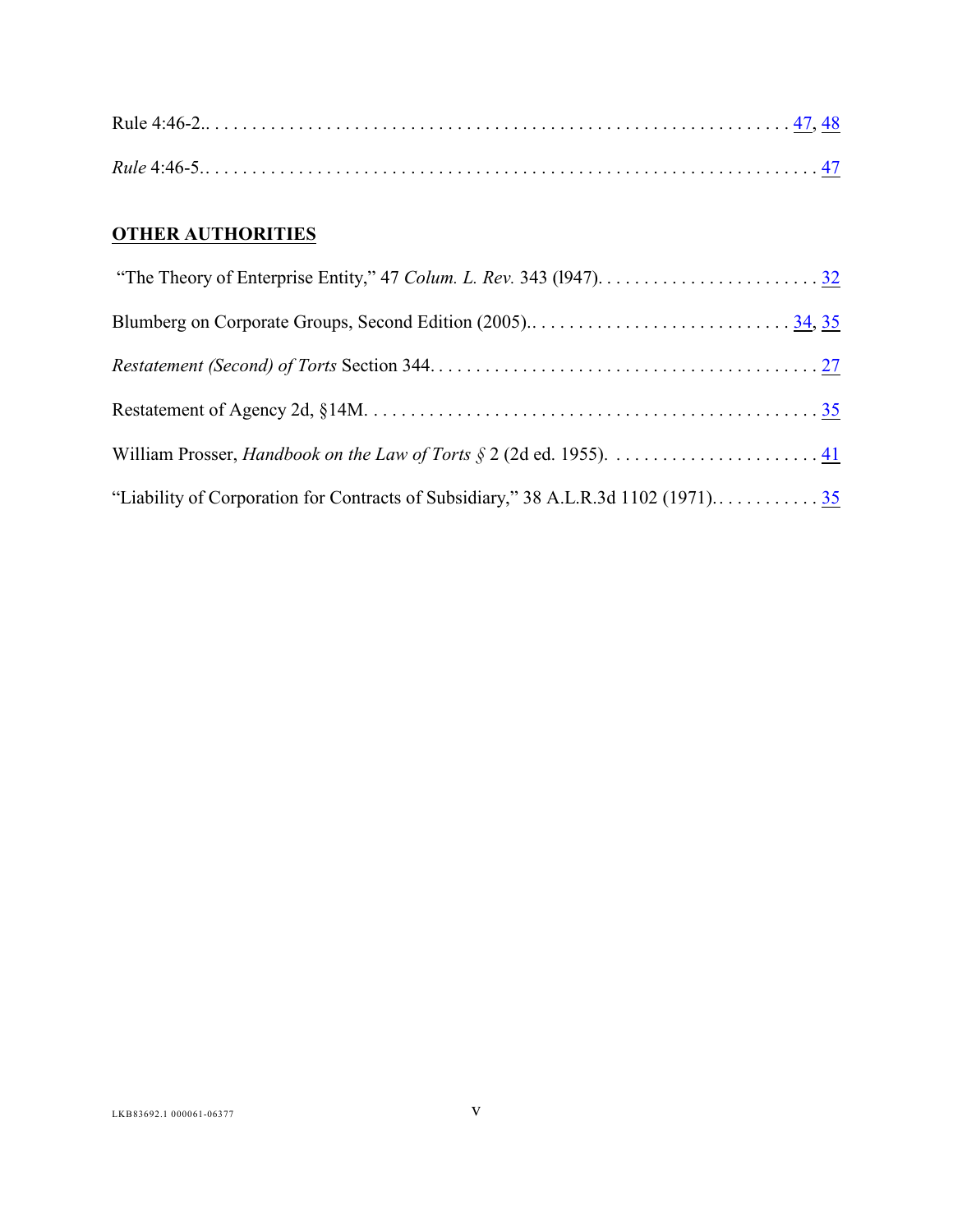Rule 4:46-2. . . . . . . . . . . . . . . . . . . . . . . . . . . . . . . . . . . . . . . . . . . . . . . . . . . . . . . . . . . . . 47, 48

*Rule* 4:46-5. . . . . . . . . . . . . . . . . . . . . . . . . . . . . . . . . . . . . . . . . . . . . . . . . . . . . . . . . . . . . 47

**OTHER AUTHORITIES**

"The Theory of Enterprise Entity," 47 *Colum. L. Rev.* 343 (l947). . . . . . . . . . . . . . . . . . . . . . . . . 32

Blumberg on Corporate Groups, Second Edition (2005).. . . . . . . . . . . . . . . . . . . . . . . . . . . . 34, 35

*Restatement (Second) of Torts* Section 344. . . . . . . . . . . . . . . . . . . . . . . . . . . . . . . . . . . . . . . . . . 27

Restatement of Agency 2d, §14M. . . . . . . . . . . . . . . . . . . . . . . . . . . . . . . . . . . . . . . . . . . . . . . . . 35

William Prosser, *Handbook on the Law of Torts §* 2 (2d ed. 1955). . . . . . . . . . . . . . . . . . . . . . . . 41

"Liability of Corporation for Contracts of Subsidiary," 38 A.L.R.3d 1102 (1971). . . . . . . . . . . . 35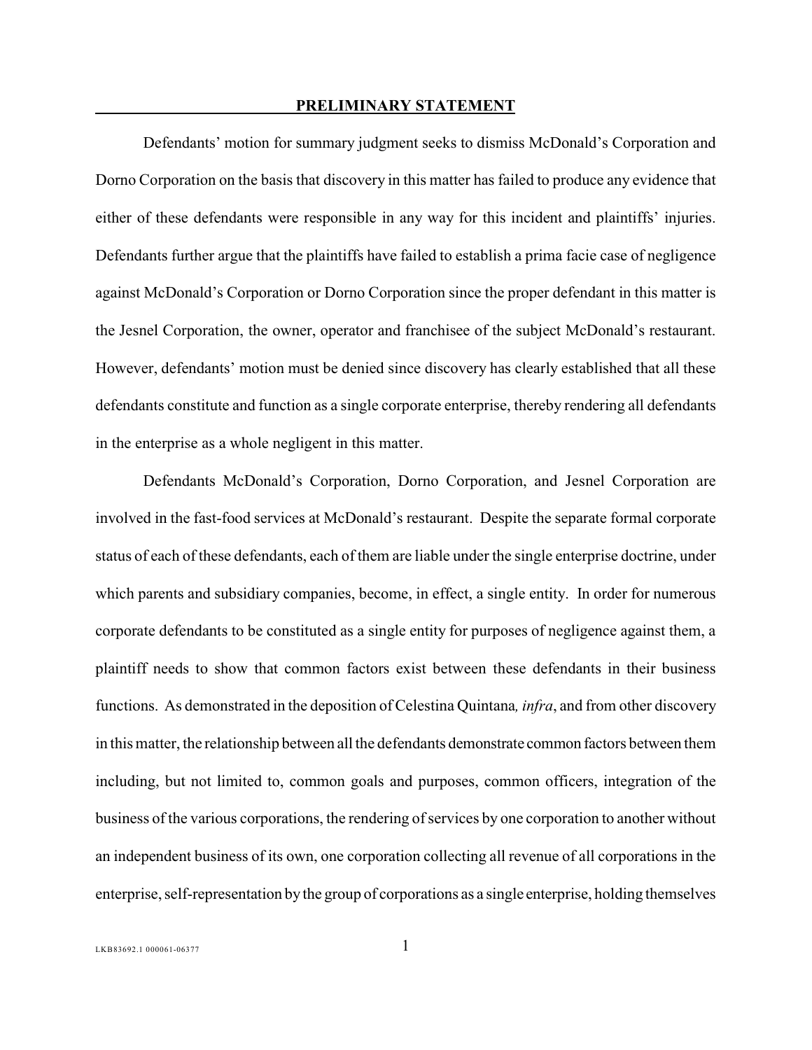## PRELIMINARY STATEMENT

Defendants' motion for summary judgment seeks to dismiss McDonald's Corporation and Dorno Corporation on the basis that discovery in this matter has failed to produce any evidence that either of these defendants were responsible in any way for this incident and plaintiffs' injuries. Defendants further argue that the plaintiffs have failed to establish a prima facie case of negligence against McDonald's Corporation or Dorno Corporation since the proper defendant in this matter is the Jesnel Corporation, the owner, operator and franchisee of the subject McDonald's restaurant. However, defendants' motion must be denied since discovery has clearly established that all these defendants constitute and function as a single corporate enterprise, thereby rendering all defendants in the enterprise as a whole negligent in this matter.

Defendants McDonald's Corporation, Dorno Corporation, and Jesnel Corporation are involved in the fast-food services at McDonald's restaurant. Despite the separate formal corporate status of each of these defendants, each of them are liable under the single enterprise doctrine, under which parents and subsidiary companies, become, in effect, a single entity. In order for numerous corporate defendants to be constituted as a single entity for purposes of negligence against them, a plaintiff needs to show that common factors exist between these defendants in their business functions. As demonstrated in the deposition of Celestina Quintana*, infra*, and from other discovery in this matter, the relationship between all the defendants demonstrate common factors between them including, but not limited to, common goals and purposes, common officers, integration of the business of the various corporations, the rendering of services by one corporation to another without an independent business of its own, one corporation collecting all revenue of all corporations in the enterprise, self-representation by the group of corporations as a single enterprise, holding themselves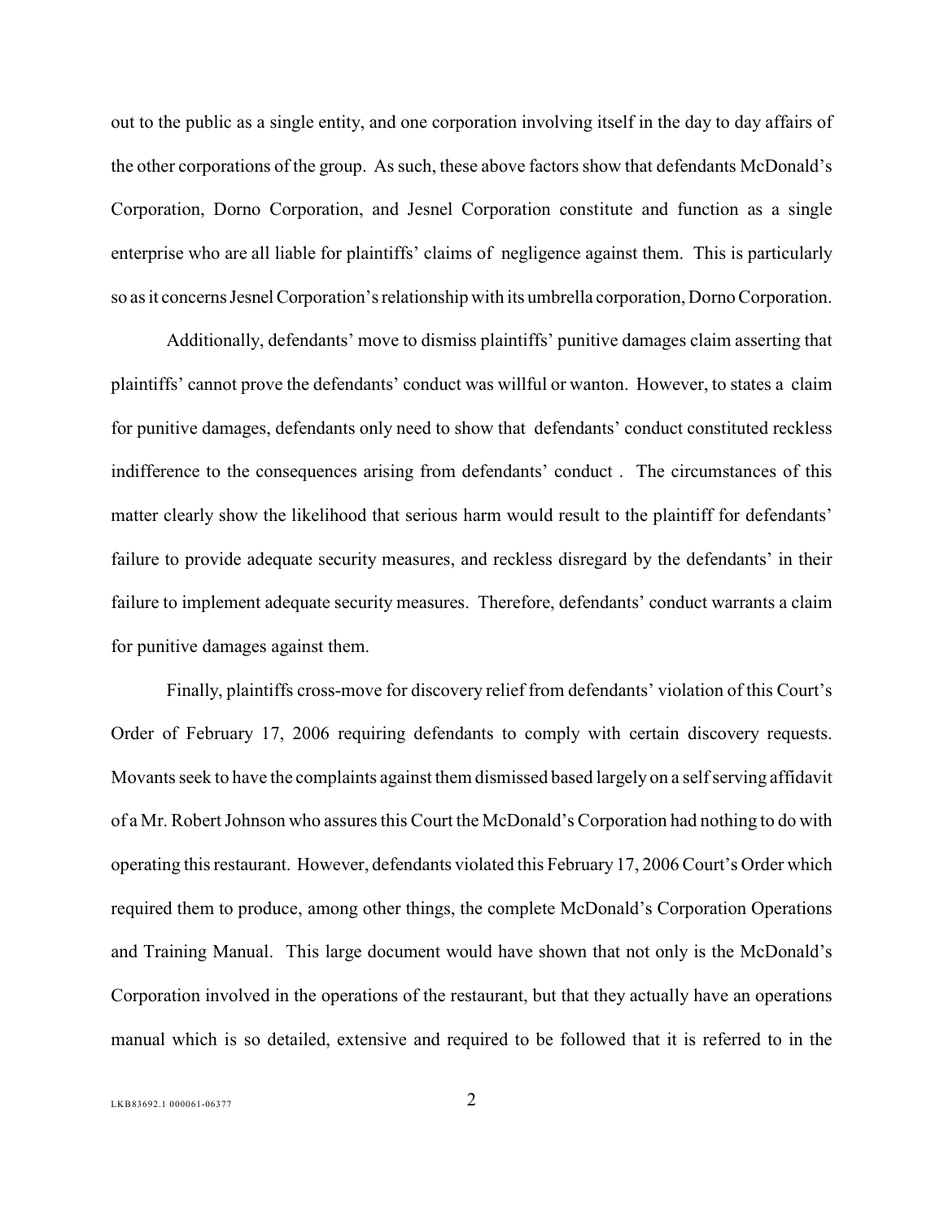out to the public as a single entity, and one corporation involving itself in the day to day affairs of the other corporations of the group. As such, these above factors show that defendants McDonald's Corporation, Dorno Corporation, and Jesnel Corporation constitute and function as a single enterprise who are all liable for plaintiffs' claims of negligence against them. This is particularly so as it concerns Jesnel Corporation's relationship with its umbrella corporation, Dorno Corporation.

Additionally, defendants' move to dismiss plaintiffs' punitive damages claim asserting that plaintiffs' cannot prove the defendants' conduct was willful or wanton. However, to states a claim for punitive damages, defendants only need to show that defendants' conduct constituted reckless indifference to the consequences arising from defendants' conduct . The circumstances of this matter clearly show the likelihood that serious harm would result to the plaintiff for defendants' failure to provide adequate security measures, and reckless disregard by the defendants' in their failure to implement adequate security measures. Therefore, defendants' conduct warrants a claim for punitive damages against them.

Finally, plaintiffs cross-move for discovery relief from defendants' violation of this Court's Order of February 17, 2006 requiring defendants to comply with certain discovery requests. Movants seek to have the complaints against them dismissed based largely on a self serving affidavit of a Mr. Robert Johnson who assures this Court the McDonald's Corporation had nothing to do with operating this restaurant. However, defendants violated this February 17, 2006 Court's Order which required them to produce, among other things, the complete McDonald's Corporation Operations and Training Manual. This large document would have shown that not only is the McDonald's Corporation involved in the operations of the restaurant, but that they actually have an operations manual which is so detailed, extensive and required to be followed that it is referred to in the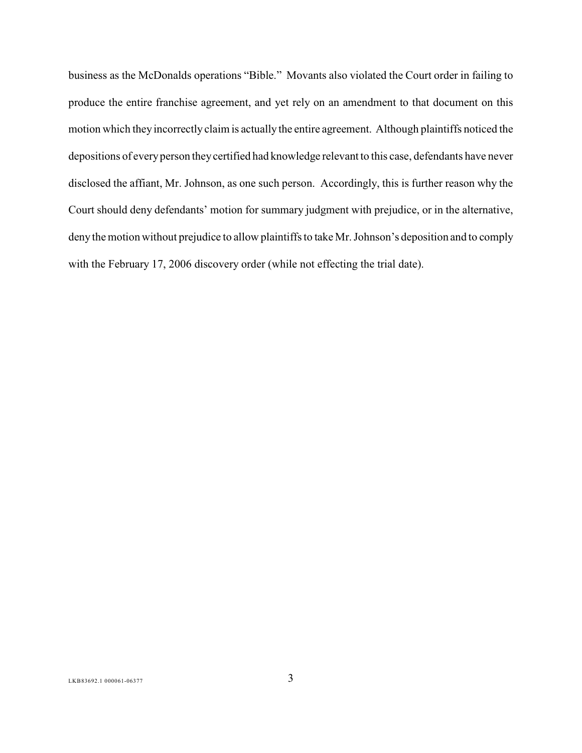business as the McDonalds operations "Bible." Movants also violated the Court order in failing to produce the entire franchise agreement, and yet rely on an amendment to that document on this motion which they incorrectly claim is actually the entire agreement. Although plaintiffs noticed the depositions of every person they certified had knowledge relevant to this case, defendants have never disclosed the affiant, Mr. Johnson, as one such person. Accordingly, this is further reason why the Court should deny defendants' motion for summary judgment with prejudice, or in the alternative, deny the motion without prejudice to allow plaintiffs to take Mr. Johnson's deposition and to comply with the February 17, 2006 discovery order (while not effecting the trial date).

LKB83692.1 000061-06377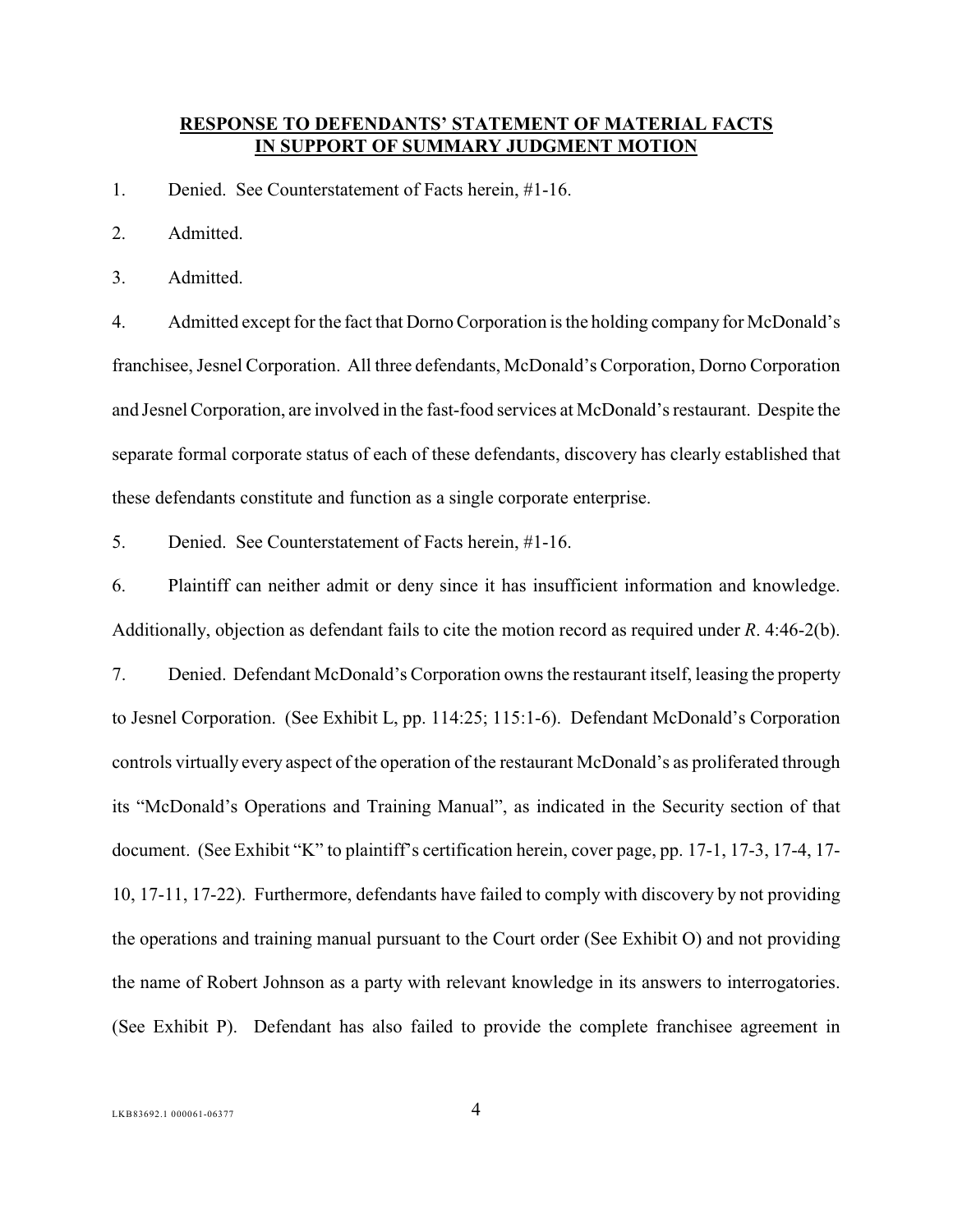**RESPONSE TO DEFENDANTS' STATEMENT OF MATERIAL FACTS IN SUPPORT OF SUMMARY JUDGMENT MOTION**

1. Denied. See Counterstatement of Facts herein, #1-16.

2. Admitted.

3. Admitted.

4. Admitted except for the fact that Dorno Corporation is the holding company for McDonald's franchisee, Jesnel Corporation. All three defendants, McDonald's Corporation, Dorno Corporation and Jesnel Corporation, are involved in the fast-food services at McDonald's restaurant. Despite the separate formal corporate status of each of these defendants, discovery has clearly established that these defendants constitute and function as a single corporate enterprise.

5. Denied. See Counterstatement of Facts herein, #1-16.

6. Plaintiff can neither admit or deny since it has insufficient information and knowledge. Additionally, objection as defendant fails to cite the motion record as required under *R*. 4:46-2(b).

7. Denied. Defendant McDonald's Corporation owns the restaurant itself, leasing the property to Jesnel Corporation. (See Exhibit L, pp. 114:25; 115:1-6). Defendant McDonald's Corporation controls virtually every aspect of the operation of the restaurant McDonald's as proliferated through its "McDonald's Operations and Training Manual", as indicated in the Security section of that document. (See Exhibit "K" to plaintiff's certification herein, cover page, pp. 17-1, 17-3, 17-4, 17-10, 17-11, 17-22). Furthermore, defendants have failed to comply with discovery by not providing the operations and training manual pursuant to the Court order (See Exhibit O) and not providing the name of Robert Johnson as a party with relevant knowledge in its answers to interrogatories. (See Exhibit P). Defendant has also failed to provide the complete franchisee agreement in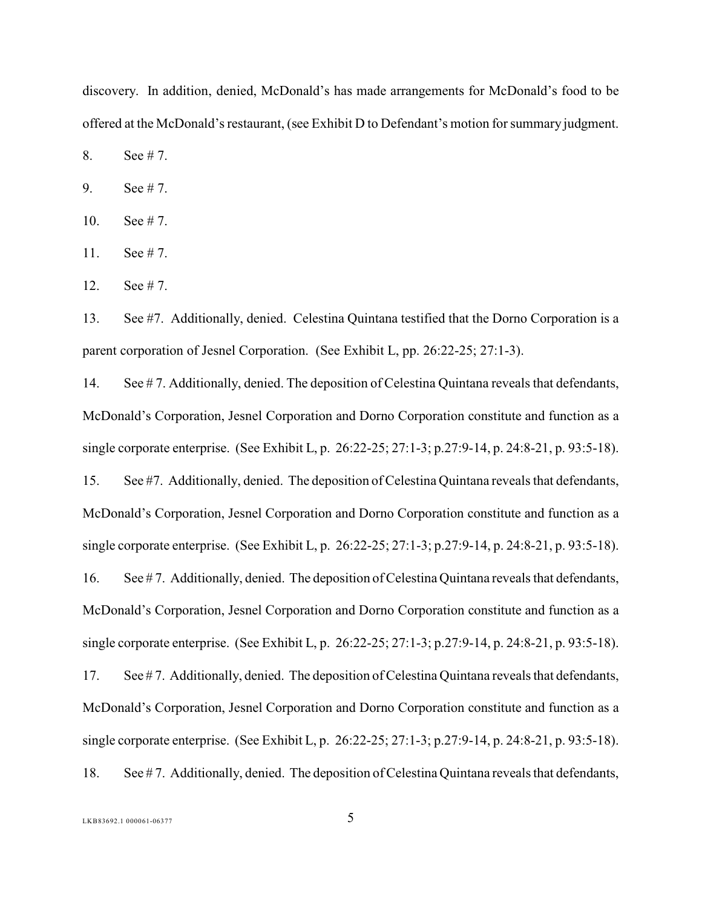discovery. In addition, denied, McDonald's has made arrangements for McDonald's food to be offered at the McDonald's restaurant, (see Exhibit D to Defendant's motion for summary judgment.

8. See # 7.

9. See # 7.

10. See # 7.

11. See # 7.

12. See # 7.

13. See #7. Additionally, denied. Celestina Quintana testified that the Dorno Corporation is a parent corporation of Jesnel Corporation. (See Exhibit L, pp. 26:22-25; 27:1-3).

14. See # 7. Additionally, denied. The deposition of Celestina Quintana reveals that defendants, McDonald's Corporation, Jesnel Corporation and Dorno Corporation constitute and function as a single corporate enterprise. (See Exhibit L, p. 26:22-25; 27:1-3; p.27:9-14, p. 24:8-21, p. 93:5-18).

15. See #7. Additionally, denied. The deposition of Celestina Quintana reveals that defendants, McDonald's Corporation, Jesnel Corporation and Dorno Corporation constitute and function as a single corporate enterprise. (See Exhibit L, p. 26:22-25; 27:1-3; p.27:9-14, p. 24:8-21, p. 93:5-18).

16. See # 7. Additionally, denied. The deposition of Celestina Quintana reveals that defendants, McDonald's Corporation, Jesnel Corporation and Dorno Corporation constitute and function as a single corporate enterprise. (See Exhibit L, p. 26:22-25; 27:1-3; p.27:9-14, p. 24:8-21, p. 93:5-18).

17. See # 7. Additionally, denied. The deposition of Celestina Quintana reveals that defendants, McDonald's Corporation, Jesnel Corporation and Dorno Corporation constitute and function as a single corporate enterprise. (See Exhibit L, p. 26:22-25; 27:1-3; p.27:9-14, p. 24:8-21, p. 93:5-18).

18. See # 7. Additionally, denied. The deposition of Celestina Quintana reveals that defendants,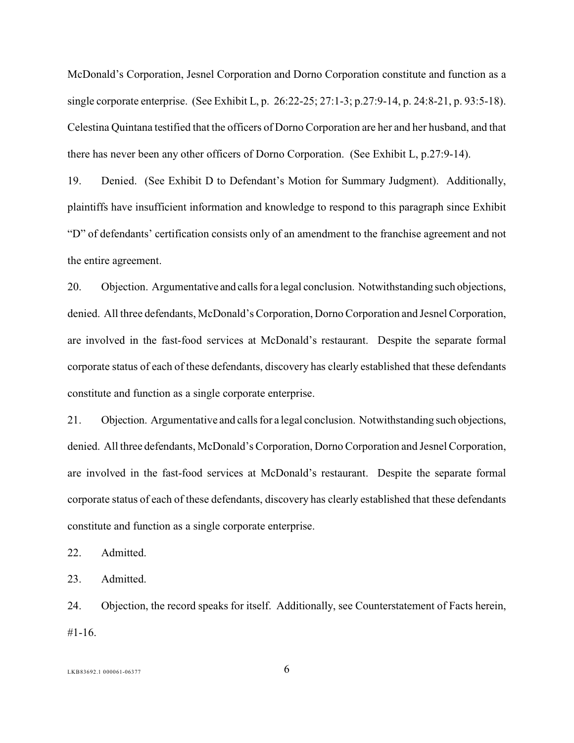McDonald's Corporation, Jesnel Corporation and Dorno Corporation constitute and function as a single corporate enterprise. (See Exhibit L, p. 26:22-25; 27:1-3; p.27:9-14, p. 24:8-21, p. 93:5-18). Celestina Quintana testified that the officers of Dorno Corporation are her and her husband, and that there has never been any other officers of Dorno Corporation. (See Exhibit L, p.27:9-14).

19. Denied. (See Exhibit D to Defendant's Motion for Summary Judgment). Additionally, plaintiffs have insufficient information and knowledge to respond to this paragraph since Exhibit "D" of defendants' certification consists only of an amendment to the franchise agreement and not the entire agreement.

20. Objection. Argumentative and calls for a legal conclusion. Notwithstanding such objections, denied. All three defendants, McDonald's Corporation, Dorno Corporation and Jesnel Corporation, are involved in the fast-food services at McDonald's restaurant. Despite the separate formal corporate status of each of these defendants, discovery has clearly established that these defendants constitute and function as a single corporate enterprise.

21. Objection. Argumentative and calls for a legal conclusion. Notwithstanding such objections, denied. All three defendants, McDonald's Corporation, Dorno Corporation and Jesnel Corporation, are involved in the fast-food services at McDonald's restaurant. Despite the separate formal corporate status of each of these defendants, discovery has clearly established that these defendants constitute and function as a single corporate enterprise.

22. Admitted.

23. Admitted.

24. Objection, the record speaks for itself. Additionally, see Counterstatement of Facts herein, #1-16.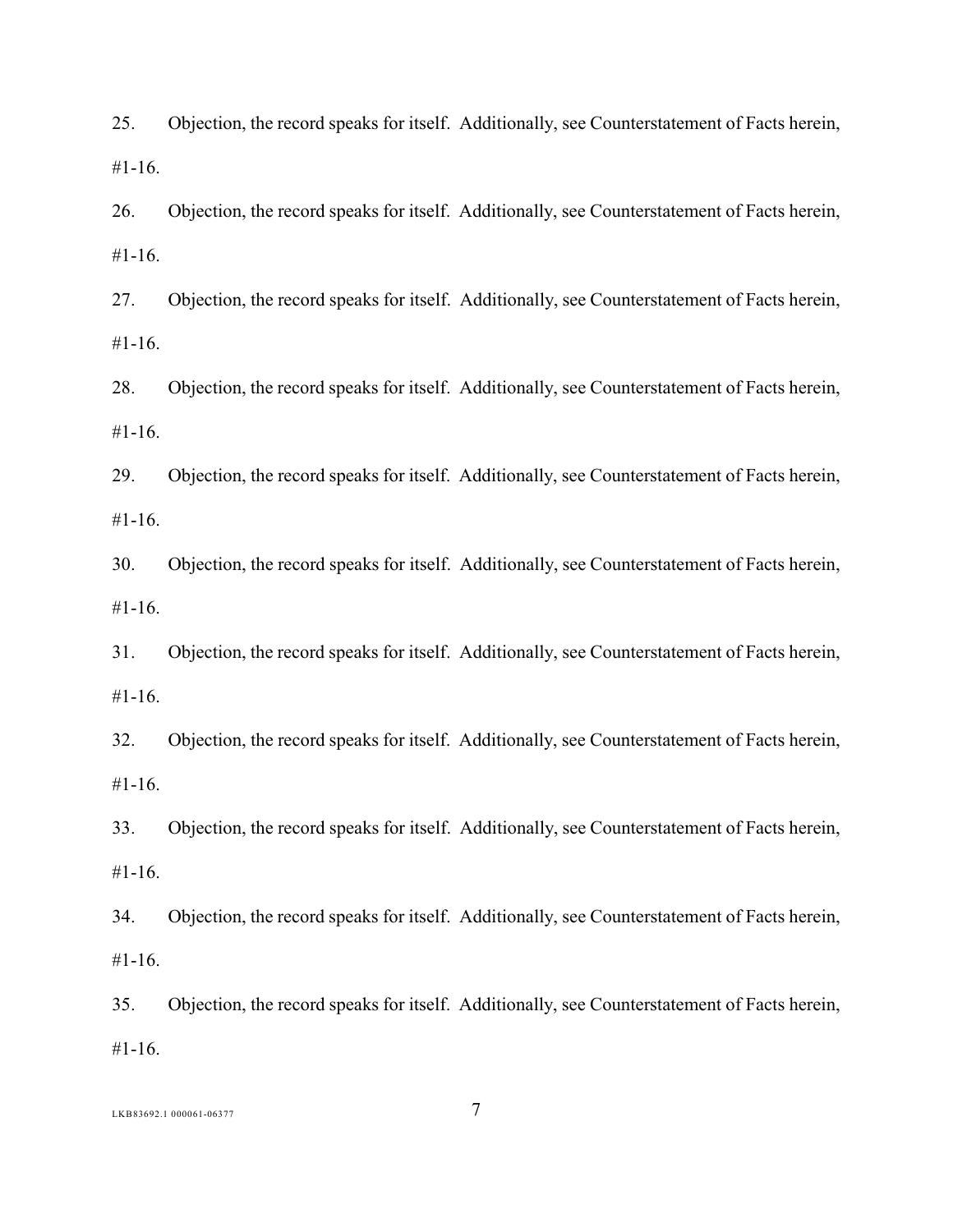25. Objection, the record speaks for itself. Additionally, see Counterstatement of Facts herein, #1-16.

26. Objection, the record speaks for itself. Additionally, see Counterstatement of Facts herein, #1-16.

27. Objection, the record speaks for itself. Additionally, see Counterstatement of Facts herein, #1-16.

28. Objection, the record speaks for itself. Additionally, see Counterstatement of Facts herein, #1-16.

29. Objection, the record speaks for itself. Additionally, see Counterstatement of Facts herein, #1-16.

30. Objection, the record speaks for itself. Additionally, see Counterstatement of Facts herein, #1-16.

31. Objection, the record speaks for itself. Additionally, see Counterstatement of Facts herein, #1-16.

32. Objection, the record speaks for itself. Additionally, see Counterstatement of Facts herein, #1-16.

33. Objection, the record speaks for itself. Additionally, see Counterstatement of Facts herein, #1-16.

34. Objection, the record speaks for itself. Additionally, see Counterstatement of Facts herein, #1-16.

35. Objection, the record speaks for itself. Additionally, see Counterstatement of Facts herein, #1-16.

LKB83692.1 000061-06377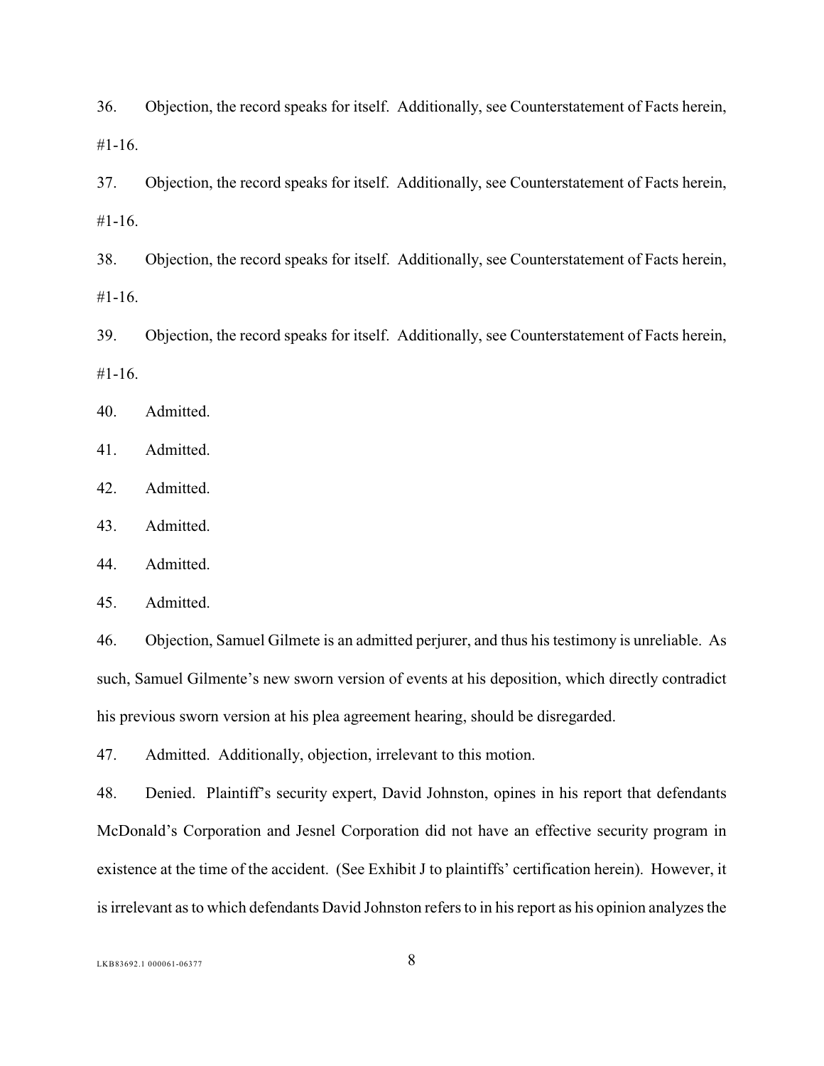36. Objection, the record speaks for itself. Additionally, see Counterstatement of Facts herein, #1-16.

37. Objection, the record speaks for itself. Additionally, see Counterstatement of Facts herein, #1-16.

38. Objection, the record speaks for itself. Additionally, see Counterstatement of Facts herein, #1-16.

39. Objection, the record speaks for itself. Additionally, see Counterstatement of Facts herein, #1-16.

40. Admitted.

41. Admitted.

42. Admitted.

43. Admitted.

44. Admitted.

45. Admitted.

46. Objection, Samuel Gilmete is an admitted perjurer, and thus his testimony is unreliable. As such, Samuel Gilmente's new sworn version of events at his deposition, which directly contradict his previous sworn version at his plea agreement hearing, should be disregarded.

47. Admitted. Additionally, objection, irrelevant to this motion.

48. Denied. Plaintiff's security expert, David Johnston, opines in his report that defendants McDonald's Corporation and Jesnel Corporation did not have an effective security program in existence at the time of the accident. (See Exhibit J to plaintiffs' certification herein). However, it is irrelevant as to which defendants David Johnston refers to in his report as his opinion analyzes the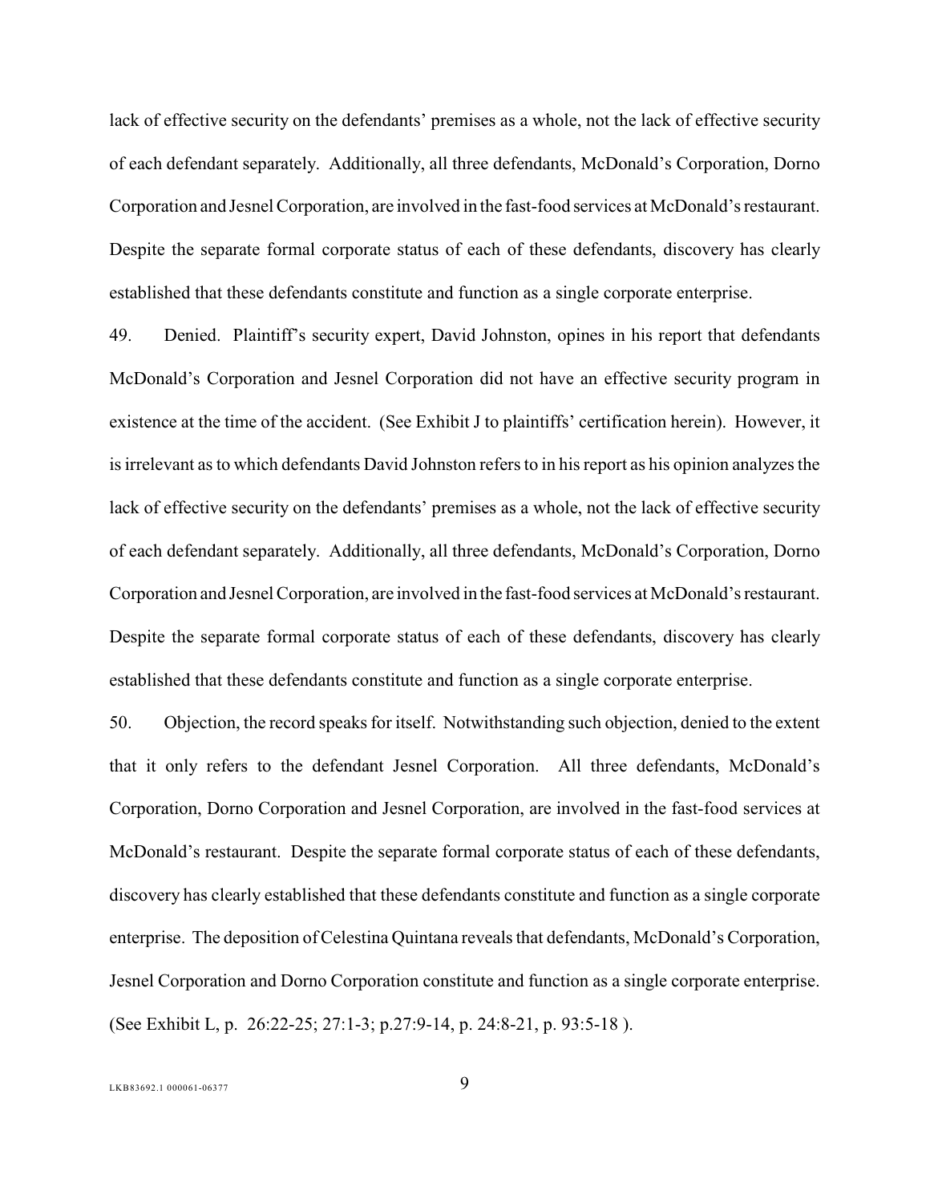lack of effective security on the defendants' premises as a whole, not the lack of effective security of each defendant separately. Additionally, all three defendants, McDonald's Corporation, Dorno Corporation and Jesnel Corporation, are involved in the fast-food services at McDonald's restaurant. Despite the separate formal corporate status of each of these defendants, discovery has clearly established that these defendants constitute and function as a single corporate enterprise.

49. Denied. Plaintiff's security expert, David Johnston, opines in his report that defendants McDonald's Corporation and Jesnel Corporation did not have an effective security program in existence at the time of the accident. (See Exhibit J to plaintiffs' certification herein). However, it is irrelevant as to which defendants David Johnston refers to in his report as his opinion analyzes the lack of effective security on the defendants' premises as a whole, not the lack of effective security of each defendant separately. Additionally, all three defendants, McDonald's Corporation, Dorno Corporation and Jesnel Corporation, are involved in the fast-food services at McDonald's restaurant. Despite the separate formal corporate status of each of these defendants, discovery has clearly established that these defendants constitute and function as a single corporate enterprise.

50. Objection, the record speaks for itself. Notwithstanding such objection, denied to the extent that it only refers to the defendant Jesnel Corporation. All three defendants, McDonald's Corporation, Dorno Corporation and Jesnel Corporation, are involved in the fast-food services at McDonald's restaurant. Despite the separate formal corporate status of each of these defendants, discovery has clearly established that these defendants constitute and function as a single corporate enterprise. The deposition of Celestina Quintana reveals that defendants, McDonald's Corporation, Jesnel Corporation and Dorno Corporation constitute and function as a single corporate enterprise. (See Exhibit L, p. 26:22-25; 27:1-3; p.27:9-14, p. 24:8-21, p. 93:5-18 ).

LKB83692.1 000061-06377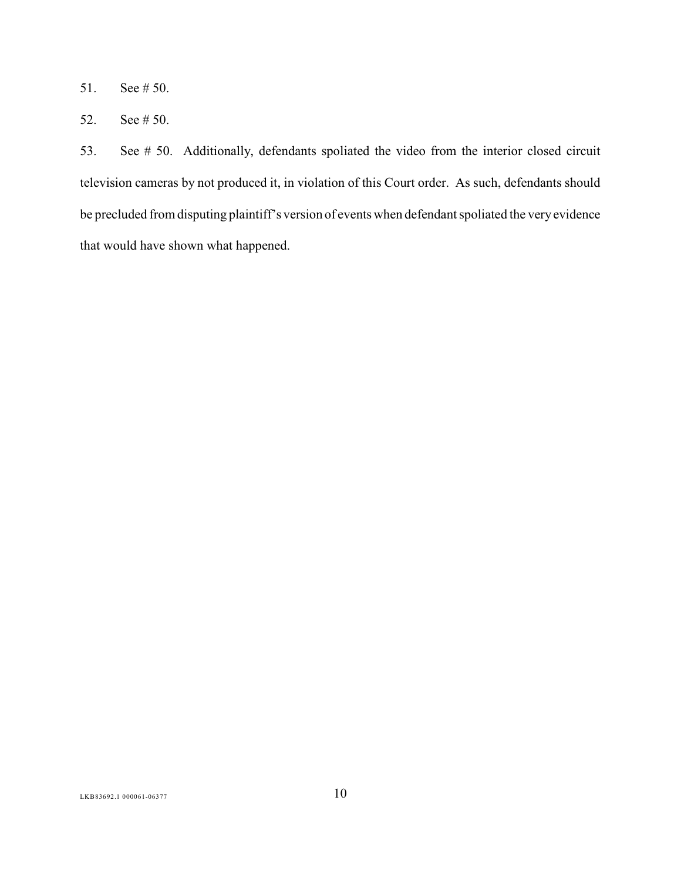51. See # 50.

52. See # 50.

53. See # 50. Additionally, defendants spoliated the video from the interior closed circuit television cameras by not produced it, in violation of this Court order. As such, defendants should be precluded from disputing plaintiff's version of events when defendant spoliated the very evidence that would have shown what happened.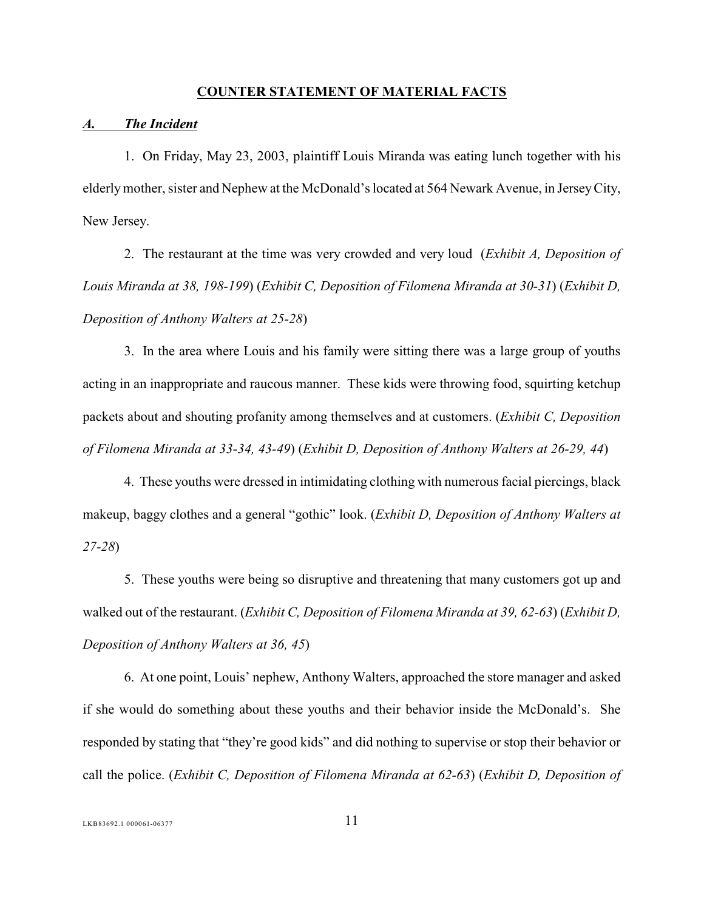## COUNTER STATEMENT OF MATERIAL FACTS

### *A. The Incident*

1. On Friday, May 23, 2003, plaintiff Louis Miranda was eating lunch together with his elderly mother, sister and Nephew at the McDonald's located at 564 Newark Avenue, in Jersey City, New Jersey.

2. The restaurant at the time was very crowded and very loud (*Exhibit A, Deposition of Louis Miranda at 38, 198-199*) (*Exhibit C, Deposition of Filomena Miranda at 30-31*) (*Exhibit D, Deposition of Anthony Walters at 25-28*)

3. In the area where Louis and his family were sitting there was a large group of youths acting in an inappropriate and raucous manner. These kids were throwing food, squirting ketchup packets about and shouting profanity among themselves and at customers. (*Exhibit C, Deposition of Filomena Miranda at 33-34, 43-49*) (*Exhibit D, Deposition of Anthony Walters at 26-29, 44*)

4. These youths were dressed in intimidating clothing with numerous facial piercings, black makeup, baggy clothes and a general "gothic" look. (*Exhibit D, Deposition of Anthony Walters at 27-28*)

5. These youths were being so disruptive and threatening that many customers got up and walked out of the restaurant. (*Exhibit C, Deposition of Filomena Miranda at 39, 62-63*) (*Exhibit D, Deposition of Anthony Walters at 36, 45*)

6. At one point, Louis' nephew, Anthony Walters, approached the store manager and asked if she would do something about these youths and their behavior inside the McDonald's. She responded by stating that "they're good kids" and did nothing to supervise or stop their behavior or call the police. (*Exhibit C, Deposition of Filomena Miranda at 62-63*) (*Exhibit D, Deposition of*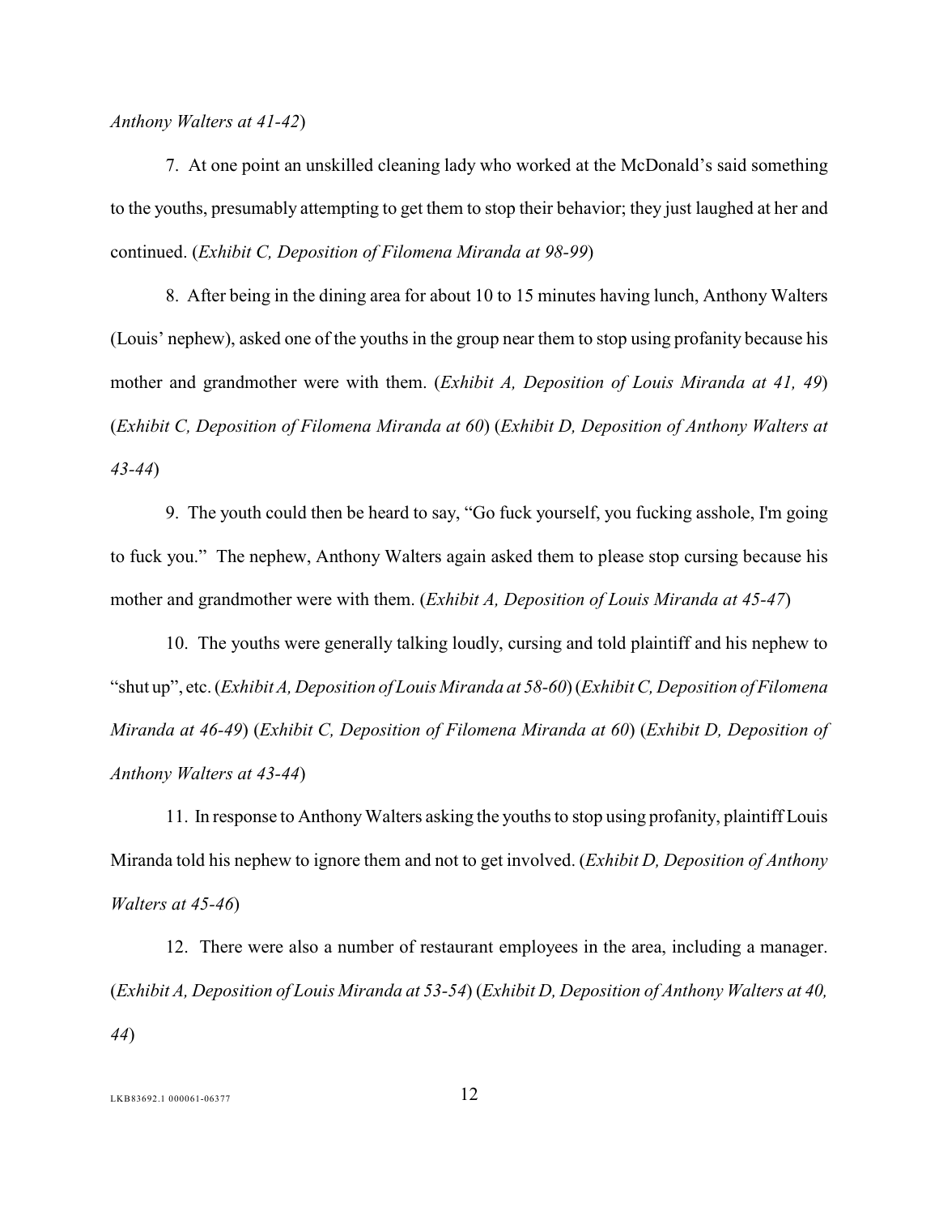*Anthony Walters at 41-42*)

7. At one point an unskilled cleaning lady who worked at the McDonald's said something to the youths, presumably attempting to get them to stop their behavior; they just laughed at her and continued. (*Exhibit C, Deposition of Filomena Miranda at 98-99*)

8. After being in the dining area for about 10 to 15 minutes having lunch, Anthony Walters (Louis' nephew), asked one of the youths in the group near them to stop using profanity because his mother and grandmother were with them. (*Exhibit A, Deposition of Louis Miranda at 41, 49*) (*Exhibit C, Deposition of Filomena Miranda at 60*) (*Exhibit D, Deposition of Anthony Walters at 43-44*)

9. The youth could then be heard to say, "Go fuck yourself, you fucking asshole, I'm going to fuck you." The nephew, Anthony Walters again asked them to please stop cursing because his mother and grandmother were with them. (*Exhibit A, Deposition of Louis Miranda at 45-47*)

10. The youths were generally talking loudly, cursing and told plaintiff and his nephew to "shut up", etc. (*Exhibit A, Deposition of Louis Miranda at 58-60*) (*Exhibit C, Deposition of Filomena Miranda at 46-49*) (*Exhibit C, Deposition of Filomena Miranda at 60*) (*Exhibit D, Deposition of Anthony Walters at 43-44*)

11. In response to Anthony Walters asking the youths to stop using profanity, plaintiff Louis Miranda told his nephew to ignore them and not to get involved. (*Exhibit D, Deposition of Anthony Walters at 45-46*)

12. There were also a number of restaurant employees in the area, including a manager. (*Exhibit A, Deposition of Louis Miranda at 53-54*) (*Exhibit D, Deposition of Anthony Walters at 40, 44*)

LKB83692.1 000061-06377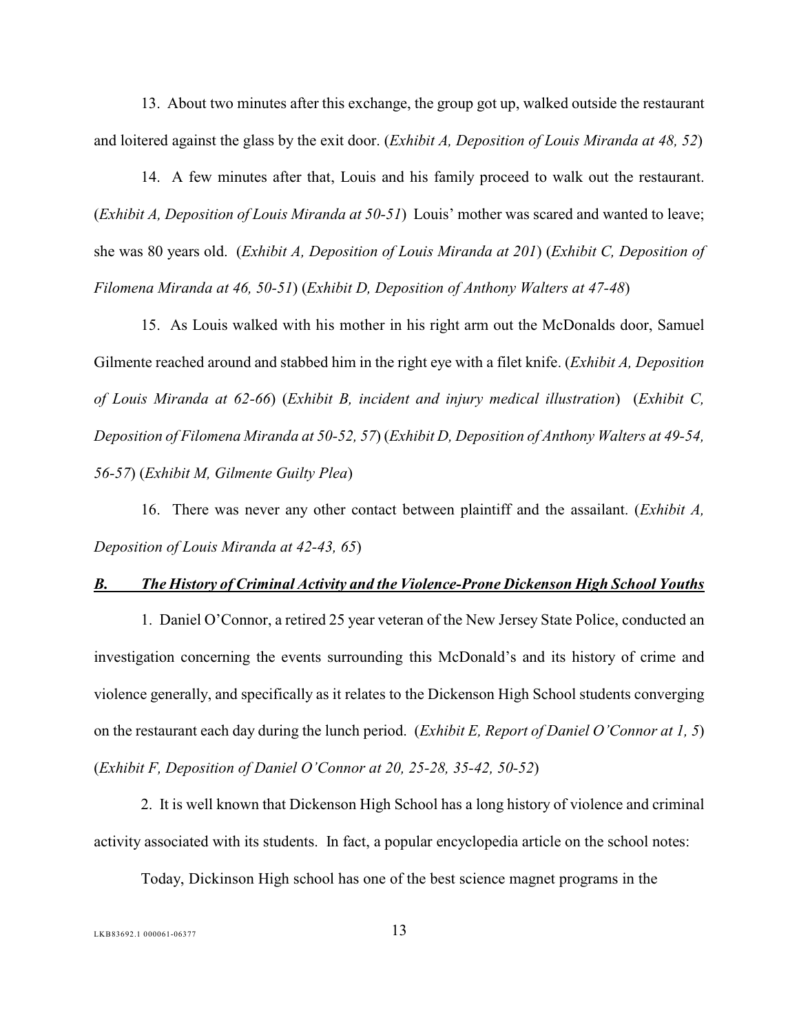13. About two minutes after this exchange, the group got up, walked outside the restaurant and loitered against the glass by the exit door. (*Exhibit A, Deposition of Louis Miranda at 48, 52*)

14. A few minutes after that, Louis and his family proceed to walk out the restaurant. (*Exhibit A, Deposition of Louis Miranda at 50-51*) Louis' mother was scared and wanted to leave; she was 80 years old. (*Exhibit A, Deposition of Louis Miranda at 201*) (*Exhibit C, Deposition of Filomena Miranda at 46, 50-51*) (*Exhibit D, Deposition of Anthony Walters at 47-48*)

15. As Louis walked with his mother in his right arm out the McDonalds door, Samuel Gilmente reached around and stabbed him in the right eye with a filet knife. (*Exhibit A, Deposition of Louis Miranda at 62-66*) (*Exhibit B, incident and injury medical illustration*) (*Exhibit C, Deposition of Filomena Miranda at 50-52, 57*) (*Exhibit D, Deposition of Anthony Walters at 49-54, 56-57*) (*Exhibit M, Gilmente Guilty Plea*)

16. There was never any other contact between plaintiff and the assailant. (*Exhibit A, Deposition of Louis Miranda at 42-43, 65*)

***B. The History of Criminal Activity and the Violence-Prone Dickenson High School Youths***

1. Daniel O'Connor, a retired 25 year veteran of the New Jersey State Police, conducted an investigation concerning the events surrounding this McDonald's and its history of crime and violence generally, and specifically as it relates to the Dickenson High School students converging on the restaurant each day during the lunch period. (*Exhibit E, Report of Daniel O'Connor at 1, 5*) (*Exhibit F, Deposition of Daniel O'Connor at 20, 25-28, 35-42, 50-52*)

2. It is well known that Dickenson High School has a long history of violence and criminal activity associated with its students. In fact, a popular encyclopedia article on the school notes:

Today, Dickinson High school has one of the best science magnet programs in the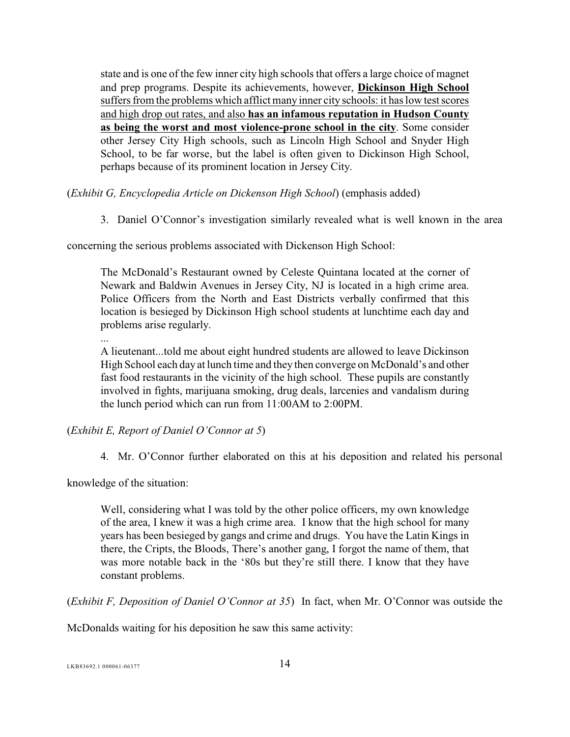> state and is one of the few inner city high schools that offers a large choice of magnet and prep programs. Despite its achievements, however, <u>**Dickinson High School** suffers from the problems which afflict many inner city schools: it has low test scores and high drop out rates, and also **has an infamous reputation in Hudson County as being the worst and most violence-prone school in the city**</u>. Some consider other Jersey City High schools, such as Lincoln High School and Snyder High School, to be far worse, but the label is often given to Dickinson High School, perhaps because of its prominent location in Jersey City.

(*Exhibit G, Encyclopedia Article on Dickenson High School*) (emphasis added)

3. Daniel O'Connor's investigation similarly revealed what is well known in the area concerning the serious problems associated with Dickenson High School:

> The McDonald's Restaurant owned by Celeste Quintana located at the corner of Newark and Baldwin Avenues in Jersey City, NJ is located in a high crime area. Police Officers from the North and East Districts verbally confirmed that this location is besieged by Dickinson High school students at lunchtime each day and problems arise regularly.
>
> ...
>
> A lieutenant...told me about eight hundred students are allowed to leave Dickinson High School each day at lunch time and they then converge on McDonald's and other fast food restaurants in the vicinity of the high school. These pupils are constantly involved in fights, marijuana smoking, drug deals, larcenies and vandalism during the lunch period which can run from 11:00AM to 2:00PM.

(*Exhibit E, Report of Daniel O'Connor at 5*)

4. Mr. O'Connor further elaborated on this at his deposition and related his personal knowledge of the situation:

> Well, considering what I was told by the other police officers, my own knowledge of the area, I knew it was a high crime area. I know that the high school for many years has been besieged by gangs and crime and drugs. You have the Latin Kings in there, the Cripts, the Bloods, There's another gang, I forgot the name of them, that was more notable back in the '80s but they're still there. I know that they have constant problems.

(*Exhibit F, Deposition of Daniel O'Connor at 35*) In fact, when Mr. O'Connor was outside the McDonalds waiting for his deposition he saw this same activity: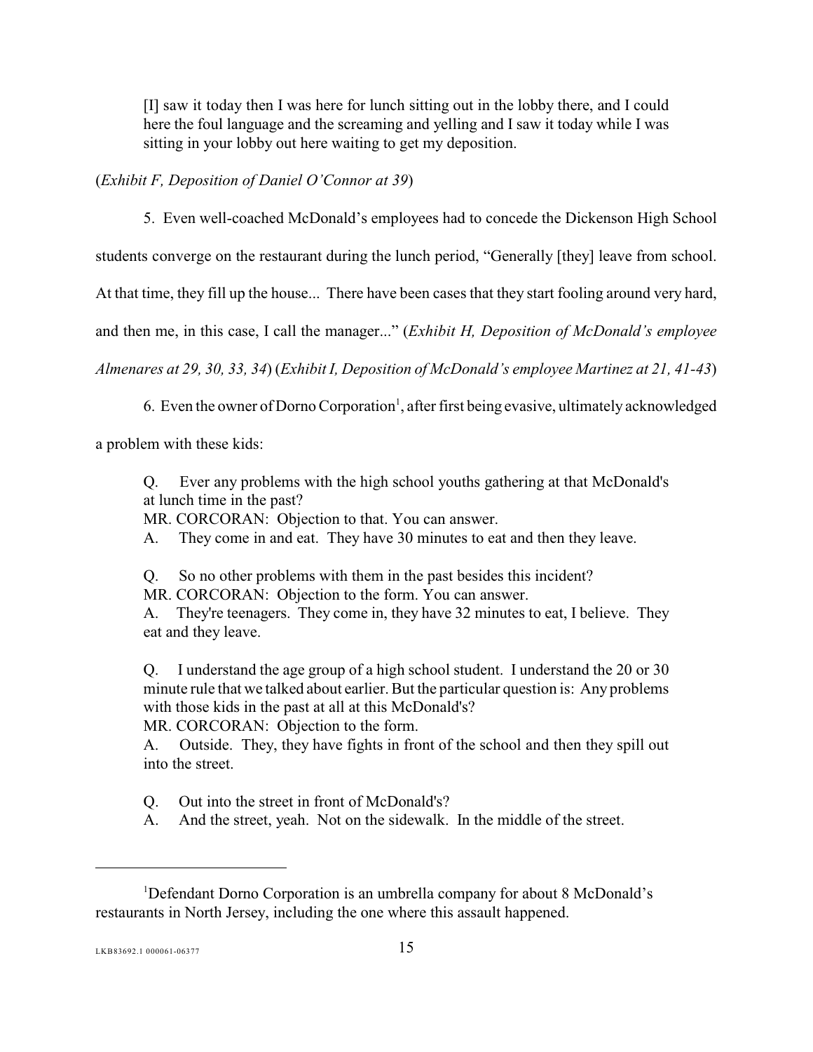> [I] saw it today then I was here for lunch sitting out in the lobby there, and I could here the foul language and the screaming and yelling and I saw it today while I was sitting in your lobby out here waiting to get my deposition.

(*Exhibit F, Deposition of Daniel O'Connor at 39*)

5. Even well-coached McDonald's employees had to concede the Dickenson High School students converge on the restaurant during the lunch period, "Generally [they] leave from school. At that time, they fill up the house... There have been cases that they start fooling around very hard, and then me, in this case, I call the manager..." (*Exhibit H, Deposition of McDonald's employee Almenares at 29, 30, 33, 34*) (*Exhibit I, Deposition of McDonald's employee Martinez at 21, 41-43*)

6. Even the owner of Dorno Corporation[1], after first being evasive, ultimately acknowledged a problem with these kids:

> Q. Ever any problems with the high school youths gathering at that McDonald's at lunch time in the past?
> MR. CORCORAN: Objection to that. You can answer.
> A. They come in and eat. They have 30 minutes to eat and then they leave.
>
> Q. So no other problems with them in the past besides this incident?
> MR. CORCORAN: Objection to the form. You can answer.
> A. They're teenagers. They come in, they have 32 minutes to eat, I believe. They eat and they leave.
>
> Q. I understand the age group of a high school student. I understand the 20 or 30 minute rule that we talked about earlier. But the particular question is: Any problems with those kids in the past at all at this McDonald's?
> MR. CORCORAN: Objection to the form.
> A. Outside. They, they have fights in front of the school and then they spill out into the street.
>
> Q. Out into the street in front of McDonald's?
> A. And the street, yeah. Not on the sidewalk. In the middle of the street.

---

[1] Defendant Dorno Corporation is an umbrella company for about 8 McDonald's restaurants in North Jersey, including the one where this assault happened.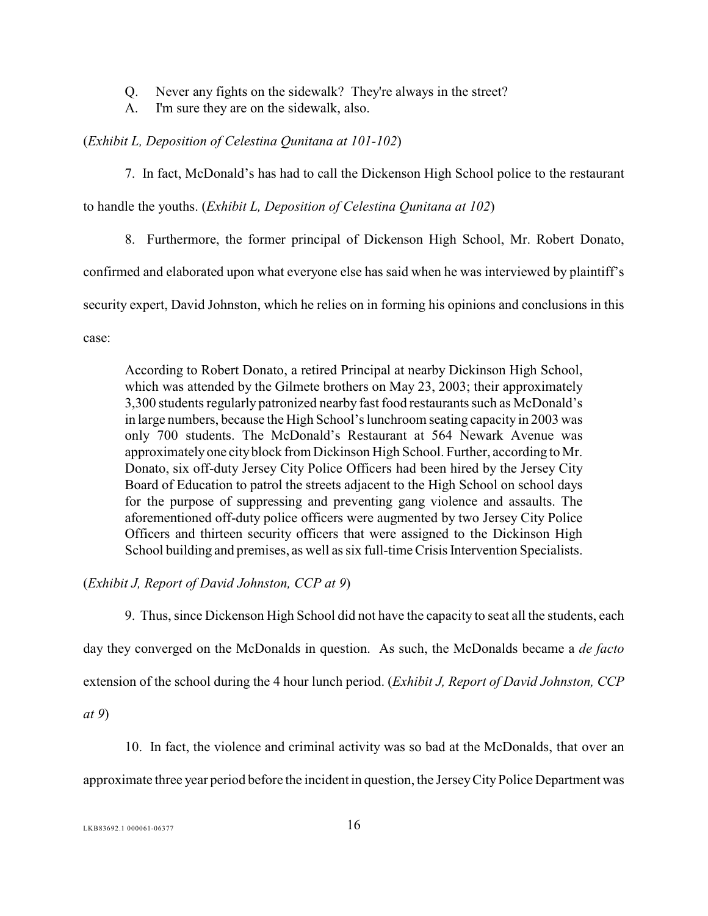Q. Never any fights on the sidewalk? They're always in the street?

A. I'm sure they are on the sidewalk, also.

(*Exhibit L, Deposition of Celestina Qunitana at 101-102*)

7. In fact, McDonald's has had to call the Dickenson High School police to the restaurant to handle the youths. (*Exhibit L, Deposition of Celestina Qunitana at 102*)

8. Furthermore, the former principal of Dickenson High School, Mr. Robert Donato, confirmed and elaborated upon what everyone else has said when he was interviewed by plaintiff's security expert, David Johnston, which he relies on in forming his opinions and conclusions in this case:

> According to Robert Donato, a retired Principal at nearby Dickinson High School, which was attended by the Gilmete brothers on May 23, 2003; their approximately 3,300 students regularly patronized nearby fast food restaurants such as McDonald's in large numbers, because the High School's lunchroom seating capacity in 2003 was only 700 students. The McDonald's Restaurant at 564 Newark Avenue was approximately one city block from Dickinson High School. Further, according to Mr. Donato, six off-duty Jersey City Police Officers had been hired by the Jersey City Board of Education to patrol the streets adjacent to the High School on school days for the purpose of suppressing and preventing gang violence and assaults. The aforementioned off-duty police officers were augmented by two Jersey City Police Officers and thirteen security officers that were assigned to the Dickinson High School building and premises, as well as six full-time Crisis Intervention Specialists.

(*Exhibit J, Report of David Johnston, CCP at 9*)

9. Thus, since Dickenson High School did not have the capacity to seat all the students, each day they converged on the McDonalds in question. As such, the McDonalds became a *de facto* extension of the school during the 4 hour lunch period. (*Exhibit J, Report of David Johnston, CCP at 9*)

10. In fact, the violence and criminal activity was so bad at the McDonalds, that over an approximate three year period before the incident in question, the Jersey City Police Department was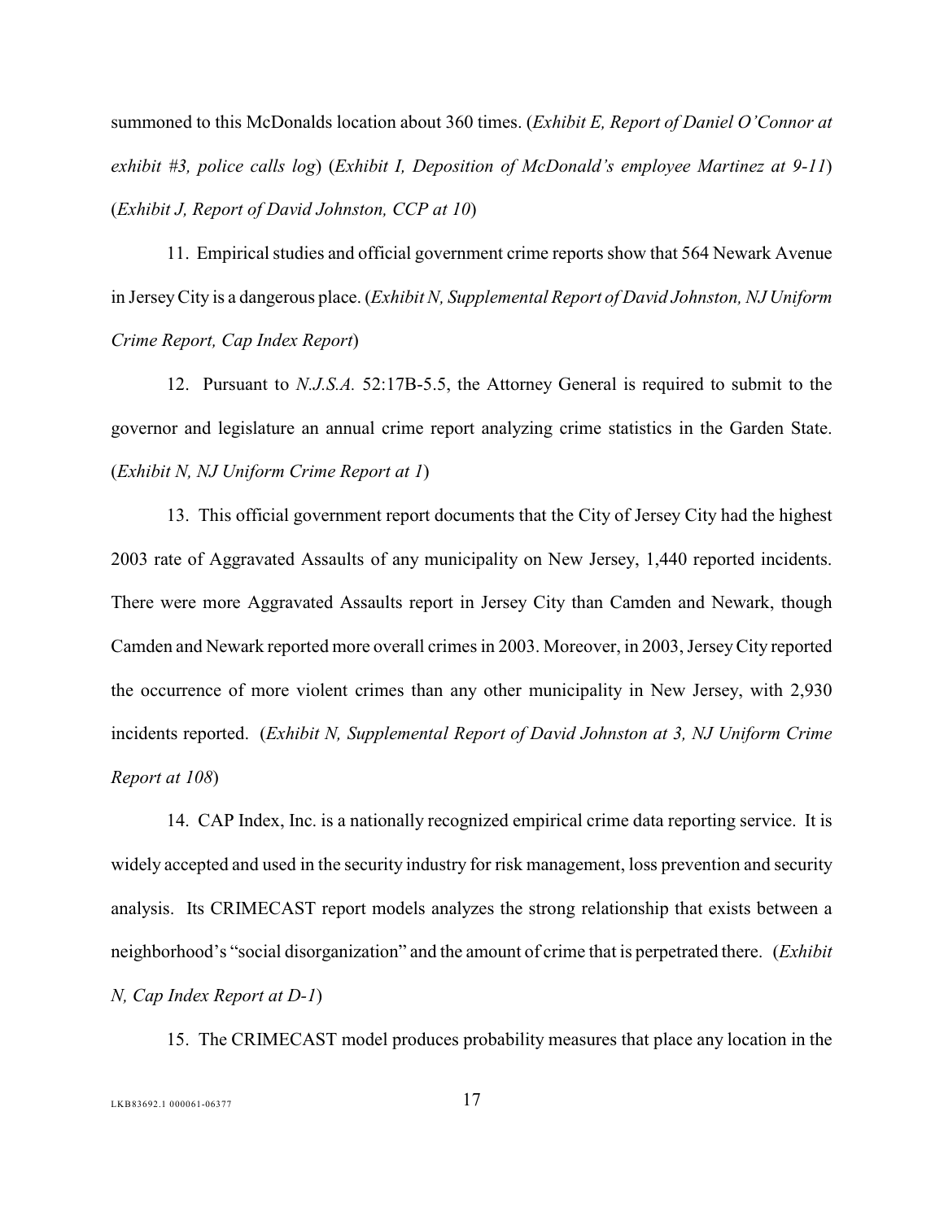summoned to this McDonalds location about 360 times. (*Exhibit E, Report of Daniel O'Connor at exhibit #3, police calls log*) (*Exhibit I, Deposition of McDonald's employee Martinez at 9-11*) (*Exhibit J, Report of David Johnston, CCP at 10*)

11. Empirical studies and official government crime reports show that 564 Newark Avenue in Jersey City is a dangerous place. (*Exhibit N, Supplemental Report of David Johnston, NJ Uniform Crime Report, Cap Index Report*)

12. Pursuant to *N.J.S.A.* 52:17B-5.5, the Attorney General is required to submit to the governor and legislature an annual crime report analyzing crime statistics in the Garden State. (*Exhibit N, NJ Uniform Crime Report at 1*)

13. This official government report documents that the City of Jersey City had the highest 2003 rate of Aggravated Assaults of any municipality on New Jersey, 1,440 reported incidents. There were more Aggravated Assaults report in Jersey City than Camden and Newark, though Camden and Newark reported more overall crimes in 2003. Moreover, in 2003, Jersey City reported the occurrence of more violent crimes than any other municipality in New Jersey, with 2,930 incidents reported. (*Exhibit N, Supplemental Report of David Johnston at 3, NJ Uniform Crime Report at 108*)

14. CAP Index, Inc. is a nationally recognized empirical crime data reporting service. It is widely accepted and used in the security industry for risk management, loss prevention and security analysis. Its CRIMECAST report models analyzes the strong relationship that exists between a neighborhood's "social disorganization" and the amount of crime that is perpetrated there. (*Exhibit N, Cap Index Report at D-1*)

15. The CRIMECAST model produces probability measures that place any location in the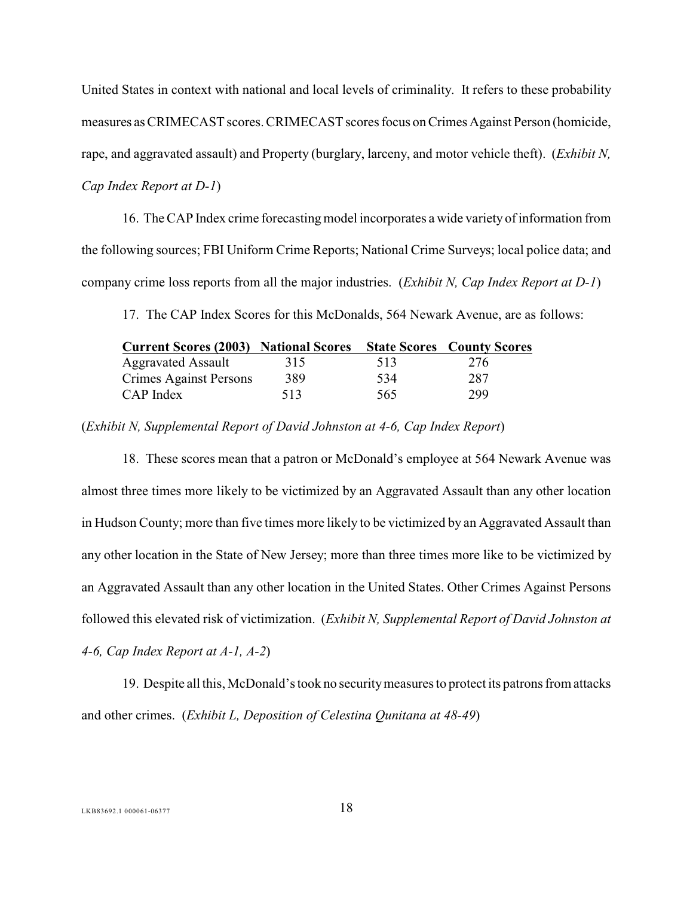United States in context with national and local levels of criminality. It refers to these probability measures as CRIMECAST scores. CRIMECAST scores focus on Crimes Against Person (homicide, rape, and aggravated assault) and Property (burglary, larceny, and motor vehicle theft). (*Exhibit N, Cap Index Report at D-1*)

16. The CAP Index crime forecasting model incorporates a wide variety of information from the following sources; FBI Uniform Crime Reports; National Crime Surveys; local police data; and company crime loss reports from all the major industries. (*Exhibit N, Cap Index Report at D-1*)

17. The CAP Index Scores for this McDonalds, 564 Newark Avenue, are as follows:

| Current Scores (2003) | National Scores | State Scores | County Scores |
|---|---|---|---|
| Aggravated Assault | 315 | 513 | 276 |
| Crimes Against Persons | 389 | 534 | 287 |
| CAP Index | 513 | 565 | 299 |

(*Exhibit N, Supplemental Report of David Johnston at 4-6, Cap Index Report*)

18. These scores mean that a patron or McDonald's employee at 564 Newark Avenue was almost three times more likely to be victimized by an Aggravated Assault than any other location in Hudson County; more than five times more likely to be victimized by an Aggravated Assault than any other location in the State of New Jersey; more than three times more like to be victimized by an Aggravated Assault than any other location in the United States. Other Crimes Against Persons followed this elevated risk of victimization. (*Exhibit N, Supplemental Report of David Johnston at 4-6, Cap Index Report at A-1, A-2*)

19. Despite all this, McDonald's took no security measures to protect its patrons from attacks and other crimes. (*Exhibit L, Deposition of Celestina Qunitana at 48-49*)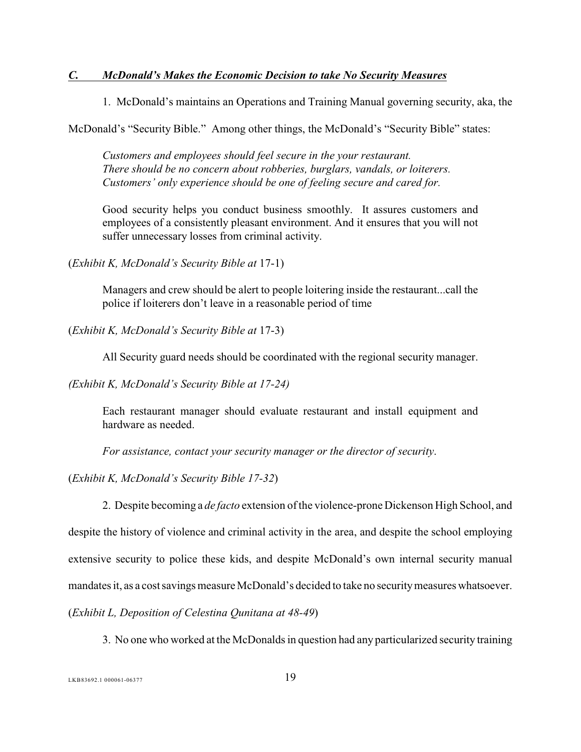### *C. McDonald's Makes the Economic Decision to take No Security Measures*

1. McDonald's maintains an Operations and Training Manual governing security, aka, the McDonald's "Security Bible." Among other things, the McDonald's "Security Bible" states:

> *Customers and employees should feel secure in the your restaurant. There should be no concern about robberies, burglars, vandals, or loiterers. Customers' only experience should be one of feeling secure and cared for.*
>
> Good security helps you conduct business smoothly. It assures customers and employees of a consistently pleasant environment. And it ensures that you will not suffer unnecessary losses from criminal activity.

(*Exhibit K, McDonald's Security Bible at* 17-1)

> Managers and crew should be alert to people loitering inside the restaurant...call the police if loiterers don't leave in a reasonable period of time

(*Exhibit K, McDonald's Security Bible at* 17-3)

> All Security guard needs should be coordinated with the regional security manager.

*(Exhibit K, McDonald's Security Bible at 17-24)*

> Each restaurant manager should evaluate restaurant and install equipment and hardware as needed.
>
> *For assistance, contact your security manager or the director of security.*

(*Exhibit K, McDonald's Security Bible 17-32*)

2. Despite becoming a *de facto* extension of the violence-prone Dickenson High School, and despite the history of violence and criminal activity in the area, and despite the school employing extensive security to police these kids, and despite McDonald's own internal security manual mandates it, as a cost savings measure McDonald's decided to take no security measures whatsoever. (*Exhibit L, Deposition of Celestina Qunitana at 48-49*)

3. No one who worked at the McDonalds in question had any particularized security training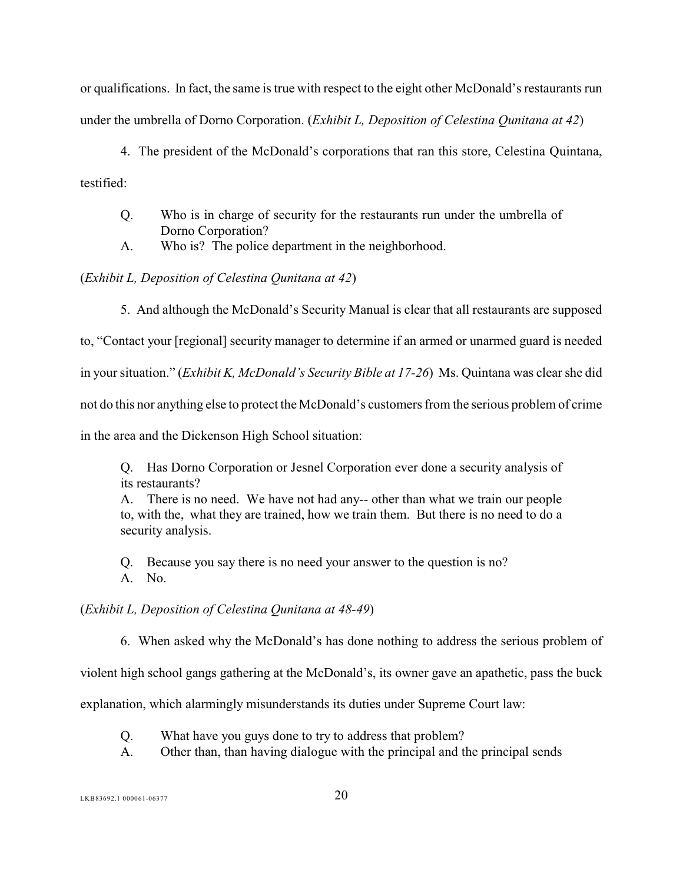or qualifications. In fact, the same is true with respect to the eight other McDonald's restaurants run under the umbrella of Dorno Corporation. (*Exhibit L, Deposition of Celestina Qunitana at 42*)

4. The president of the McDonald's corporations that ran this store, Celestina Quintana, testified:

> Q. Who is in charge of security for the restaurants run under the umbrella of Dorno Corporation?
>
> A. Who is? The police department in the neighborhood.

(*Exhibit L, Deposition of Celestina Qunitana at 42*)

5. And although the McDonald's Security Manual is clear that all restaurants are supposed to, "Contact your [regional] security manager to determine if an armed or unarmed guard is needed in your situation." (*Exhibit K, McDonald's Security Bible at 17-26*) Ms. Quintana was clear she did not do this nor anything else to protect the McDonald's customers from the serious problem of crime in the area and the Dickenson High School situation:

> Q. Has Dorno Corporation or Jesnel Corporation ever done a security analysis of its restaurants?
>
> A. There is no need. We have not had any-- other than what we train our people to, with the, what they are trained, how we train them. But there is no need to do a security analysis.
>
> Q. Because you say there is no need your answer to the question is no?
>
> A. No.

(*Exhibit L, Deposition of Celestina Qunitana at 48-49*)

6. When asked why the McDonald's has done nothing to address the serious problem of violent high school gangs gathering at the McDonald's, its owner gave an apathetic, pass the buck explanation, which alarmingly misunderstands its duties under Supreme Court law:

> Q. What have you guys done to try to address that problem?
>
> A. Other than, than having dialogue with the principal and the principal sends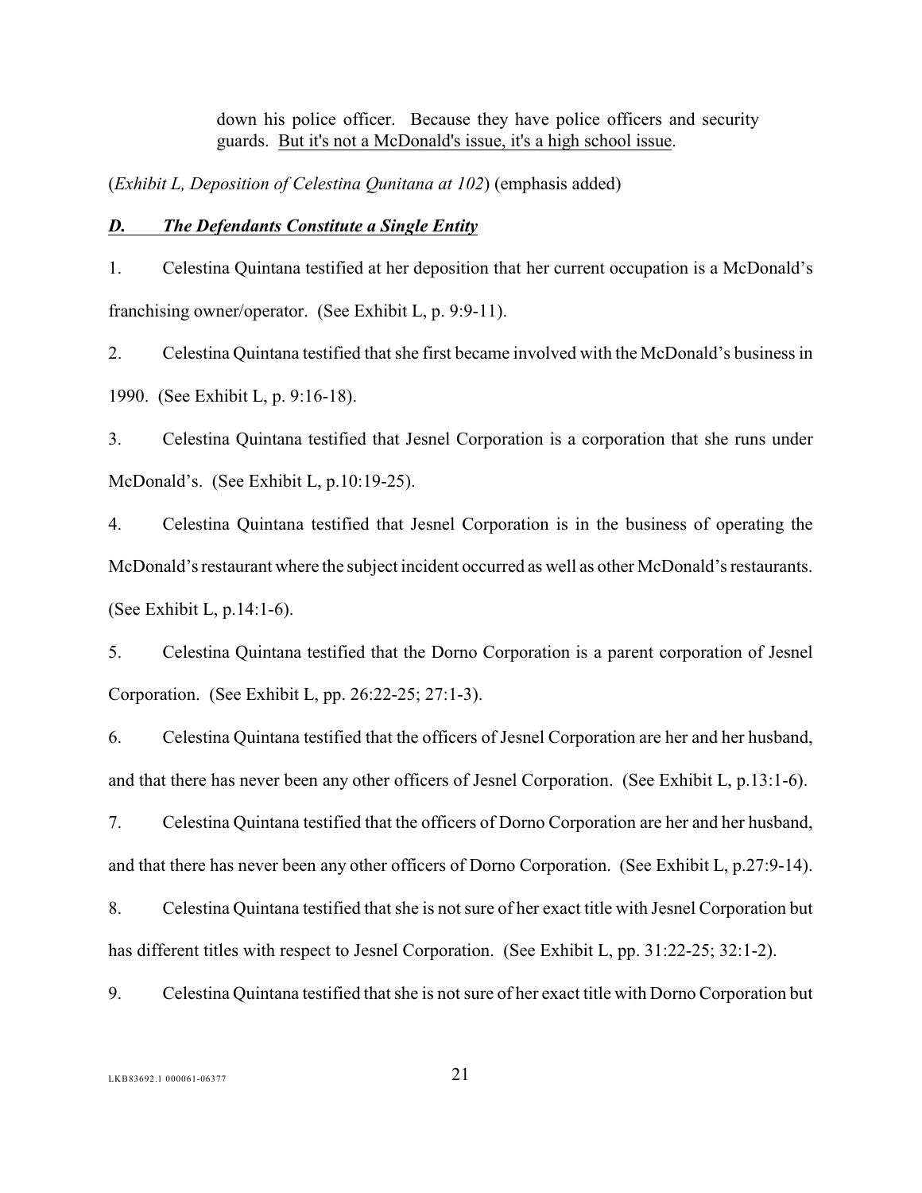> down his police officer. Because they have police officers and security guards. <u>But it's not a McDonald's issue, it's a high school issue</u>.

(*Exhibit L, Deposition of Celestina Qunitana at 102*) (emphasis added)

### ***<u>D. The Defendants Constitute a Single Entity</u>***

1. Celestina Quintana testified at her deposition that her current occupation is a McDonald's franchising owner/operator. (See Exhibit L, p. 9:9-11).

2. Celestina Quintana testified that she first became involved with the McDonald's business in 1990. (See Exhibit L, p. 9:16-18).

3. Celestina Quintana testified that Jesnel Corporation is a corporation that she runs under McDonald's. (See Exhibit L, p.10:19-25).

4. Celestina Quintana testified that Jesnel Corporation is in the business of operating the McDonald's restaurant where the subject incident occurred as well as other McDonald's restaurants. (See Exhibit L, p.14:1-6).

5. Celestina Quintana testified that the Dorno Corporation is a parent corporation of Jesnel Corporation. (See Exhibit L, pp. 26:22-25; 27:1-3).

6. Celestina Quintana testified that the officers of Jesnel Corporation are her and her husband, and that there has never been any other officers of Jesnel Corporation. (See Exhibit L, p.13:1-6).

7. Celestina Quintana testified that the officers of Dorno Corporation are her and her husband, and that there has never been any other officers of Dorno Corporation. (See Exhibit L, p.27:9-14).

8. Celestina Quintana testified that she is not sure of her exact title with Jesnel Corporation but has different titles with respect to Jesnel Corporation. (See Exhibit L, pp. 31:22-25; 32:1-2).

9. Celestina Quintana testified that she is not sure of her exact title with Dorno Corporation but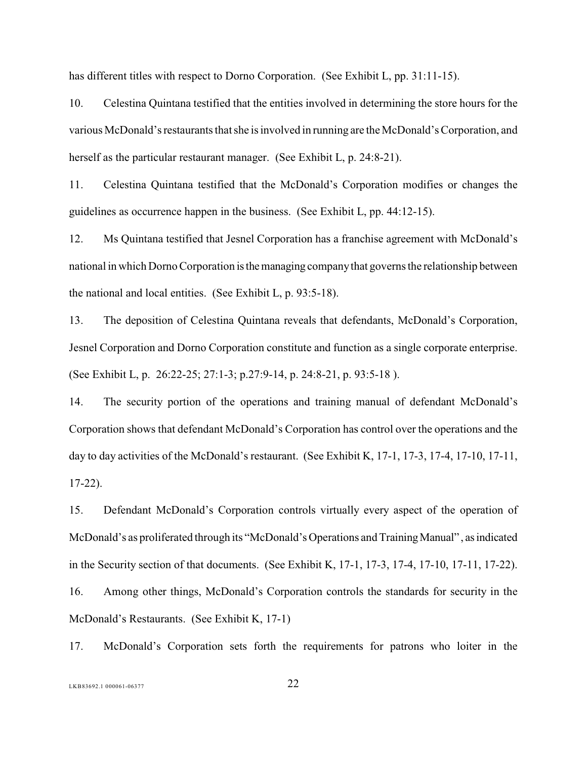has different titles with respect to Dorno Corporation. (See Exhibit L, pp. 31:11-15).

10. Celestina Quintana testified that the entities involved in determining the store hours for the various McDonald's restaurants that she is involved in running are the McDonald's Corporation, and herself as the particular restaurant manager. (See Exhibit L, p. 24:8-21).

11. Celestina Quintana testified that the McDonald's Corporation modifies or changes the guidelines as occurrence happen in the business. (See Exhibit L, pp. 44:12-15).

12. Ms Quintana testified that Jesnel Corporation has a franchise agreement with McDonald's national in which Dorno Corporation is the managing company that governs the relationship between the national and local entities. (See Exhibit L, p. 93:5-18).

13. The deposition of Celestina Quintana reveals that defendants, McDonald's Corporation, Jesnel Corporation and Dorno Corporation constitute and function as a single corporate enterprise. (See Exhibit L, p. 26:22-25; 27:1-3; p.27:9-14, p. 24:8-21, p. 93:5-18 ).

14. The security portion of the operations and training manual of defendant McDonald's Corporation shows that defendant McDonald's Corporation has control over the operations and the day to day activities of the McDonald's restaurant. (See Exhibit K, 17-1, 17-3, 17-4, 17-10, 17-11, 17-22).

15. Defendant McDonald's Corporation controls virtually every aspect of the operation of McDonald's as proliferated through its "McDonald's Operations and Training Manual" , as indicated in the Security section of that documents. (See Exhibit K, 17-1, 17-3, 17-4, 17-10, 17-11, 17-22).

16. Among other things, McDonald's Corporation controls the standards for security in the McDonald's Restaurants. (See Exhibit K, 17-1)

17. McDonald's Corporation sets forth the requirements for patrons who loiter in the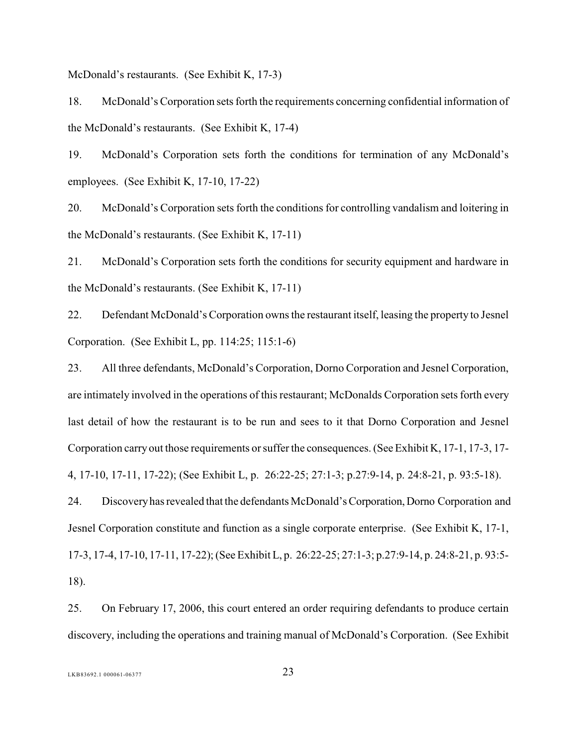McDonald's restaurants. (See Exhibit K, 17-3)

18. McDonald's Corporation sets forth the requirements concerning confidential information of the McDonald's restaurants. (See Exhibit K, 17-4)

19. McDonald's Corporation sets forth the conditions for termination of any McDonald's employees. (See Exhibit K, 17-10, 17-22)

20. McDonald's Corporation sets forth the conditions for controlling vandalism and loitering in the McDonald's restaurants. (See Exhibit K, 17-11)

21. McDonald's Corporation sets forth the conditions for security equipment and hardware in the McDonald's restaurants. (See Exhibit K, 17-11)

22. Defendant McDonald's Corporation owns the restaurant itself, leasing the property to Jesnel Corporation. (See Exhibit L, pp. 114:25; 115:1-6)

23. All three defendants, McDonald's Corporation, Dorno Corporation and Jesnel Corporation, are intimately involved in the operations of this restaurant; McDonalds Corporation sets forth every last detail of how the restaurant is to be run and sees to it that Dorno Corporation and Jesnel Corporation carry out those requirements or suffer the consequences. (See Exhibit K, 17-1, 17-3, 17-4, 17-10, 17-11, 17-22); (See Exhibit L, p. 26:22-25; 27:1-3; p.27:9-14, p. 24:8-21, p. 93:5-18).

24. Discovery has revealed that the defendants McDonald's Corporation, Dorno Corporation and Jesnel Corporation constitute and function as a single corporate enterprise. (See Exhibit K, 17-1, 17-3, 17-4, 17-10, 17-11, 17-22); (See Exhibit L, p. 26:22-25; 27:1-3; p.27:9-14, p. 24:8-21, p. 93:5-18).

25. On February 17, 2006, this court entered an order requiring defendants to produce certain discovery, including the operations and training manual of McDonald's Corporation. (See Exhibit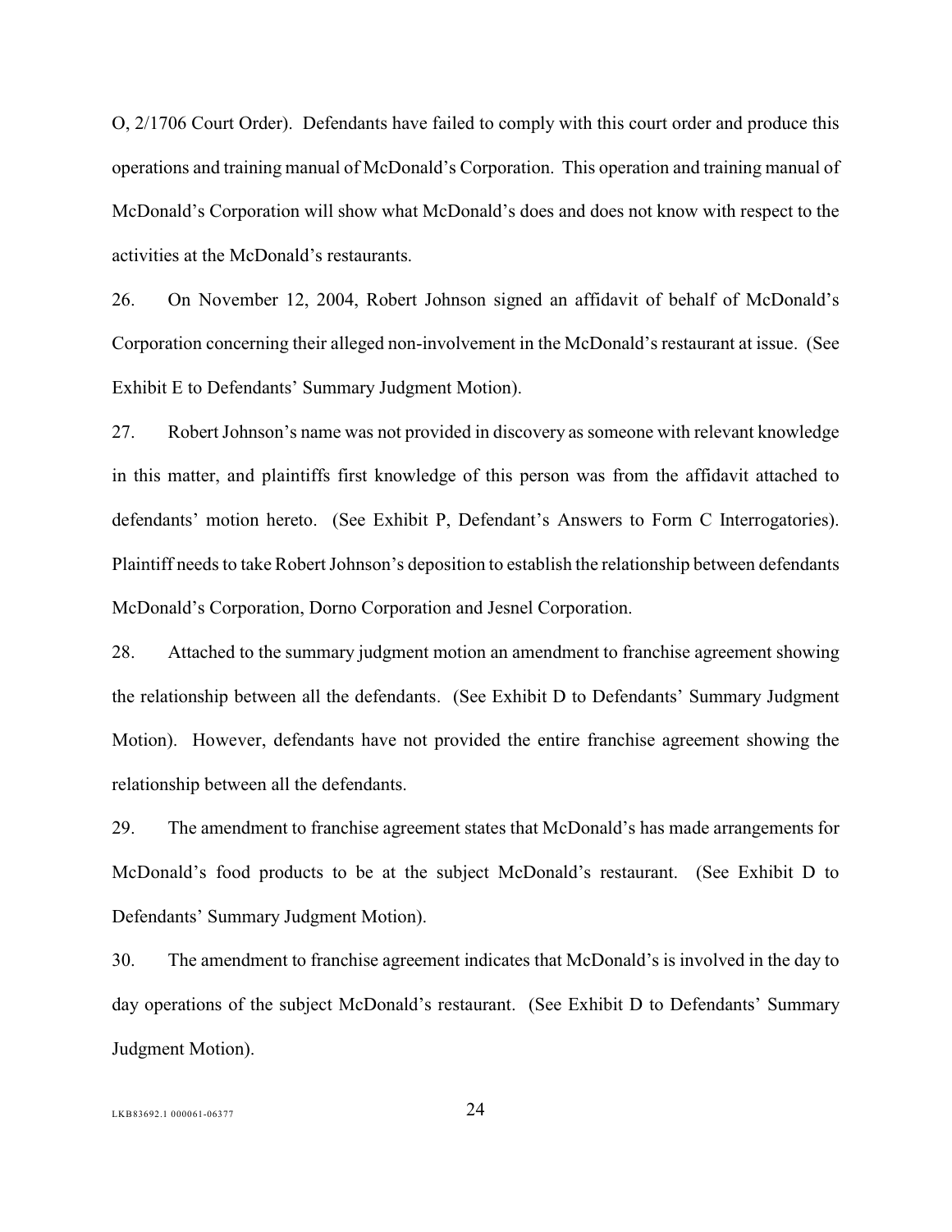O, 2/1706 Court Order). Defendants have failed to comply with this court order and produce this operations and training manual of McDonald's Corporation. This operation and training manual of McDonald's Corporation will show what McDonald's does and does not know with respect to the activities at the McDonald's restaurants.

26. On November 12, 2004, Robert Johnson signed an affidavit of behalf of McDonald's Corporation concerning their alleged non-involvement in the McDonald's restaurant at issue. (See Exhibit E to Defendants' Summary Judgment Motion).

27. Robert Johnson's name was not provided in discovery as someone with relevant knowledge in this matter, and plaintiffs first knowledge of this person was from the affidavit attached to defendants' motion hereto. (See Exhibit P, Defendant's Answers to Form C Interrogatories). Plaintiff needs to take Robert Johnson's deposition to establish the relationship between defendants McDonald's Corporation, Dorno Corporation and Jesnel Corporation.

28. Attached to the summary judgment motion an amendment to franchise agreement showing the relationship between all the defendants. (See Exhibit D to Defendants' Summary Judgment Motion). However, defendants have not provided the entire franchise agreement showing the relationship between all the defendants.

29. The amendment to franchise agreement states that McDonald's has made arrangements for McDonald's food products to be at the subject McDonald's restaurant. (See Exhibit D to Defendants' Summary Judgment Motion).

30. The amendment to franchise agreement indicates that McDonald's is involved in the day to day operations of the subject McDonald's restaurant. (See Exhibit D to Defendants' Summary Judgment Motion).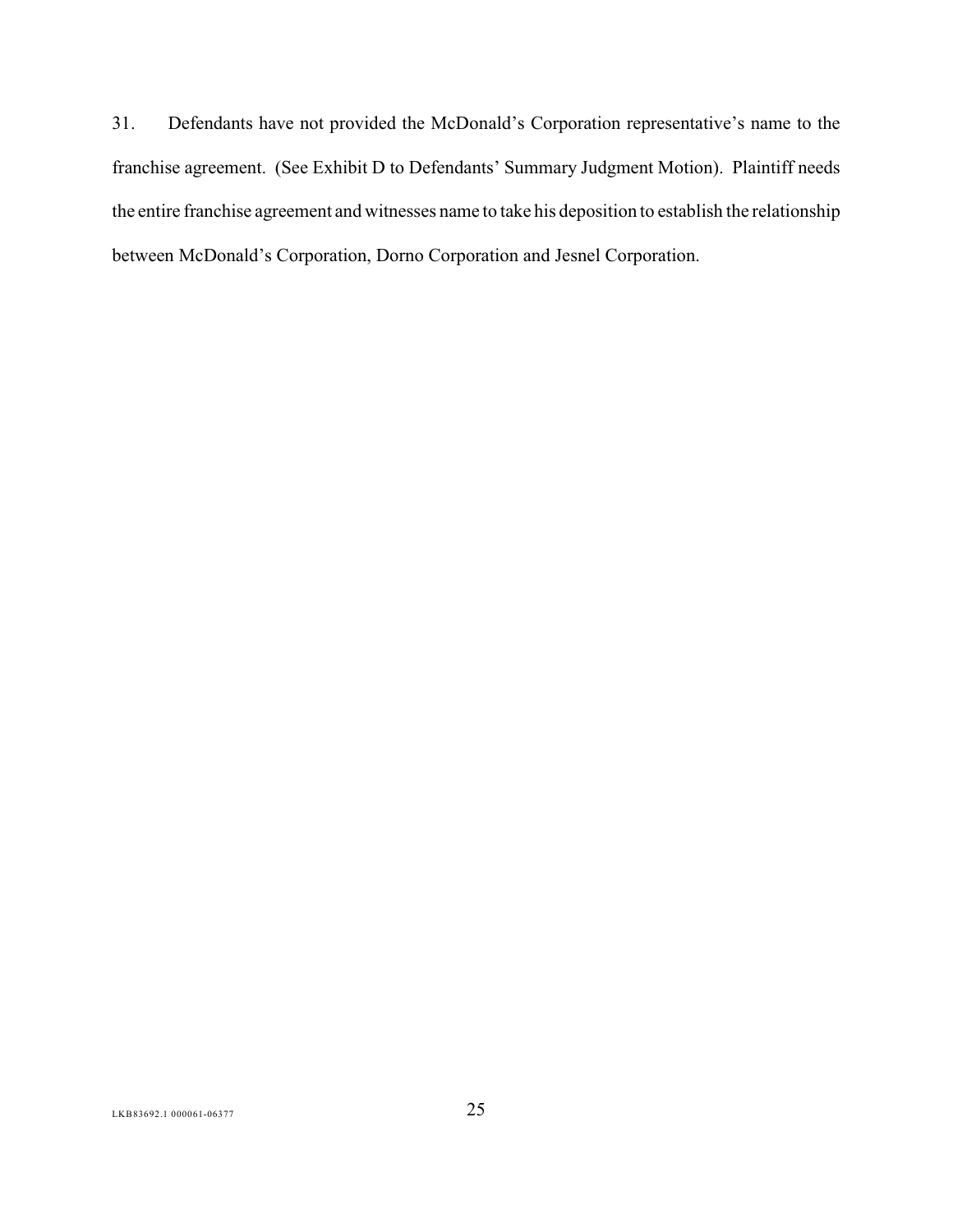31. Defendants have not provided the McDonald's Corporation representative's name to the franchise agreement. (See Exhibit D to Defendants' Summary Judgment Motion). Plaintiff needs the entire franchise agreement and witnesses name to take his deposition to establish the relationship between McDonald's Corporation, Dorno Corporation and Jesnel Corporation.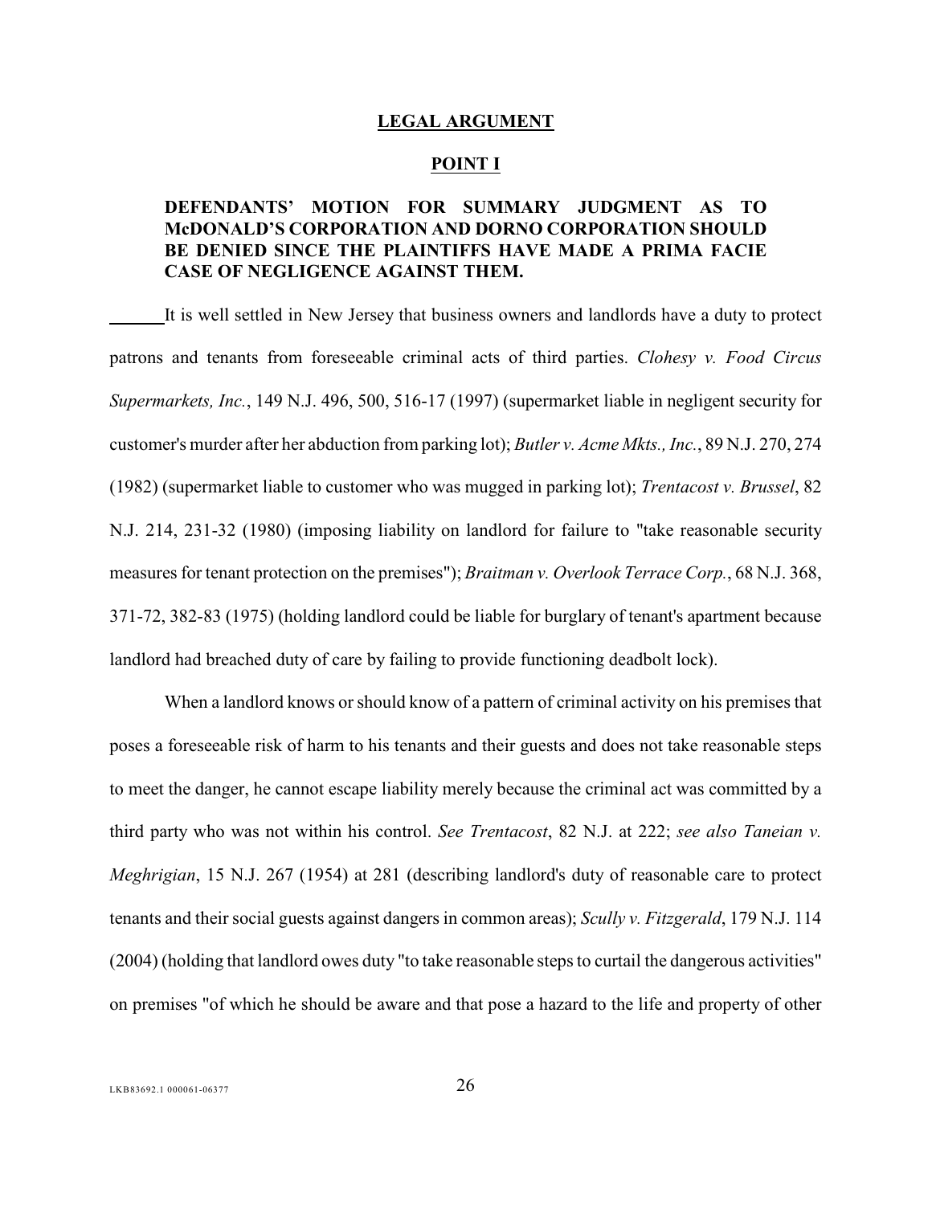## LEGAL ARGUMENT

## POINT I

### DEFENDANTS' MOTION FOR SUMMARY JUDGMENT AS TO McDONALD'S CORPORATION AND DORNO CORPORATION SHOULD BE DENIED SINCE THE PLAINTIFFS HAVE MADE A PRIMA FACIE CASE OF NEGLIGENCE AGAINST THEM.

It is well settled in New Jersey that business owners and landlords have a duty to protect patrons and tenants from foreseeable criminal acts of third parties. *Clohesy v. Food Circus Supermarkets, Inc.*, 149 N.J. 496, 500, 516-17 (1997) (supermarket liable in negligent security for customer's murder after her abduction from parking lot); *Butler v. Acme Mkts., Inc.*, 89 N.J. 270, 274 (1982) (supermarket liable to customer who was mugged in parking lot); *Trentacost v. Brussel*, 82 N.J. 214, 231-32 (1980) (imposing liability on landlord for failure to "take reasonable security measures for tenant protection on the premises"); *Braitman v. Overlook Terrace Corp.*, 68 N.J. 368, 371-72, 382-83 (1975) (holding landlord could be liable for burglary of tenant's apartment because landlord had breached duty of care by failing to provide functioning deadbolt lock).

When a landlord knows or should know of a pattern of criminal activity on his premises that poses a foreseeable risk of harm to his tenants and their guests and does not take reasonable steps to meet the danger, he cannot escape liability merely because the criminal act was committed by a third party who was not within his control. *See Trentacost*, 82 N.J. at 222; *see also Taneian v. Meghrigian*, 15 N.J. 267 (1954) at 281 (describing landlord's duty of reasonable care to protect tenants and their social guests against dangers in common areas); *Scully v. Fitzgerald*, 179 N.J. 114 (2004) (holding that landlord owes duty "to take reasonable steps to curtail the dangerous activities" on premises "of which he should be aware and that pose a hazard to the life and property of other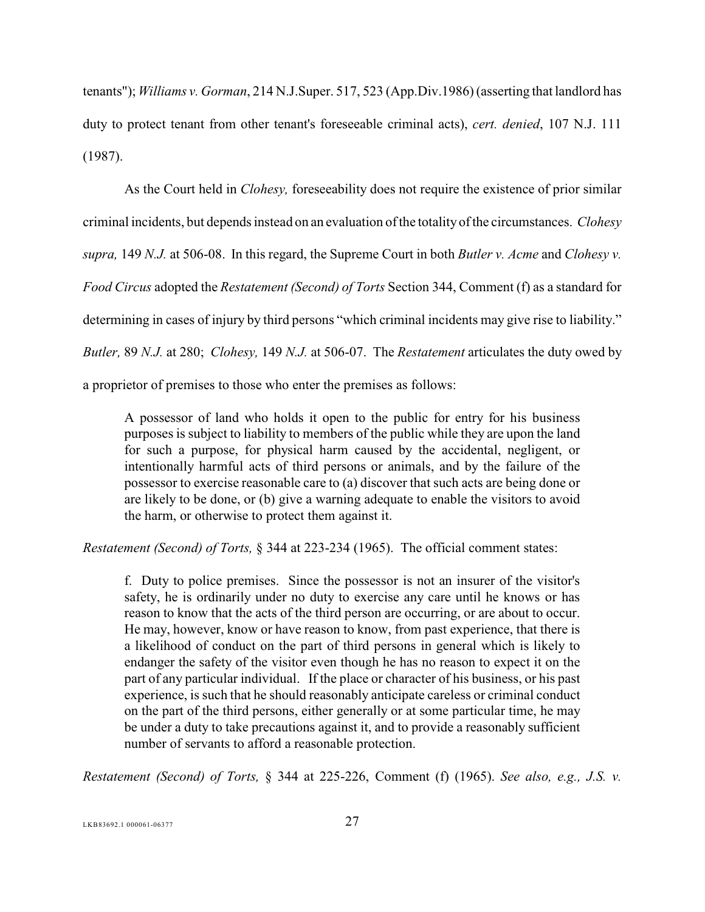tenants"); *Williams v. Gorman*, 214 N.J.Super. 517, 523 (App.Div.1986) (asserting that landlord has duty to protect tenant from other tenant's foreseeable criminal acts), *cert. denied*, 107 N.J. 111 (1987).

As the Court held in *Clohesy,* foreseeability does not require the existence of prior similar criminal incidents, but depends instead on an evaluation of the totality of the circumstances. *Clohesy supra,* 149 *N.J.* at 506-08. In this regard, the Supreme Court in both *Butler v. Acme* and *Clohesy v. Food Circus* adopted the *Restatement (Second) of Torts* Section 344, Comment (f) as a standard for determining in cases of injury by third persons "which criminal incidents may give rise to liability." *Butler,* 89 *N.J.* at 280; *Clohesy,* 149 *N.J.* at 506-07. The *Restatement* articulates the duty owed by a proprietor of premises to those who enter the premises as follows:

> A possessor of land who holds it open to the public for entry for his business purposes is subject to liability to members of the public while they are upon the land for such a purpose, for physical harm caused by the accidental, negligent, or intentionally harmful acts of third persons or animals, and by the failure of the possessor to exercise reasonable care to (a) discover that such acts are being done or are likely to be done, or (b) give a warning adequate to enable the visitors to avoid the harm, or otherwise to protect them against it.

*Restatement (Second) of Torts,* § 344 at 223-234 (1965). The official comment states:

> f. Duty to police premises. Since the possessor is not an insurer of the visitor's safety, he is ordinarily under no duty to exercise any care until he knows or has reason to know that the acts of the third person are occurring, or are about to occur. He may, however, know or have reason to know, from past experience, that there is a likelihood of conduct on the part of third persons in general which is likely to endanger the safety of the visitor even though he has no reason to expect it on the part of any particular individual. If the place or character of his business, or his past experience, is such that he should reasonably anticipate careless or criminal conduct on the part of the third persons, either generally or at some particular time, he may be under a duty to take precautions against it, and to provide a reasonably sufficient number of servants to afford a reasonable protection.

*Restatement (Second) of Torts,* § 344 at 225-226, Comment (f) (1965). *See also, e.g., J.S. v.*

LKB83692.1 000061-06377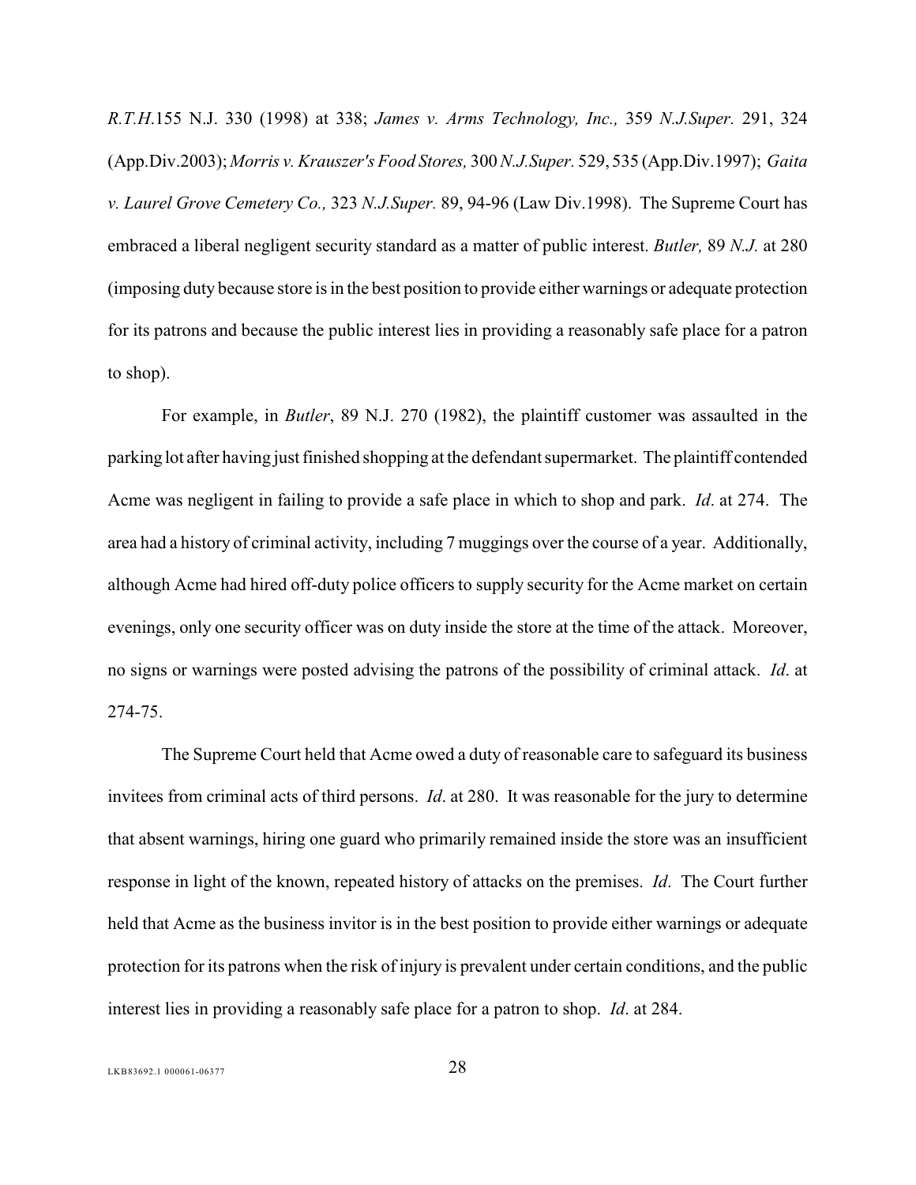*R.T.H.*155 N.J. 330 (1998) at 338; *James v. Arms Technology, Inc.,* 359 *N.J.Super.* 291, 324 (App.Div.2003); *Morris v. Krauszer's Food Stores,* 300 *N.J.Super.* 529, 535 (App.Div.1997); *Gaita v. Laurel Grove Cemetery Co.,* 323 *N.J.Super.* 89, 94-96 (Law Div.1998). The Supreme Court has embraced a liberal negligent security standard as a matter of public interest. *Butler,* 89 *N.J.* at 280 (imposing duty because store is in the best position to provide either warnings or adequate protection for its patrons and because the public interest lies in providing a reasonably safe place for a patron to shop).

For example, in *Butler*, 89 N.J. 270 (1982), the plaintiff customer was assaulted in the parking lot after having just finished shopping at the defendant supermarket. The plaintiff contended Acme was negligent in failing to provide a safe place in which to shop and park. *Id*. at 274. The area had a history of criminal activity, including 7 muggings over the course of a year. Additionally, although Acme had hired off-duty police officers to supply security for the Acme market on certain evenings, only one security officer was on duty inside the store at the time of the attack. Moreover, no signs or warnings were posted advising the patrons of the possibility of criminal attack. *Id*. at 274-75.

The Supreme Court held that Acme owed a duty of reasonable care to safeguard its business invitees from criminal acts of third persons. *Id*. at 280. It was reasonable for the jury to determine that absent warnings, hiring one guard who primarily remained inside the store was an insufficient response in light of the known, repeated history of attacks on the premises. *Id*. The Court further held that Acme as the business invitor is in the best position to provide either warnings or adequate protection for its patrons when the risk of injury is prevalent under certain conditions, and the public interest lies in providing a reasonably safe place for a patron to shop. *Id*. at 284.

LKB83692.1 000061-06377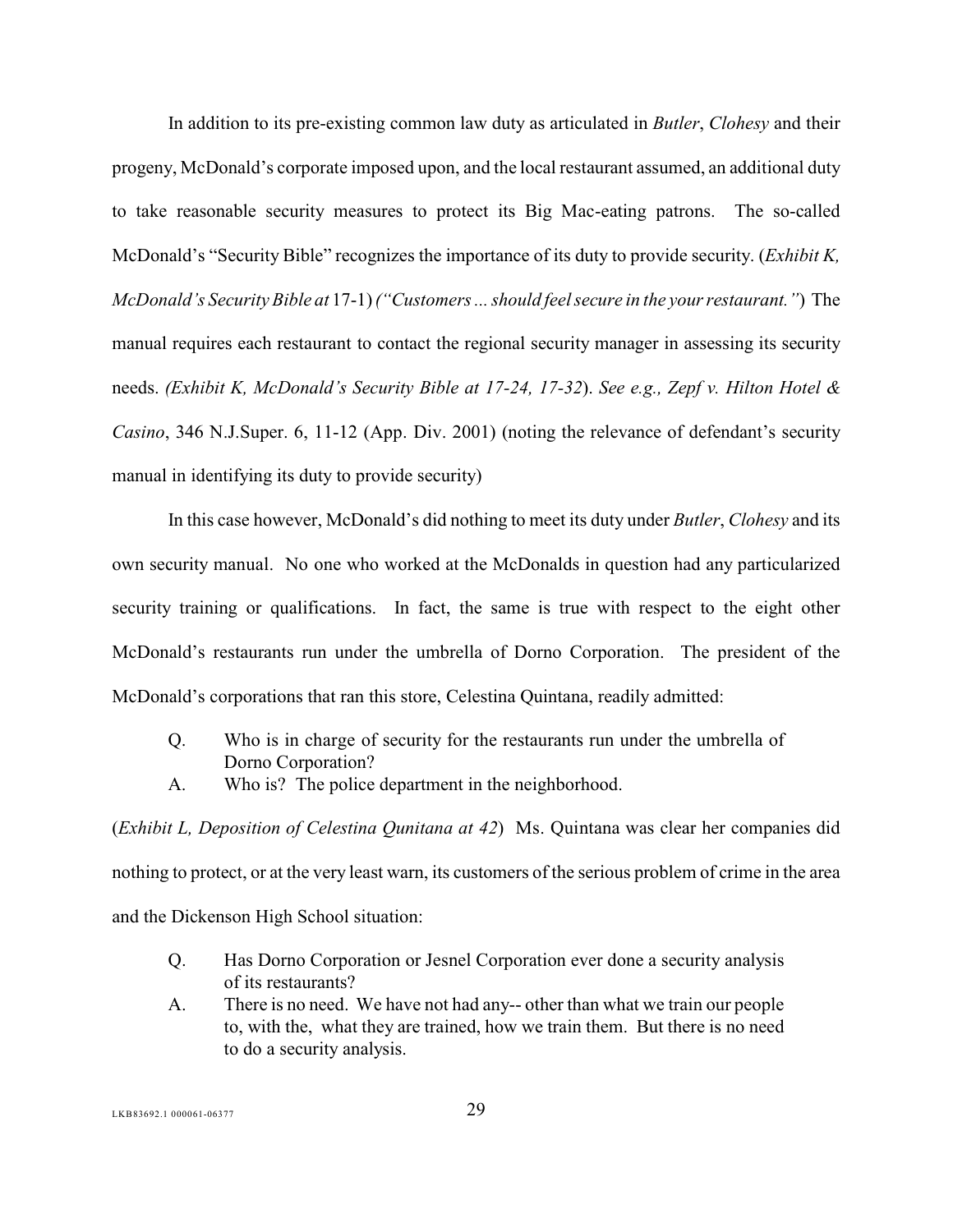In addition to its pre-existing common law duty as articulated in *Butler*, *Clohesy* and their progeny, McDonald's corporate imposed upon, and the local restaurant assumed, an additional duty to take reasonable security measures to protect its Big Mac-eating patrons. The so-called McDonald's "Security Bible" recognizes the importance of its duty to provide security. (*Exhibit K, McDonald's Security Bible at* 17-1) *("Customers ... should feel secure in the your restaurant.")* The manual requires each restaurant to contact the regional security manager in assessing its security needs. *(Exhibit K, McDonald's Security Bible at 17-24, 17-32)*. *See e.g., Zepf v. Hilton Hotel & Casino*, 346 N.J.Super. 6, 11-12 (App. Div. 2001) (noting the relevance of defendant's security manual in identifying its duty to provide security)

In this case however, McDonald's did nothing to meet its duty under *Butler*, *Clohesy* and its own security manual. No one who worked at the McDonalds in question had any particularized security training or qualifications. In fact, the same is true with respect to the eight other McDonald's restaurants run under the umbrella of Dorno Corporation. The president of the McDonald's corporations that ran this store, Celestina Quintana, readily admitted:

> Q. Who is in charge of security for the restaurants run under the umbrella of Dorno Corporation?
>
> A. Who is? The police department in the neighborhood.

(*Exhibit L, Deposition of Celestina Qunitana at 42*) Ms. Quintana was clear her companies did nothing to protect, or at the very least warn, its customers of the serious problem of crime in the area and the Dickenson High School situation:

> Q. Has Dorno Corporation or Jesnel Corporation ever done a security analysis of its restaurants?
>
> A. There is no need. We have not had any-- other than what we train our people to, with the, what they are trained, how we train them. But there is no need to do a security analysis.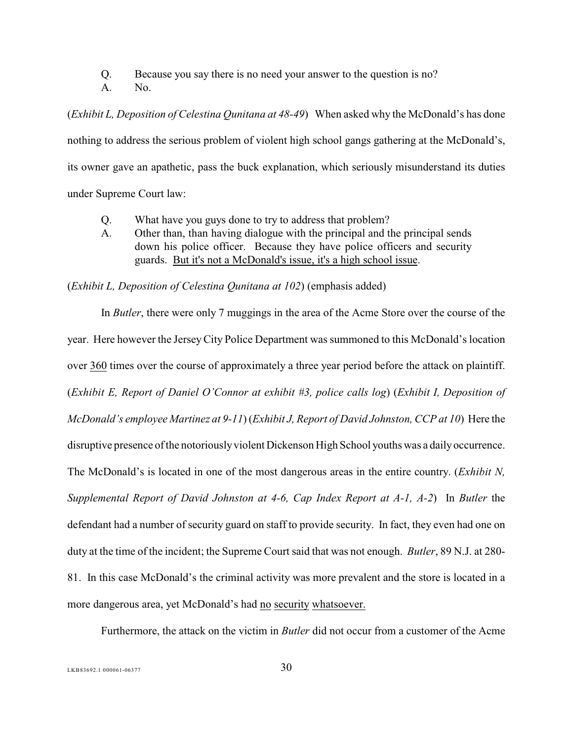Q. Because you say there is no need your answer to the question is no?
A. No.

(*Exhibit L, Deposition of Celestina Qunitana at 48-49*) When asked why the McDonald's has done nothing to address the serious problem of violent high school gangs gathering at the McDonald's, its owner gave an apathetic, pass the buck explanation, which seriously misunderstand its duties under Supreme Court law:

> Q. What have you guys done to try to address that problem?
> A. Other than, than having dialogue with the principal and the principal sends down his police officer. Because they have police officers and security guards. <u>But it's not a McDonald's issue, it's a high school issue</u>.

(*Exhibit L, Deposition of Celestina Qunitana at 102*) (emphasis added)

In *Butler*, there were only 7 muggings in the area of the Acme Store over the course of the year. Here however the Jersey City Police Department was summoned to this McDonald's location over <u>360</u> times over the course of approximately a three year period before the attack on plaintiff. (*Exhibit E, Report of Daniel O'Connor at exhibit #3, police calls log*) (*Exhibit I, Deposition of McDonald's employee Martinez at 9-11*) (*Exhibit J, Report of David Johnston, CCP at 10*) Here the disruptive presence of the notoriously violent Dickenson High School youths was a daily occurrence. The McDonald's is located in one of the most dangerous areas in the entire country. (*Exhibit N, Supplemental Report of David Johnston at 4-6, Cap Index Report at A-1, A-2*) In *Butler* the defendant had a number of security guard on staff to provide security. In fact, they even had one on duty at the time of the incident; the Supreme Court said that was not enough. *Butler*, 89 N.J. at 280-81. In this case McDonald's the criminal activity was more prevalent and the store is located in a more dangerous area, yet McDonald's had <u>no</u> <u>security</u> <u>whatsoever.</u>

Furthermore, the attack on the victim in *Butler* did not occur from a customer of the Acme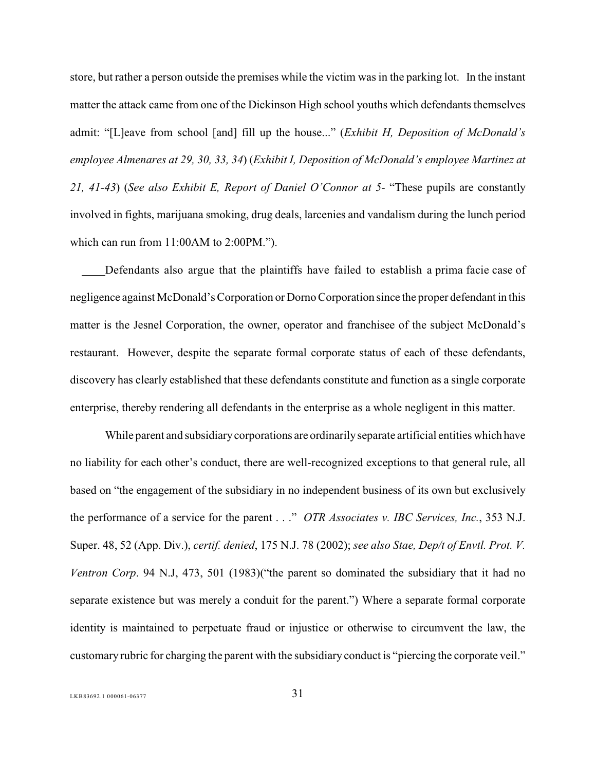store, but rather a person outside the premises while the victim was in the parking lot. In the instant matter the attack came from one of the Dickinson High school youths which defendants themselves admit: "[L]eave from school [and] fill up the house..." (*Exhibit H, Deposition of McDonald's employee Almenares at 29, 30, 33, 34*) (*Exhibit I, Deposition of McDonald's employee Martinez at 21, 41-43*) (*See also Exhibit E, Report of Daniel O'Connor at 5-* "These pupils are constantly involved in fights, marijuana smoking, drug deals, larcenies and vandalism during the lunch period which can run from 11:00AM to 2:00PM.").

Defendants also argue that the plaintiffs have failed to establish a prima facie case of negligence against McDonald's Corporation or Dorno Corporation since the proper defendant in this matter is the Jesnel Corporation, the owner, operator and franchisee of the subject McDonald's restaurant. However, despite the separate formal corporate status of each of these defendants, discovery has clearly established that these defendants constitute and function as a single corporate enterprise, thereby rendering all defendants in the enterprise as a whole negligent in this matter.

While parent and subsidiary corporations are ordinarily separate artificial entities which have no liability for each other's conduct, there are well-recognized exceptions to that general rule, all based on "the engagement of the subsidiary in no independent business of its own but exclusively the performance of a service for the parent . . ." *OTR Associates v. IBC Services, Inc.*, 353 N.J. Super. 48, 52 (App. Div.), *certif. denied*, 175 N.J. 78 (2002); *see also Stae, Dep/t of Envtl. Prot. V. Ventron Corp*. 94 N.J, 473, 501 (1983)("the parent so dominated the subsidiary that it had no separate existence but was merely a conduit for the parent.") Where a separate formal corporate identity is maintained to perpetuate fraud or injustice or otherwise to circumvent the law, the customary rubric for charging the parent with the subsidiary conduct is "piercing the corporate veil."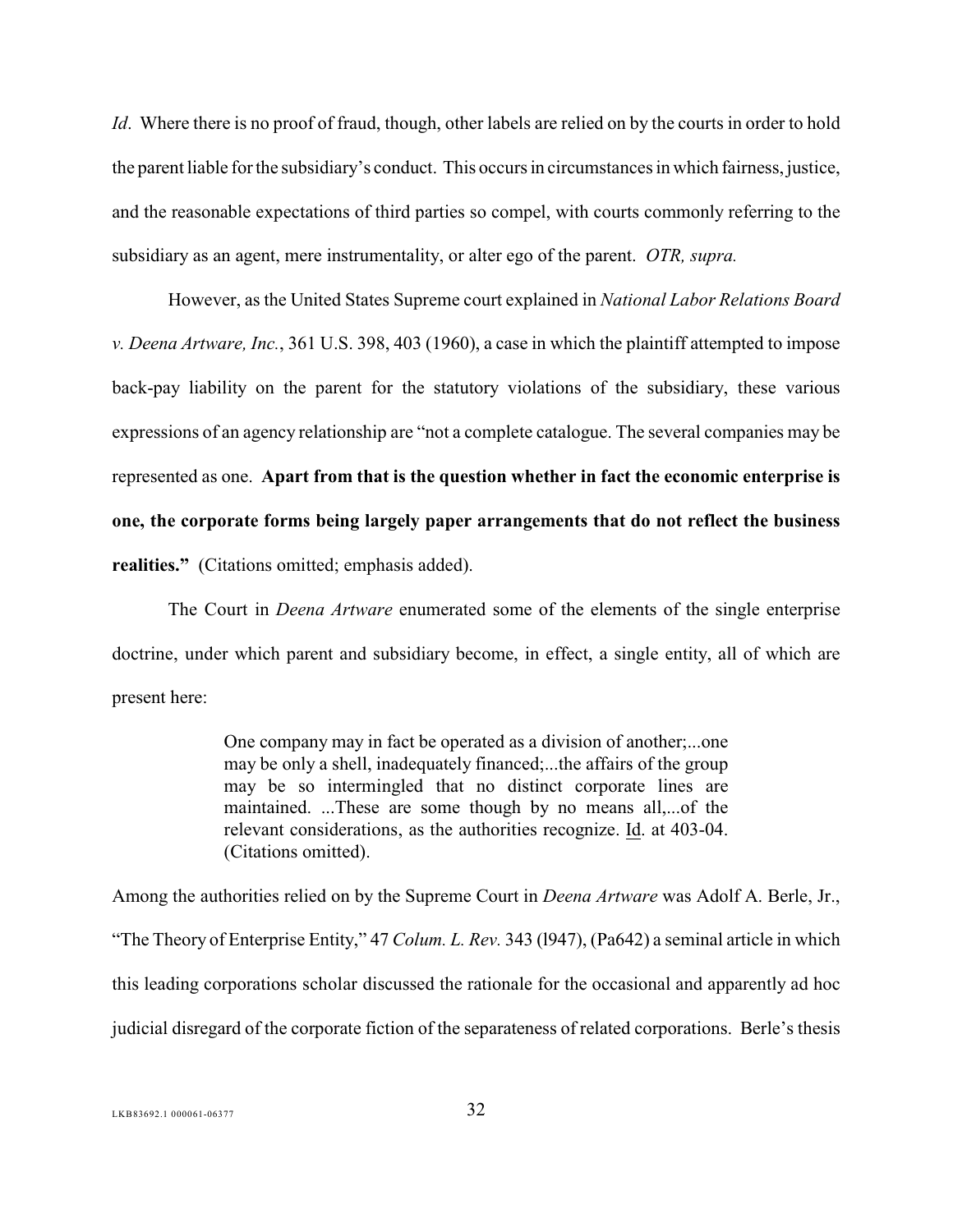*Id*. Where there is no proof of fraud, though, other labels are relied on by the courts in order to hold the parent liable for the subsidiary's conduct. This occurs in circumstances in which fairness, justice, and the reasonable expectations of third parties so compel, with courts commonly referring to the subsidiary as an agent, mere instrumentality, or alter ego of the parent. *OTR, supra.*

However, as the United States Supreme court explained in *National Labor Relations Board v. Deena Artware, Inc.*, 361 U.S. 398, 403 (1960), a case in which the plaintiff attempted to impose back-pay liability on the parent for the statutory violations of the subsidiary, these various expressions of an agency relationship are "not a complete catalogue. The several companies may be represented as one. **Apart from that is the question whether in fact the economic enterprise is one, the corporate forms being largely paper arrangements that do not reflect the business realities."** (Citations omitted; emphasis added).

The Court in *Deena Artware* enumerated some of the elements of the single enterprise doctrine, under which parent and subsidiary become, in effect, a single entity, all of which are present here:

> One company may in fact be operated as a division of another;...one may be only a shell, inadequately financed;...the affairs of the group may be so intermingled that no distinct corporate lines are maintained. ...These are some though by no means all,...of the relevant considerations, as the authorities recognize. Id. at 403-04. (Citations omitted).

Among the authorities relied on by the Supreme Court in *Deena Artware* was Adolf A. Berle, Jr., "The Theory of Enterprise Entity," 47 *Colum. L. Rev.* 343 (l947), (Pa642) a seminal article in which this leading corporations scholar discussed the rationale for the occasional and apparently ad hoc judicial disregard of the corporate fiction of the separateness of related corporations. Berle's thesis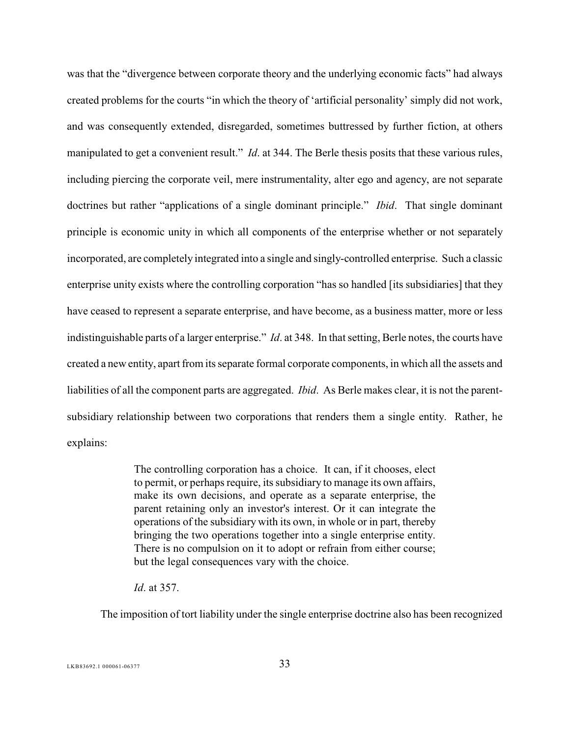was that the "divergence between corporate theory and the underlying economic facts" had always created problems for the courts "in which the theory of 'artificial personality' simply did not work, and was consequently extended, disregarded, sometimes buttressed by further fiction, at others manipulated to get a convenient result." *Id*. at 344. The Berle thesis posits that these various rules, including piercing the corporate veil, mere instrumentality, alter ego and agency, are not separate doctrines but rather "applications of a single dominant principle." *Ibid*. That single dominant principle is economic unity in which all components of the enterprise whether or not separately incorporated, are completely integrated into a single and singly-controlled enterprise. Such a classic enterprise unity exists where the controlling corporation "has so handled [its subsidiaries] that they have ceased to represent a separate enterprise, and have become, as a business matter, more or less indistinguishable parts of a larger enterprise." *Id*. at 348. In that setting, Berle notes, the courts have created a new entity, apart from its separate formal corporate components, in which all the assets and liabilities of all the component parts are aggregated. *Ibid*. As Berle makes clear, it is not the parent-subsidiary relationship between two corporations that renders them a single entity. Rather, he explains:

> The controlling corporation has a choice. It can, if it chooses, elect to permit, or perhaps require, its subsidiary to manage its own affairs, make its own decisions, and operate as a separate enterprise, the parent retaining only an investor's interest. Or it can integrate the operations of the subsidiary with its own, in whole or in part, thereby bringing the two operations together into a single enterprise entity. There is no compulsion on it to adopt or refrain from either course; but the legal consequences vary with the choice.
>
> *Id*. at 357.

The imposition of tort liability under the single enterprise doctrine also has been recognized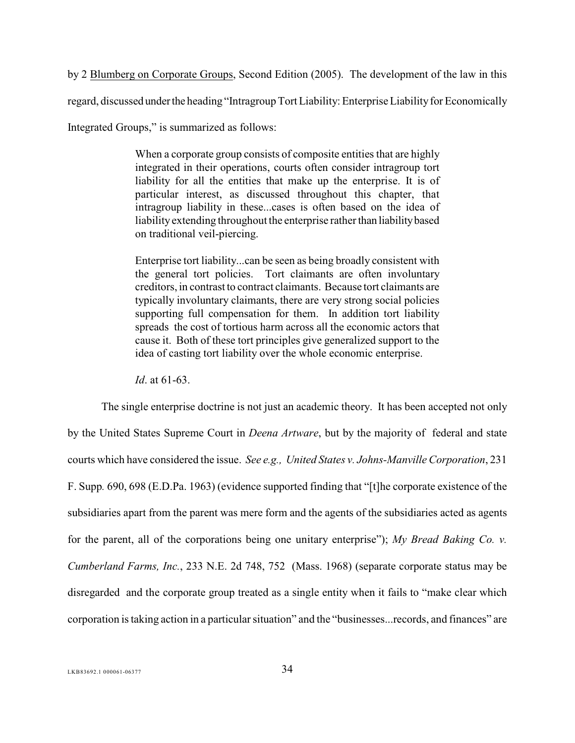by 2 Blumberg on Corporate Groups, Second Edition (2005). The development of the law in this regard, discussed under the heading "Intragroup Tort Liability: Enterprise Liability for Economically Integrated Groups," is summarized as follows:

> When a corporate group consists of composite entities that are highly integrated in their operations, courts often consider intragroup tort liability for all the entities that make up the enterprise. It is of particular interest, as discussed throughout this chapter, that intragroup liability in these...cases is often based on the idea of liability extending throughout the enterprise rather than liability based on traditional veil-piercing.
>
> Enterprise tort liability...can be seen as being broadly consistent with the general tort policies. Tort claimants are often involuntary creditors, in contrast to contract claimants. Because tort claimants are typically involuntary claimants, there are very strong social policies supporting full compensation for them. In addition tort liability spreads the cost of tortious harm across all the economic actors that cause it. Both of these tort principles give generalized support to the idea of casting tort liability over the whole economic enterprise.
>
> *Id*. at 61-63.

The single enterprise doctrine is not just an academic theory. It has been accepted not only by the United States Supreme Court in *Deena Artware*, but by the majority of federal and state courts which have considered the issue. *See e.g., United States v. Johns-Manville Corporation*, 231 F. Supp. 690, 698 (E.D.Pa. 1963) (evidence supported finding that "[t]he corporate existence of the subsidiaries apart from the parent was mere form and the agents of the subsidiaries acted as agents for the parent, all of the corporations being one unitary enterprise"); *My Bread Baking Co. v. Cumberland Farms, Inc.*, 233 N.E. 2d 748, 752 (Mass. 1968) (separate corporate status may be disregarded and the corporate group treated as a single entity when it fails to "make clear which corporation is taking action in a particular situation" and the "businesses...records, and finances" are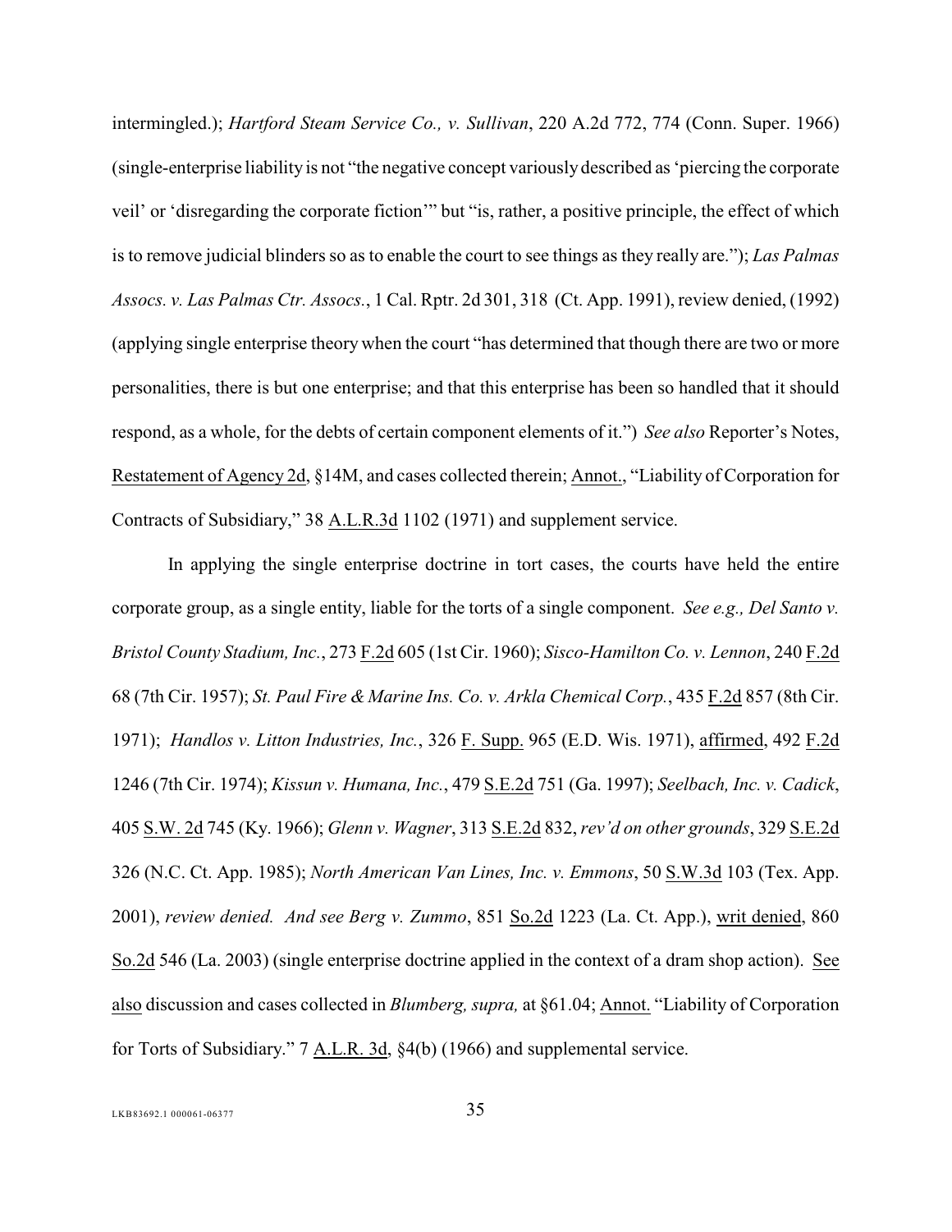intermingled.); *Hartford Steam Service Co., v. Sullivan*, 220 A.2d 772, 774 (Conn. Super. 1966) (single-enterprise liability is not "the negative concept variously described as 'piercing the corporate veil' or 'disregarding the corporate fiction'" but "is, rather, a positive principle, the effect of which is to remove judicial blinders so as to enable the court to see things as they really are."); *Las Palmas Assocs. v. Las Palmas Ctr. Assocs.*, 1 Cal. Rptr. 2d 301, 318 (Ct. App. 1991), review denied, (1992) (applying single enterprise theory when the court "has determined that though there are two or more personalities, there is but one enterprise; and that this enterprise has been so handled that it should respond, as a whole, for the debts of certain component elements of it.") *See also* Reporter's Notes, Restatement of Agency 2d, §14M, and cases collected therein; Annot., "Liability of Corporation for Contracts of Subsidiary," 38 A.L.R.3d 1102 (1971) and supplement service.

In applying the single enterprise doctrine in tort cases, the courts have held the entire corporate group, as a single entity, liable for the torts of a single component. *See e.g., Del Santo v. Bristol County Stadium, Inc.*, 273 F.2d 605 (1st Cir. 1960); *Sisco-Hamilton Co. v. Lennon*, 240 F.2d 68 (7th Cir. 1957); *St. Paul Fire & Marine Ins. Co. v. Arkla Chemical Corp.*, 435 F.2d 857 (8th Cir. 1971); *Handlos v. Litton Industries, Inc.*, 326 F. Supp. 965 (E.D. Wis. 1971), affirmed, 492 F.2d 1246 (7th Cir. 1974); *Kissun v. Humana, Inc.*, 479 S.E.2d 751 (Ga. 1997); *Seelbach, Inc. v. Cadick*, 405 S.W. 2d 745 (Ky. 1966); *Glenn v. Wagner*, 313 S.E.2d 832, *rev'd on other grounds*, 329 S.E.2d 326 (N.C. Ct. App. 1985); *North American Van Lines, Inc. v. Emmons*, 50 S.W.3d 103 (Tex. App. 2001), *review denied. And see Berg v. Zummo*, 851 So.2d 1223 (La. Ct. App.), writ denied, 860 So.2d 546 (La. 2003) (single enterprise doctrine applied in the context of a dram shop action). See also discussion and cases collected in *Blumberg, supra,* at §61.04; Annot. "Liability of Corporation for Torts of Subsidiary." 7 A.L.R. 3d, §4(b) (1966) and supplemental service.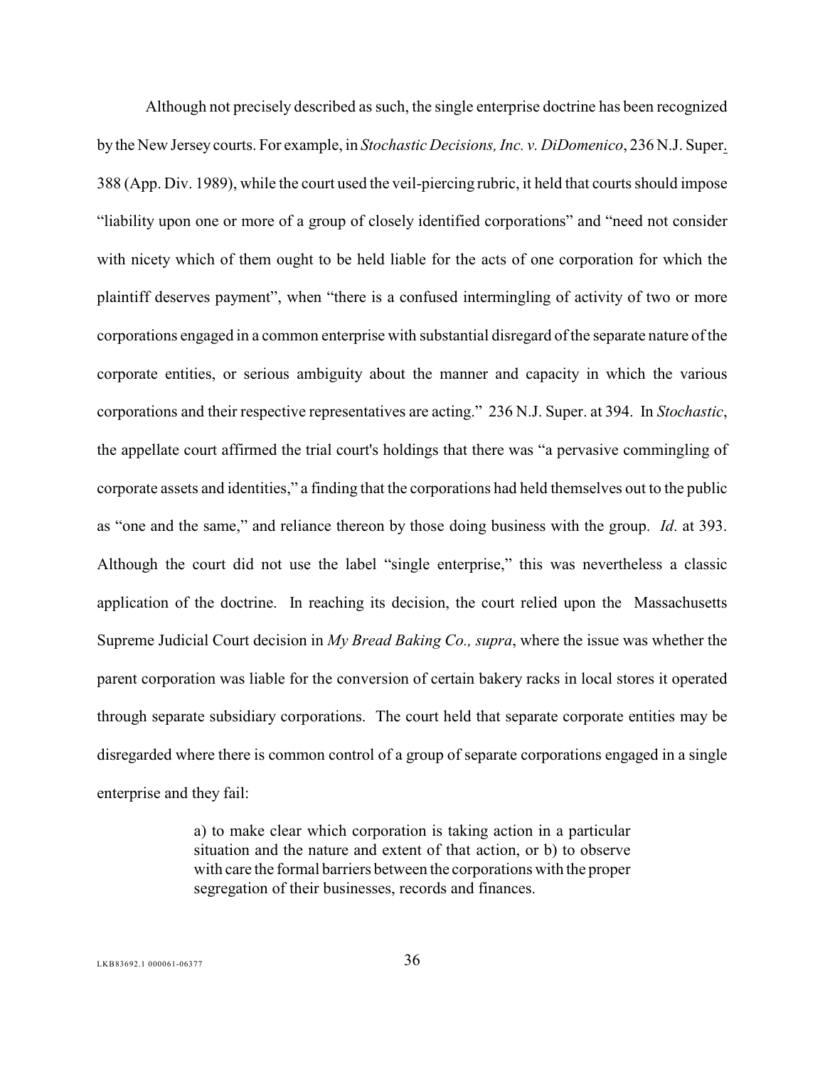Although not precisely described as such, the single enterprise doctrine has been recognized by the New Jersey courts. For example, in *Stochastic Decisions, Inc. v. DiDomenico*, 236 N.J. Super. 388 (App. Div. 1989), while the court used the veil-piercing rubric, it held that courts should impose "liability upon one or more of a group of closely identified corporations" and "need not consider with nicety which of them ought to be held liable for the acts of one corporation for which the plaintiff deserves payment", when "there is a confused intermingling of activity of two or more corporations engaged in a common enterprise with substantial disregard of the separate nature of the corporate entities, or serious ambiguity about the manner and capacity in which the various corporations and their respective representatives are acting." 236 N.J. Super. at 394. In *Stochastic*, the appellate court affirmed the trial court's holdings that there was "a pervasive commingling of corporate assets and identities," a finding that the corporations had held themselves out to the public as "one and the same," and reliance thereon by those doing business with the group. *Id*. at 393. Although the court did not use the label "single enterprise," this was nevertheless a classic application of the doctrine. In reaching its decision, the court relied upon the Massachusetts Supreme Judicial Court decision in *My Bread Baking Co., supra*, where the issue was whether the parent corporation was liable for the conversion of certain bakery racks in local stores it operated through separate subsidiary corporations. The court held that separate corporate entities may be disregarded where there is common control of a group of separate corporations engaged in a single enterprise and they fail:

> a) to make clear which corporation is taking action in a particular situation and the nature and extent of that action, or b) to observe with care the formal barriers between the corporations with the proper segregation of their businesses, records and finances.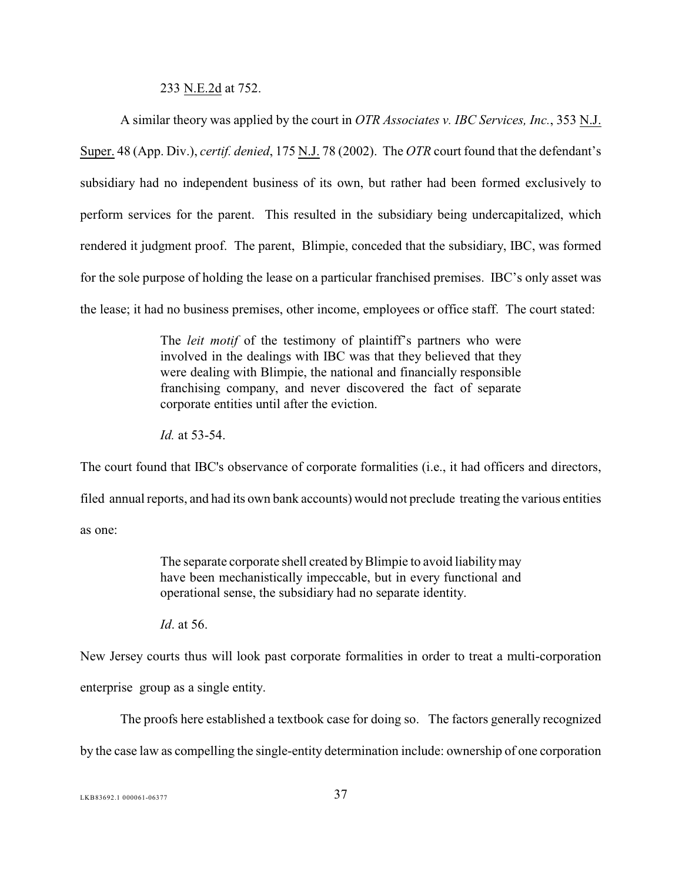233 N.E.2d at 752.

A similar theory was applied by the court in *OTR Associates v. IBC Services, Inc.*, 353 N.J. Super. 48 (App. Div.), *certif. denied*, 175 N.J. 78 (2002). The *OTR* court found that the defendant's subsidiary had no independent business of its own, but rather had been formed exclusively to perform services for the parent. This resulted in the subsidiary being undercapitalized, which rendered it judgment proof. The parent, Blimpie, conceded that the subsidiary, IBC, was formed for the sole purpose of holding the lease on a particular franchised premises. IBC's only asset was the lease; it had no business premises, other income, employees or office staff. The court stated:

> The *leit motif* of the testimony of plaintiff's partners who were involved in the dealings with IBC was that they believed that they were dealing with Blimpie, the national and financially responsible franchising company, and never discovered the fact of separate corporate entities until after the eviction.
>
> *Id.* at 53-54.

The court found that IBC's observance of corporate formalities (i.e., it had officers and directors, filed annual reports, and had its own bank accounts) would not preclude treating the various entities as one:

> The separate corporate shell created by Blimpie to avoid liability may have been mechanistically impeccable, but in every functional and operational sense, the subsidiary had no separate identity.
>
> *Id*. at 56.

New Jersey courts thus will look past corporate formalities in order to treat a multi-corporation enterprise group as a single entity.

The proofs here established a textbook case for doing so. The factors generally recognized by the case law as compelling the single-entity determination include: ownership of one corporation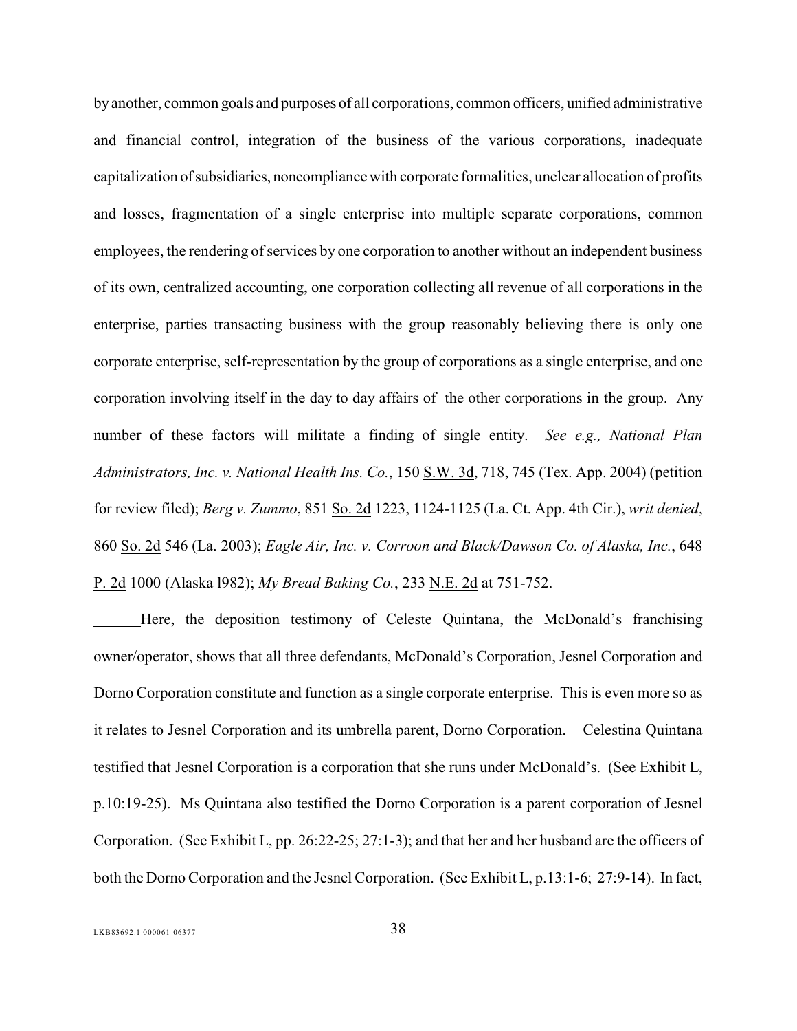by another, common goals and purposes of all corporations, common officers, unified administrative and financial control, integration of the business of the various corporations, inadequate capitalization of subsidiaries, noncompliance with corporate formalities, unclear allocation of profits and losses, fragmentation of a single enterprise into multiple separate corporations, common employees, the rendering of services by one corporation to another without an independent business of its own, centralized accounting, one corporation collecting all revenue of all corporations in the enterprise, parties transacting business with the group reasonably believing there is only one corporate enterprise, self-representation by the group of corporations as a single enterprise, and one corporation involving itself in the day to day affairs of the other corporations in the group. Any number of these factors will militate a finding of single entity. *See e.g., National Plan Administrators, Inc. v. National Health Ins. Co.*, 150 S.W. 3d, 718, 745 (Tex. App. 2004) (petition for review filed); *Berg v. Zummo*, 851 So. 2d 1223, 1124-1125 (La. Ct. App. 4th Cir.), *writ denied*, 860 So. 2d 546 (La. 2003); *Eagle Air, Inc. v. Corroon and Black/Dawson Co. of Alaska, Inc.*, 648 P. 2d 1000 (Alaska l982); *My Bread Baking Co.*, 233 N.E. 2d at 751-752.

______Here, the deposition testimony of Celeste Quintana, the McDonald's franchising owner/operator, shows that all three defendants, McDonald's Corporation, Jesnel Corporation and Dorno Corporation constitute and function as a single corporate enterprise. This is even more so as it relates to Jesnel Corporation and its umbrella parent, Dorno Corporation. Celestina Quintana testified that Jesnel Corporation is a corporation that she runs under McDonald's. (See Exhibit L, p.10:19-25). Ms Quintana also testified the Dorno Corporation is a parent corporation of Jesnel Corporation. (See Exhibit L, pp. 26:22-25; 27:1-3); and that her and her husband are the officers of both the Dorno Corporation and the Jesnel Corporation. (See Exhibit L, p.13:1-6; 27:9-14). In fact,

LKB83692.1 000061-06377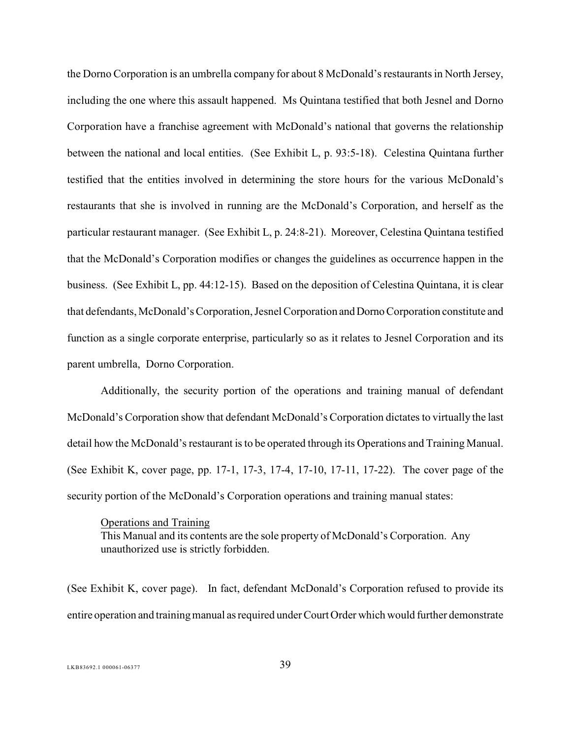the Dorno Corporation is an umbrella company for about 8 McDonald's restaurants in North Jersey, including the one where this assault happened. Ms Quintana testified that both Jesnel and Dorno Corporation have a franchise agreement with McDonald's national that governs the relationship between the national and local entities. (See Exhibit L, p. 93:5-18). Celestina Quintana further testified that the entities involved in determining the store hours for the various McDonald's restaurants that she is involved in running are the McDonald's Corporation, and herself as the particular restaurant manager. (See Exhibit L, p. 24:8-21). Moreover, Celestina Quintana testified that the McDonald's Corporation modifies or changes the guidelines as occurrence happen in the business. (See Exhibit L, pp. 44:12-15). Based on the deposition of Celestina Quintana, it is clear that defendants, McDonald's Corporation, Jesnel Corporation and Dorno Corporation constitute and function as a single corporate enterprise, particularly so as it relates to Jesnel Corporation and its parent umbrella, Dorno Corporation.

Additionally, the security portion of the operations and training manual of defendant McDonald's Corporation show that defendant McDonald's Corporation dictates to virtually the last detail how the McDonald's restaurant is to be operated through its Operations and Training Manual. (See Exhibit K, cover page, pp. 17-1, 17-3, 17-4, 17-10, 17-11, 17-22). The cover page of the security portion of the McDonald's Corporation operations and training manual states:

> <u>Operations and Training</u>
> This Manual and its contents are the sole property of McDonald's Corporation. Any unauthorized use is strictly forbidden.

(See Exhibit K, cover page). In fact, defendant McDonald's Corporation refused to provide its entire operation and training manual as required under Court Order which would further demonstrate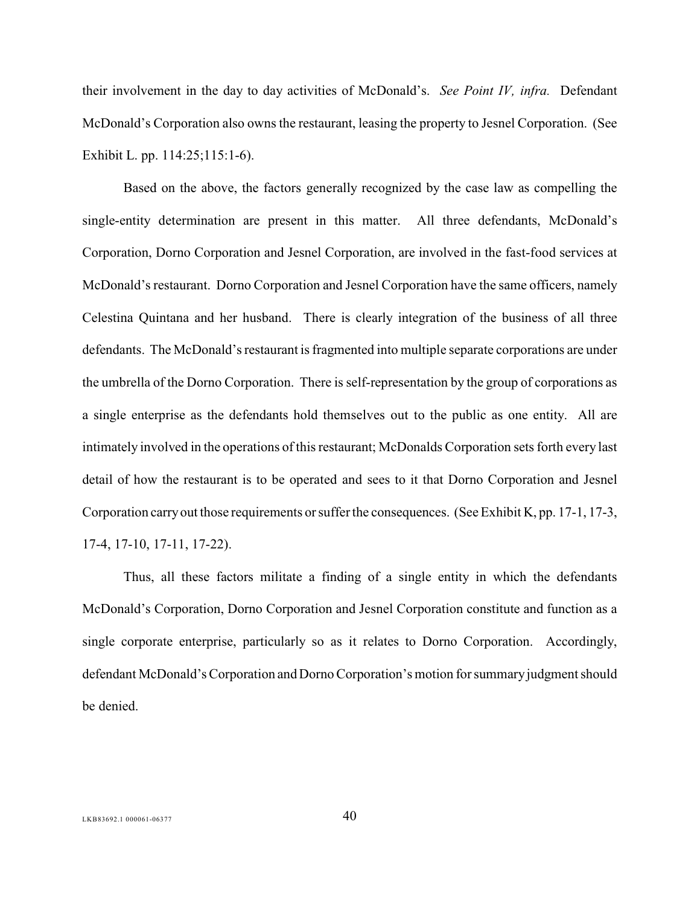their involvement in the day to day activities of McDonald's. *See Point IV, infra.* Defendant McDonald's Corporation also owns the restaurant, leasing the property to Jesnel Corporation. (See Exhibit L. pp. 114:25;115:1-6).

Based on the above, the factors generally recognized by the case law as compelling the single-entity determination are present in this matter. All three defendants, McDonald's Corporation, Dorno Corporation and Jesnel Corporation, are involved in the fast-food services at McDonald's restaurant. Dorno Corporation and Jesnel Corporation have the same officers, namely Celestina Quintana and her husband. There is clearly integration of the business of all three defendants. The McDonald's restaurant is fragmented into multiple separate corporations are under the umbrella of the Dorno Corporation. There is self-representation by the group of corporations as a single enterprise as the defendants hold themselves out to the public as one entity. All are intimately involved in the operations of this restaurant; McDonalds Corporation sets forth every last detail of how the restaurant is to be operated and sees to it that Dorno Corporation and Jesnel Corporation carry out those requirements or suffer the consequences. (See Exhibit K, pp. 17-1, 17-3, 17-4, 17-10, 17-11, 17-22).

Thus, all these factors militate a finding of a single entity in which the defendants McDonald's Corporation, Dorno Corporation and Jesnel Corporation constitute and function as a single corporate enterprise, particularly so as it relates to Dorno Corporation. Accordingly, defendant McDonald's Corporation and Dorno Corporation's motion for summary judgment should be denied.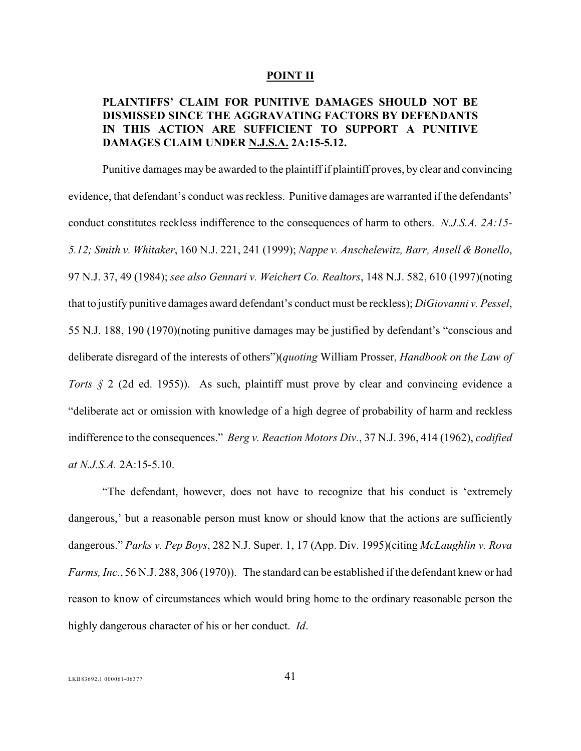## POINT II

**PLAINTIFFS' CLAIM FOR PUNITIVE DAMAGES SHOULD NOT BE DISMISSED SINCE THE AGGRAVATING FACTORS BY DEFENDANTS IN THIS ACTION ARE SUFFICIENT TO SUPPORT A PUNITIVE DAMAGES CLAIM UNDER N.J.S.A. 2A:15-5.12.**

Punitive damages may be awarded to the plaintiff if plaintiff proves, by clear and convincing evidence, that defendant's conduct was reckless. Punitive damages are warranted if the defendants' conduct constitutes reckless indifference to the consequences of harm to others. *N.J.S.A. 2A:15-5.12; Smith v. Whitaker*, 160 N.J. 221, 241 (1999); *Nappe v. Anschelewitz, Barr, Ansell & Bonello*, 97 N.J. 37, 49 (1984); *see also Gennari v. Weichert Co. Realtors*, 148 N.J. 582, 610 (1997)(noting that to justify punitive damages award defendant's conduct must be reckless); *DiGiovanni v. Pessel*, 55 N.J. 188, 190 (1970)(noting punitive damages may be justified by defendant's "conscious and deliberate disregard of the interests of others")(*quoting* William Prosser, *Handbook on the Law of Torts § 2* (2d ed. 1955)). As such, plaintiff must prove by clear and convincing evidence a "deliberate act or omission with knowledge of a high degree of probability of harm and reckless indifference to the consequences." *Berg v. Reaction Motors Div.*, 37 N.J. 396, 414 (1962), *codified at N.J.S.A.* 2A:15-5.10.

"The defendant, however, does not have to recognize that his conduct is 'extremely dangerous,' but a reasonable person must know or should know that the actions are sufficiently dangerous." *Parks v. Pep Boys*, 282 N.J. Super. 1, 17 (App. Div. 1995)(citing *McLaughlin v. Rova Farms, Inc.*, 56 N.J. 288, 306 (1970)). The standard can be established if the defendant knew or had reason to know of circumstances which would bring home to the ordinary reasonable person the highly dangerous character of his or her conduct. *Id*.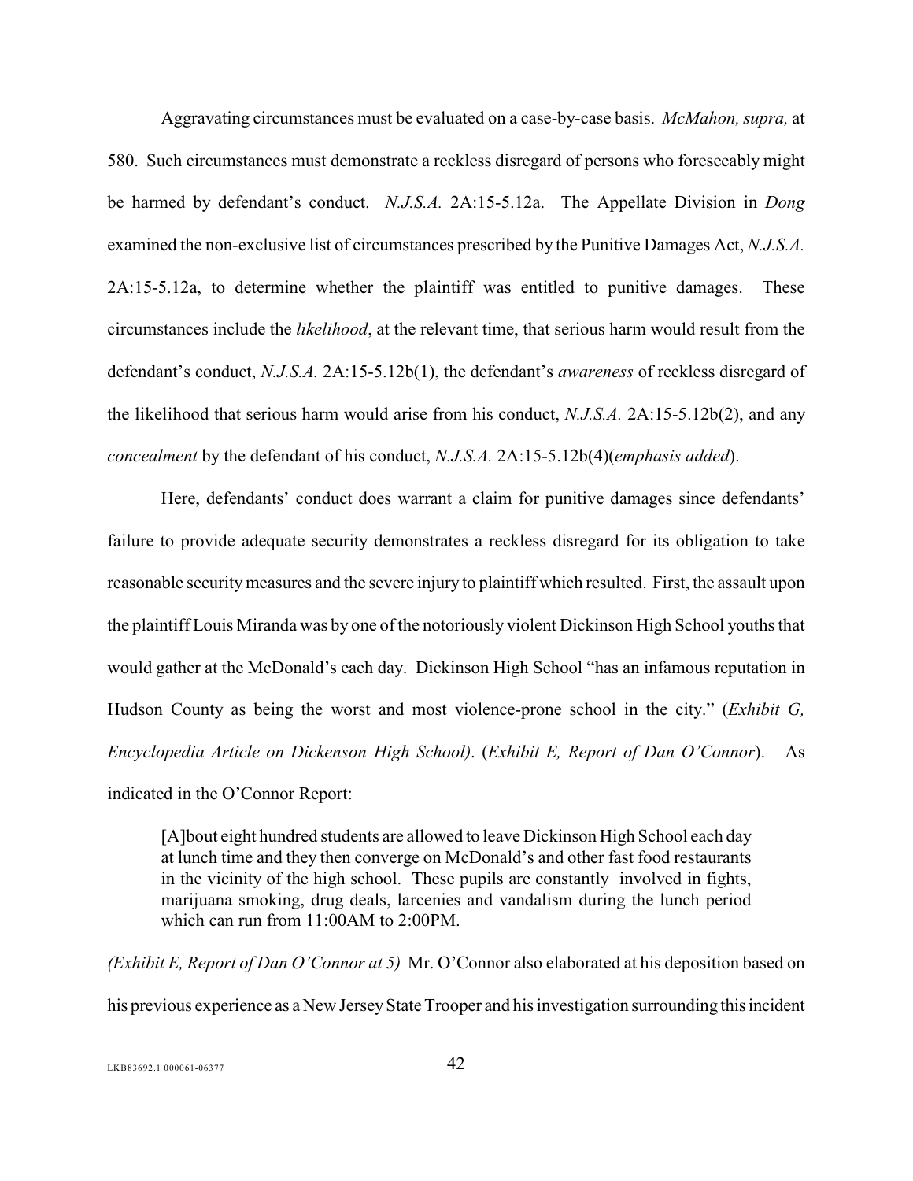Aggravating circumstances must be evaluated on a case-by-case basis. *McMahon, supra,* at 580. Such circumstances must demonstrate a reckless disregard of persons who foreseeably might be harmed by defendant's conduct. *N.J.S.A.* 2A:15-5.12a. The Appellate Division in *Dong* examined the non-exclusive list of circumstances prescribed by the Punitive Damages Act, *N.J.S.A.* 2A:15-5.12a, to determine whether the plaintiff was entitled to punitive damages. These circumstances include the *likelihood*, at the relevant time, that serious harm would result from the defendant's conduct, *N.J.S.A.* 2A:15-5.12b(1), the defendant's *awareness* of reckless disregard of the likelihood that serious harm would arise from his conduct, *N.J.S.A.* 2A:15-5.12b(2), and any *concealment* by the defendant of his conduct, *N.J.S.A.* 2A:15-5.12b(4)(*emphasis added*).

Here, defendants' conduct does warrant a claim for punitive damages since defendants' failure to provide adequate security demonstrates a reckless disregard for its obligation to take reasonable security measures and the severe injury to plaintiff which resulted. First, the assault upon the plaintiff Louis Miranda was by one of the notoriously violent Dickinson High School youths that would gather at the McDonald's each day. Dickinson High School "has an infamous reputation in Hudson County as being the worst and most violence-prone school in the city." (*Exhibit G, Encyclopedia Article on Dickenson High School)*. (*Exhibit E, Report of Dan O'Connor*). As indicated in the O'Connor Report:

> [A]bout eight hundred students are allowed to leave Dickinson High School each day at lunch time and they then converge on McDonald's and other fast food restaurants in the vicinity of the high school. These pupils are constantly involved in fights, marijuana smoking, drug deals, larcenies and vandalism during the lunch period which can run from 11:00AM to 2:00PM.

*(Exhibit E, Report of Dan O'Connor at 5)* Mr. O'Connor also elaborated at his deposition based on his previous experience as a New Jersey State Trooper and his investigation surrounding this incident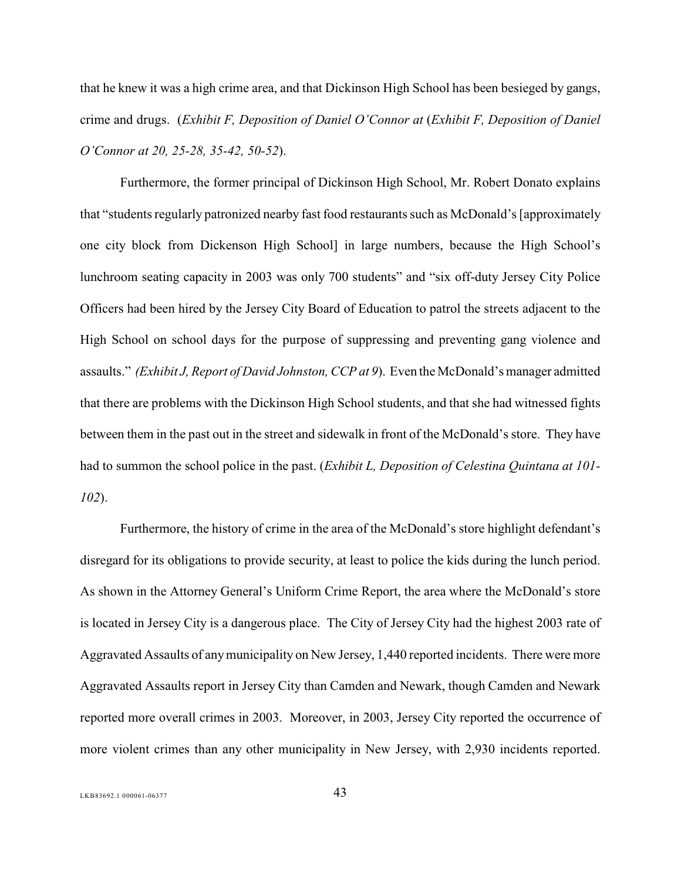that he knew it was a high crime area, and that Dickinson High School has been besieged by gangs, crime and drugs. (*Exhibit F, Deposition of Daniel O'Connor at* (*Exhibit F, Deposition of Daniel O'Connor at 20, 25-28, 35-42, 50-52*).

Furthermore, the former principal of Dickinson High School, Mr. Robert Donato explains that "students regularly patronized nearby fast food restaurants such as McDonald's [approximately one city block from Dickenson High School] in large numbers, because the High School's lunchroom seating capacity in 2003 was only 700 students" and "six off-duty Jersey City Police Officers had been hired by the Jersey City Board of Education to patrol the streets adjacent to the High School on school days for the purpose of suppressing and preventing gang violence and assaults." *(Exhibit J, Report of David Johnston, CCP at 9*). Even the McDonald's manager admitted that there are problems with the Dickinson High School students, and that she had witnessed fights between them in the past out in the street and sidewalk in front of the McDonald's store. They have had to summon the school police in the past. (*Exhibit L, Deposition of Celestina Quintana at 101-102*).

Furthermore, the history of crime in the area of the McDonald's store highlight defendant's disregard for its obligations to provide security, at least to police the kids during the lunch period. As shown in the Attorney General's Uniform Crime Report, the area where the McDonald's store is located in Jersey City is a dangerous place. The City of Jersey City had the highest 2003 rate of Aggravated Assaults of any municipality on New Jersey, 1,440 reported incidents. There were more Aggravated Assaults report in Jersey City than Camden and Newark, though Camden and Newark reported more overall crimes in 2003. Moreover, in 2003, Jersey City reported the occurrence of more violent crimes than any other municipality in New Jersey, with 2,930 incidents reported.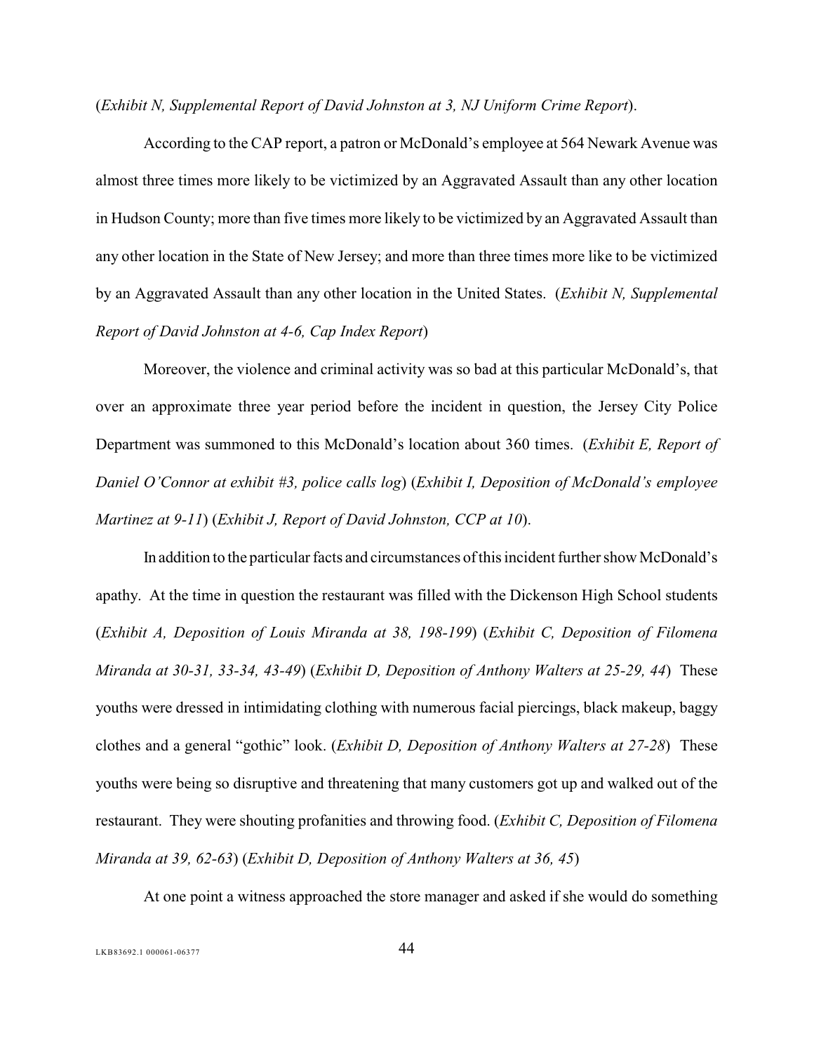(*Exhibit N, Supplemental Report of David Johnston at 3, NJ Uniform Crime Report*).

According to the CAP report, a patron or McDonald's employee at 564 Newark Avenue was almost three times more likely to be victimized by an Aggravated Assault than any other location in Hudson County; more than five times more likely to be victimized by an Aggravated Assault than any other location in the State of New Jersey; and more than three times more like to be victimized by an Aggravated Assault than any other location in the United States. (*Exhibit N, Supplemental Report of David Johnston at 4-6, Cap Index Report*)

Moreover, the violence and criminal activity was so bad at this particular McDonald's, that over an approximate three year period before the incident in question, the Jersey City Police Department was summoned to this McDonald's location about 360 times. (*Exhibit E, Report of Daniel O'Connor at exhibit #3, police calls log*) (*Exhibit I, Deposition of McDonald's employee Martinez at 9-11*) (*Exhibit J, Report of David Johnston, CCP at 10*).

In addition to the particular facts and circumstances of this incident further show McDonald's apathy. At the time in question the restaurant was filled with the Dickenson High School students (*Exhibit A, Deposition of Louis Miranda at 38, 198-199*) (*Exhibit C, Deposition of Filomena Miranda at 30-31, 33-34, 43-49*) (*Exhibit D, Deposition of Anthony Walters at 25-29, 44*) These youths were dressed in intimidating clothing with numerous facial piercings, black makeup, baggy clothes and a general "gothic" look. (*Exhibit D, Deposition of Anthony Walters at 27-28*) These youths were being so disruptive and threatening that many customers got up and walked out of the restaurant. They were shouting profanities and throwing food. (*Exhibit C, Deposition of Filomena Miranda at 39, 62-63*) (*Exhibit D, Deposition of Anthony Walters at 36, 45*)

At one point a witness approached the store manager and asked if she would do something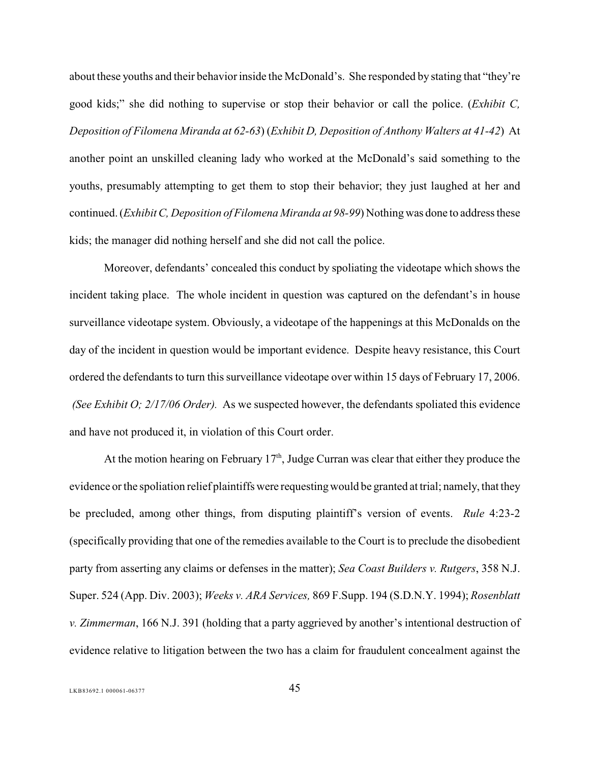about these youths and their behavior inside the McDonald's. She responded by stating that "they're good kids;" she did nothing to supervise or stop their behavior or call the police. (*Exhibit C, Deposition of Filomena Miranda at 62-63*) (*Exhibit D, Deposition of Anthony Walters at 41-42*) At another point an unskilled cleaning lady who worked at the McDonald's said something to the youths, presumably attempting to get them to stop their behavior; they just laughed at her and continued. (*Exhibit C, Deposition of Filomena Miranda at 98-99*) Nothing was done to address these kids; the manager did nothing herself and she did not call the police.

Moreover, defendants' concealed this conduct by spoliating the videotape which shows the incident taking place. The whole incident in question was captured on the defendant's in house surveillance videotape system. Obviously, a videotape of the happenings at this McDonalds on the day of the incident in question would be important evidence. Despite heavy resistance, this Court ordered the defendants to turn this surveillance videotape over within 15 days of February 17, 2006. *(See Exhibit O; 2/17/06 Order).* As we suspected however, the defendants spoliated this evidence and have not produced it, in violation of this Court order.

At the motion hearing on February 17th, Judge Curran was clear that either they produce the evidence or the spoliation relief plaintiffs were requesting would be granted at trial; namely, that they be precluded, among other things, from disputing plaintiff's version of events. *Rule* 4:23-2 (specifically providing that one of the remedies available to the Court is to preclude the disobedient party from asserting any claims or defenses in the matter); *Sea Coast Builders v. Rutgers*, 358 N.J. Super. 524 (App. Div. 2003); *Weeks v. ARA Services,* 869 F.Supp. 194 (S.D.N.Y. 1994); *Rosenblatt v. Zimmerman*, 166 N.J. 391 (holding that a party aggrieved by another's intentional destruction of evidence relative to litigation between the two has a claim for fraudulent concealment against the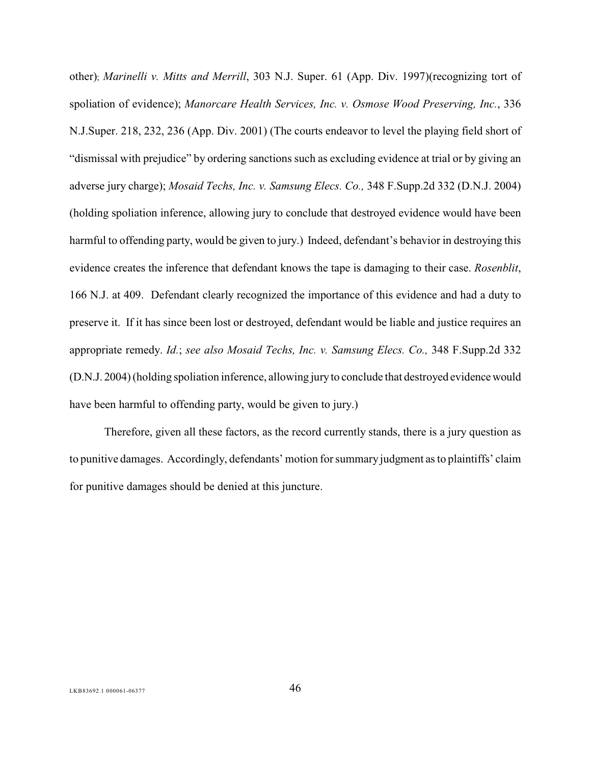other); *Marinelli v. Mitts and Merrill*, 303 N.J. Super. 61 (App. Div. 1997)(recognizing tort of spoliation of evidence); *Manorcare Health Services, Inc. v. Osmose Wood Preserving, Inc.*, 336 N.J.Super. 218, 232, 236 (App. Div. 2001) (The courts endeavor to level the playing field short of "dismissal with prejudice" by ordering sanctions such as excluding evidence at trial or by giving an adverse jury charge); *Mosaid Techs, Inc. v. Samsung Elecs. Co.,* 348 F.Supp.2d 332 (D.N.J. 2004) (holding spoliation inference, allowing jury to conclude that destroyed evidence would have been harmful to offending party, would be given to jury.) Indeed, defendant's behavior in destroying this evidence creates the inference that defendant knows the tape is damaging to their case. *Rosenblit*, 166 N.J. at 409. Defendant clearly recognized the importance of this evidence and had a duty to preserve it. If it has since been lost or destroyed, defendant would be liable and justice requires an appropriate remedy. *Id.*; *see also Mosaid Techs, Inc. v. Samsung Elecs. Co.,* 348 F.Supp.2d 332 (D.N.J. 2004) (holding spoliation inference, allowing jury to conclude that destroyed evidence would have been harmful to offending party, would be given to jury.)

Therefore, given all these factors, as the record currently stands, there is a jury question as to punitive damages. Accordingly, defendants' motion for summary judgment as to plaintiffs' claim for punitive damages should be denied at this juncture.

LKB83692.1 000061-06377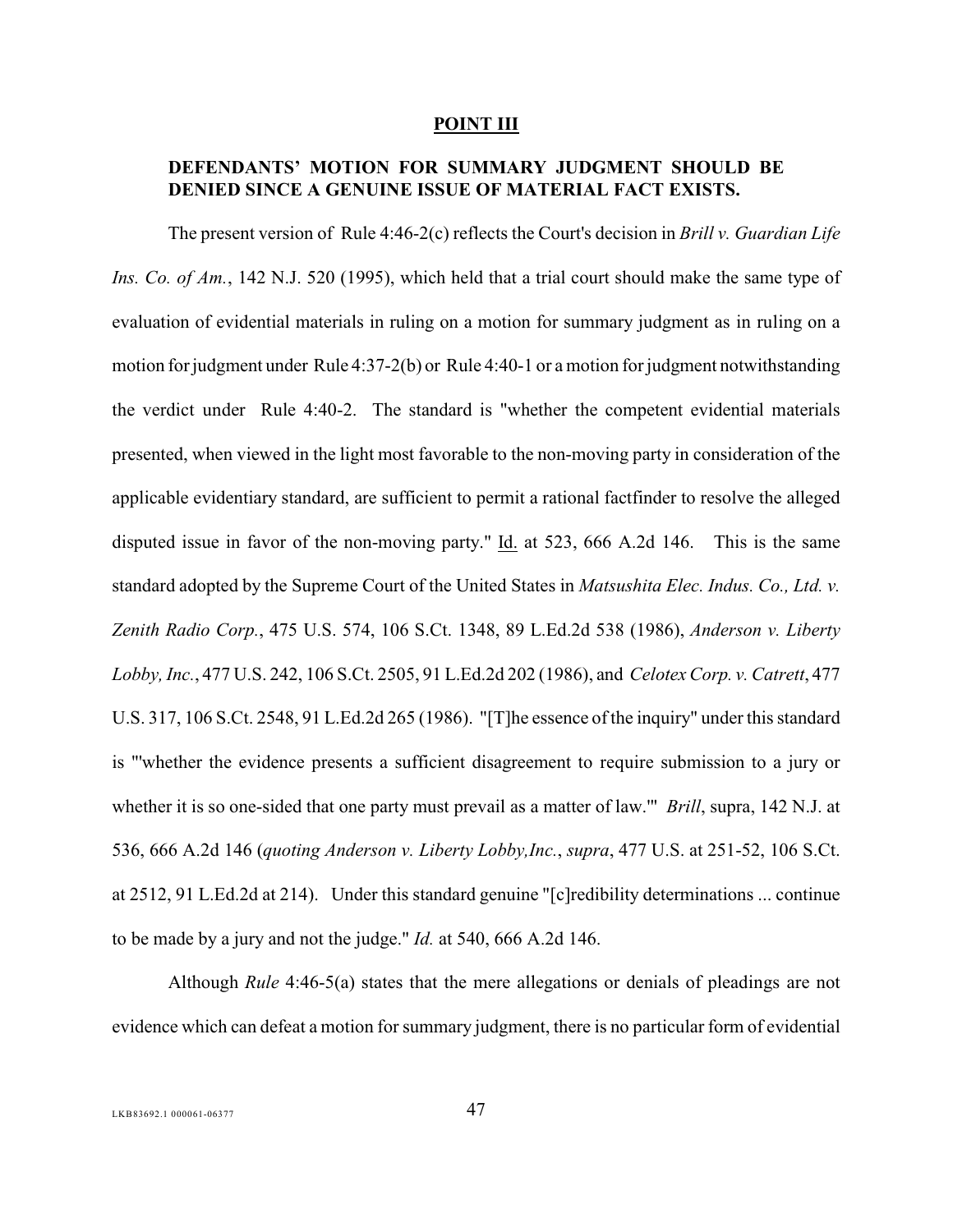## POINT III

### DEFENDANTS' MOTION FOR SUMMARY JUDGMENT SHOULD BE DENIED SINCE A GENUINE ISSUE OF MATERIAL FACT EXISTS.

The present version of Rule 4:46-2(c) reflects the Court's decision in *Brill v. Guardian Life Ins. Co. of Am.*, 142 N.J. 520 (1995), which held that a trial court should make the same type of evaluation of evidential materials in ruling on a motion for summary judgment as in ruling on a motion for judgment under Rule 4:37-2(b) or Rule 4:40-1 or a motion for judgment notwithstanding the verdict under Rule 4:40-2. The standard is "whether the competent evidential materials presented, when viewed in the light most favorable to the non-moving party in consideration of the applicable evidentiary standard, are sufficient to permit a rational factfinder to resolve the alleged disputed issue in favor of the non-moving party." Id. at 523, 666 A.2d 146. This is the same standard adopted by the Supreme Court of the United States in *Matsushita Elec. Indus. Co., Ltd. v. Zenith Radio Corp.*, 475 U.S. 574, 106 S.Ct. 1348, 89 L.Ed.2d 538 (1986), *Anderson v. Liberty Lobby, Inc.*, 477 U.S. 242, 106 S.Ct. 2505, 91 L.Ed.2d 202 (1986), and *Celotex Corp. v. Catrett*, 477 U.S. 317, 106 S.Ct. 2548, 91 L.Ed.2d 265 (1986). "[T]he essence of the inquiry" under this standard is "'whether the evidence presents a sufficient disagreement to require submission to a jury or whether it is so one-sided that one party must prevail as a matter of law.'" *Brill*, supra, 142 N.J. at 536, 666 A.2d 146 (*quoting Anderson v. Liberty Lobby,Inc.*, *supra*, 477 U.S. at 251-52, 106 S.Ct. at 2512, 91 L.Ed.2d at 214). Under this standard genuine "[c]redibility determinations ... continue to be made by a jury and not the judge." *Id.* at 540, 666 A.2d 146.

Although *Rule* 4:46-5(a) states that the mere allegations or denials of pleadings are not evidence which can defeat a motion for summary judgment, there is no particular form of evidential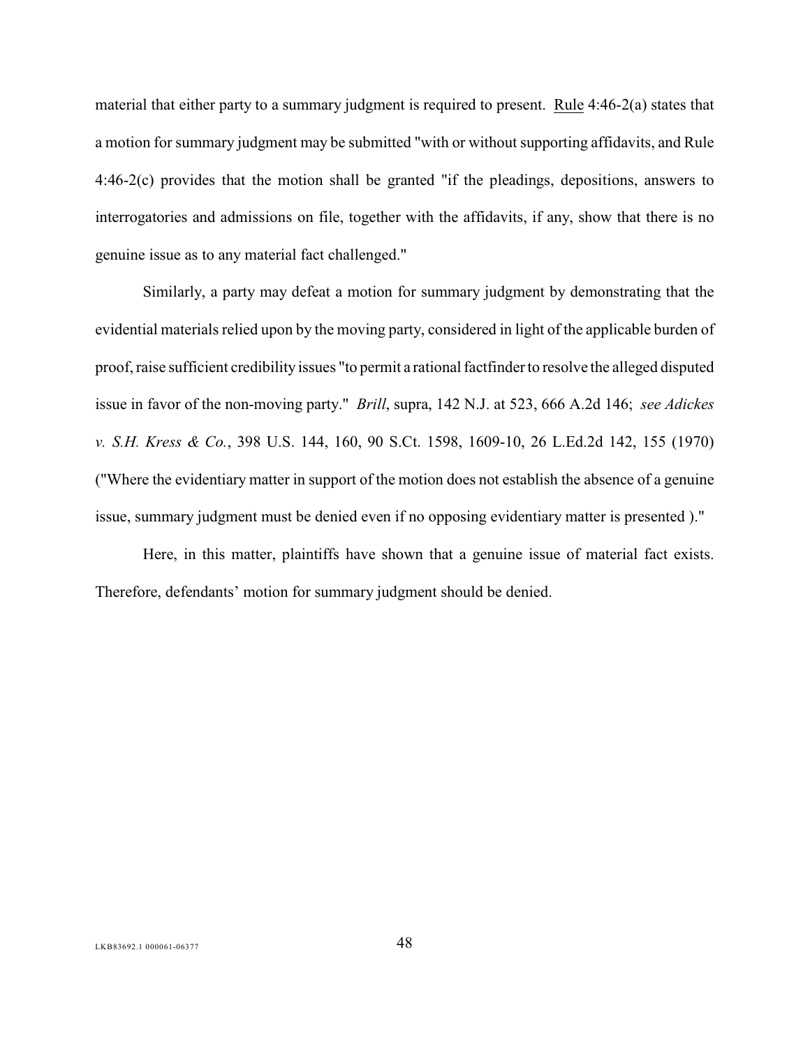material that either party to a summary judgment is required to present. Rule 4:46-2(a) states that a motion for summary judgment may be submitted "with or without supporting affidavits, and Rule 4:46-2(c) provides that the motion shall be granted "if the pleadings, depositions, answers to interrogatories and admissions on file, together with the affidavits, if any, show that there is no genuine issue as to any material fact challenged."

Similarly, a party may defeat a motion for summary judgment by demonstrating that the evidential materials relied upon by the moving party, considered in light of the applicable burden of proof, raise sufficient credibility issues "to permit a rational factfinder to resolve the alleged disputed issue in favor of the non-moving party." *Brill*, supra, 142 N.J. at 523, 666 A.2d 146; *see Adickes v. S.H. Kress & Co.*, 398 U.S. 144, 160, 90 S.Ct. 1598, 1609-10, 26 L.Ed.2d 142, 155 (1970) ("Where the evidentiary matter in support of the motion does not establish the absence of a genuine issue, summary judgment must be denied even if no opposing evidentiary matter is presented )."

Here, in this matter, plaintiffs have shown that a genuine issue of material fact exists. Therefore, defendants' motion for summary judgment should be denied.

LKB83692.1 000061-06377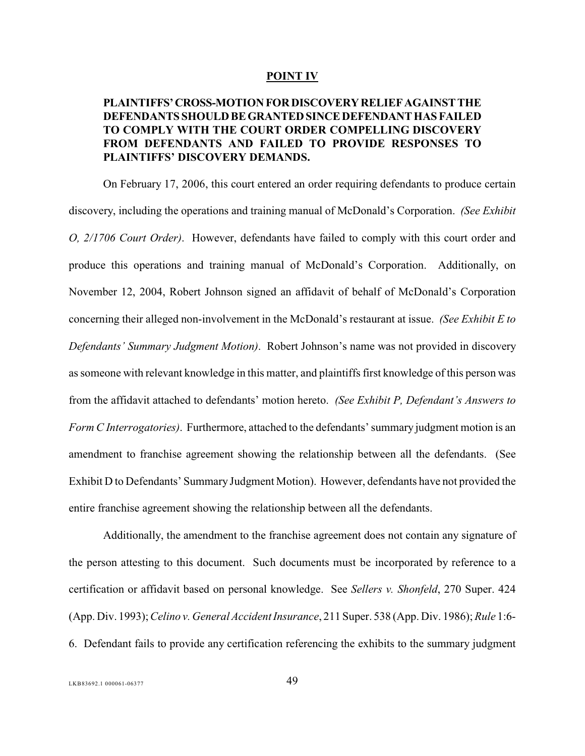## POINT IV

**PLAINTIFFS' CROSS-MOTION FOR DISCOVERY RELIEF AGAINST THE DEFENDANTS SHOULD BE GRANTED SINCE DEFENDANT HAS FAILED TO COMPLY WITH THE COURT ORDER COMPELLING DISCOVERY FROM DEFENDANTS AND FAILED TO PROVIDE RESPONSES TO PLAINTIFFS' DISCOVERY DEMANDS.**

On February 17, 2006, this court entered an order requiring defendants to produce certain discovery, including the operations and training manual of McDonald's Corporation. *(See Exhibit O, 2/1706 Court Order)*. However, defendants have failed to comply with this court order and produce this operations and training manual of McDonald's Corporation. Additionally, on November 12, 2004, Robert Johnson signed an affidavit of behalf of McDonald's Corporation concerning their alleged non-involvement in the McDonald's restaurant at issue. *(See Exhibit E to Defendants' Summary Judgment Motion)*. Robert Johnson's name was not provided in discovery as someone with relevant knowledge in this matter, and plaintiffs first knowledge of this person was from the affidavit attached to defendants' motion hereto. *(See Exhibit P, Defendant's Answers to Form C Interrogatories)*. Furthermore, attached to the defendants' summary judgment motion is an amendment to franchise agreement showing the relationship between all the defendants. (See Exhibit D to Defendants' Summary Judgment Motion). However, defendants have not provided the entire franchise agreement showing the relationship between all the defendants.

Additionally, the amendment to the franchise agreement does not contain any signature of the person attesting to this document. Such documents must be incorporated by reference to a certification or affidavit based on personal knowledge. See *Sellers v. Shonfeld*, 270 Super. 424 (App. Div. 1993); *Celino v. General Accident Insurance*, 211 Super. 538 (App. Div. 1986); *Rule* 1:6-6. Defendant fails to provide any certification referencing the exhibits to the summary judgment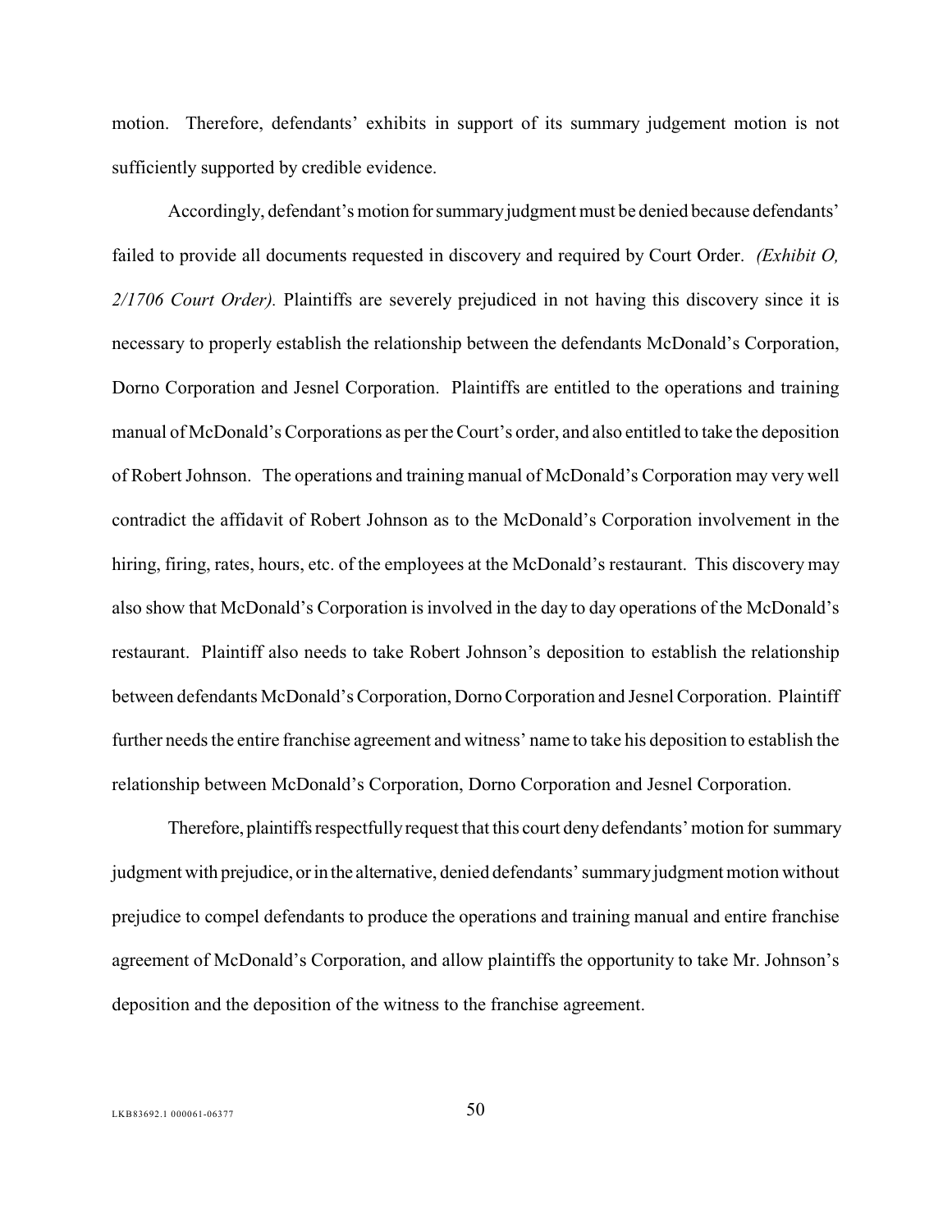motion. Therefore, defendants' exhibits in support of its summary judgement motion is not sufficiently supported by credible evidence.

Accordingly, defendant's motion for summary judgment must be denied because defendants' failed to provide all documents requested in discovery and required by Court Order. *(Exhibit O, 2/1706 Court Order).* Plaintiffs are severely prejudiced in not having this discovery since it is necessary to properly establish the relationship between the defendants McDonald's Corporation, Dorno Corporation and Jesnel Corporation. Plaintiffs are entitled to the operations and training manual of McDonald's Corporations as per the Court's order, and also entitled to take the deposition of Robert Johnson. The operations and training manual of McDonald's Corporation may very well contradict the affidavit of Robert Johnson as to the McDonald's Corporation involvement in the hiring, firing, rates, hours, etc. of the employees at the McDonald's restaurant. This discovery may also show that McDonald's Corporation is involved in the day to day operations of the McDonald's restaurant. Plaintiff also needs to take Robert Johnson's deposition to establish the relationship between defendants McDonald's Corporation, Dorno Corporation and Jesnel Corporation. Plaintiff further needs the entire franchise agreement and witness' name to take his deposition to establish the relationship between McDonald's Corporation, Dorno Corporation and Jesnel Corporation.

Therefore, plaintiffs respectfully request that this court deny defendants' motion for summary judgment with prejudice, or in the alternative, denied defendants' summary judgment motion without prejudice to compel defendants to produce the operations and training manual and entire franchise agreement of McDonald's Corporation, and allow plaintiffs the opportunity to take Mr. Johnson's deposition and the deposition of the witness to the franchise agreement.

LKB83692.1 000061-06377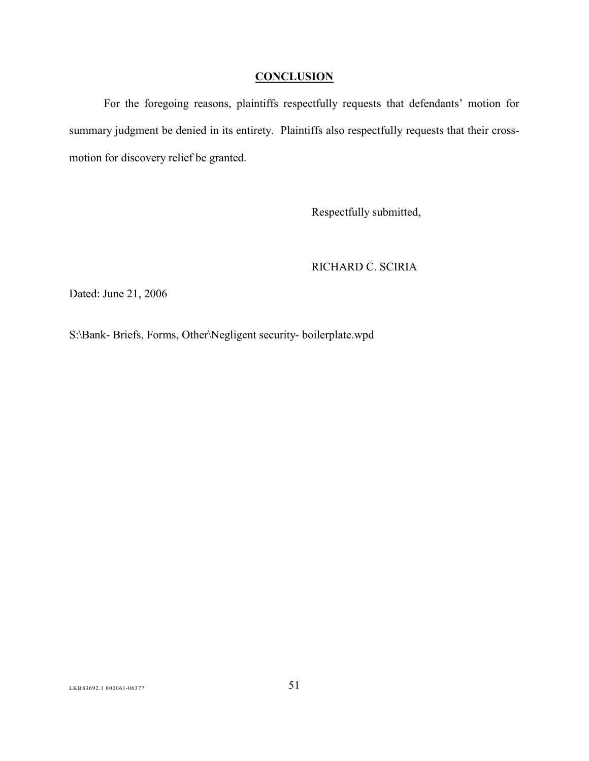## **CONCLUSION**

For the foregoing reasons, plaintiffs respectfully requests that defendants' motion for summary judgment be denied in its entirety. Plaintiffs also respectfully requests that their cross-motion for discovery relief be granted.

Respectfully submitted,

RICHARD C. SCIRIA

Dated: June 21, 2006

S:\Bank- Briefs, Forms, Other\Negligent security- boilerplate.wpd

LKB83692.1 000061-06377